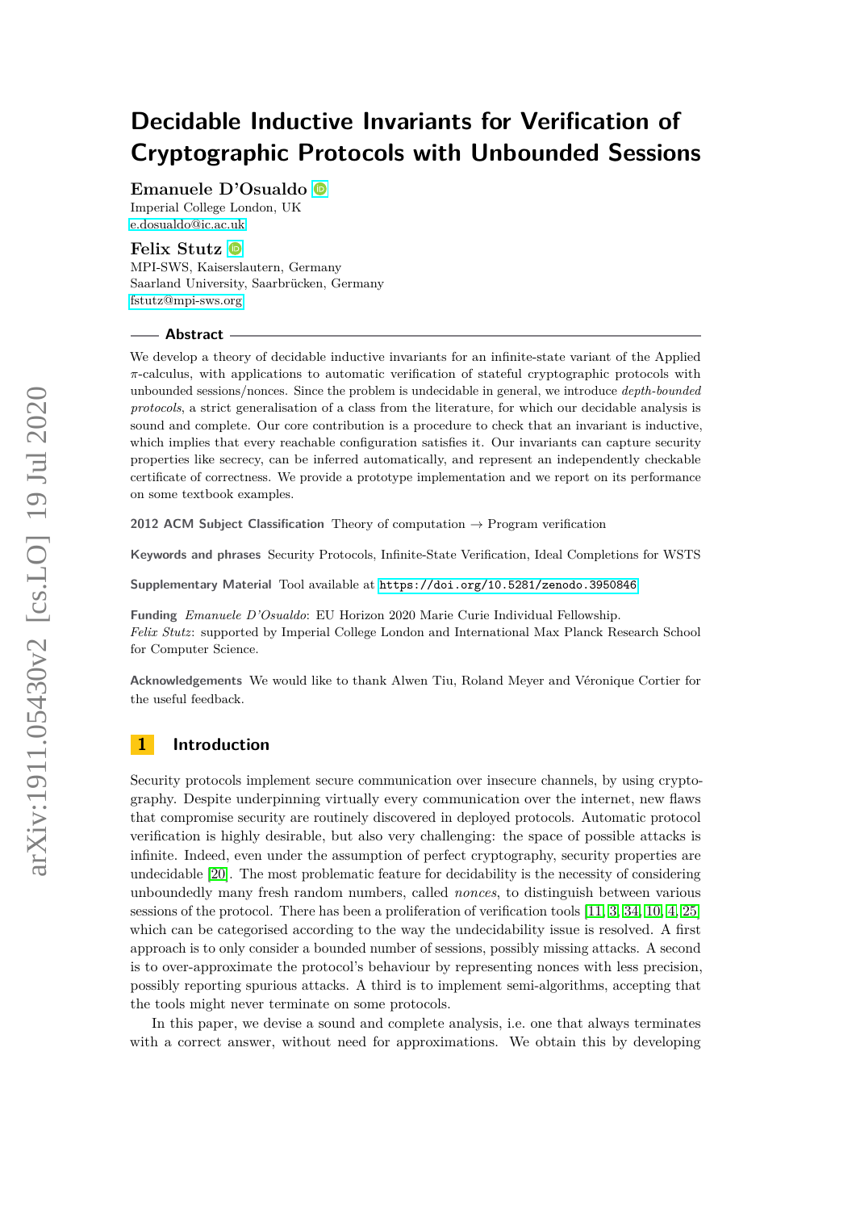# Decidable Inductive Invariants for Verification of Cryptographic Protocols with Unbounded Sessions

**Emanuele D'Osualdo**
Imperial College London, UK
e.dosualdo@ic.ac.uk

**Felix Stutz**
MPI-SWS, Kaiserslautern, Germany
Saarland University, Saarbrücken, Germany
fstutz@mpi-sws.org

## Abstract

We develop a theory of decidable inductive invariants for an infinite-state variant of the Applied $\pi$-calculus, with applications to automatic verification of stateful cryptographic protocols with unbounded sessions/nonces. Since the problem is undecidable in general, we introduce *depth-bounded protocols*, a strict generalisation of a class from the literature, for which our decidable analysis is sound and complete. Our core contribution is a procedure to check that an invariant is inductive, which implies that every reachable configuration satisfies it. Our invariants can capture security properties like secrecy, can be inferred automatically, and represent an independently checkable certificate of correctness. We provide a prototype implementation and we report on its performance on some textbook examples.

**2012 ACM Subject Classification** Theory of computation → Program verification

**Keywords and phrases** Security Protocols, Infinite-State Verification, Ideal Completions for WSTS

**Supplementary Material** Tool available at https://doi.org/10.5281/zenodo.3950846

**Funding** *Emanuele D'Osualdo*: EU Horizon 2020 Marie Curie Individual Fellowship.
*Felix Stutz*: supported by Imperial College London and International Max Planck Research School for Computer Science.

**Acknowledgements** We would like to thank Alwen Tiu, Roland Meyer and Véronique Cortier for the useful feedback.

## 1 Introduction

Security protocols implement secure communication over insecure channels, by using cryptography. Despite underpinning virtually every communication over the internet, new flaws that compromise security are routinely discovered in deployed protocols. Automatic protocol verification is highly desirable, but also very challenging: the space of possible attacks is infinite. Indeed, even under the assumption of perfect cryptography, security properties are undecidable [20]. The most problematic feature for decidability is the necessity of considering unboundedly many fresh random numbers, called *nonces*, to distinguish between various sessions of the protocol. There has been a proliferation of verification tools [11, 3, 34, 10, 4, 25] which can be categorised according to the way the undecidability issue is resolved. A first approach is to only consider a bounded number of sessions, possibly missing attacks. A second is to over-approximate the protocol's behaviour by representing nonces with less precision, possibly reporting spurious attacks. A third is to implement semi-algorithms, accepting that the tools might never terminate on some protocols.

In this paper, we devise a sound and complete analysis, i.e. one that always terminates with a correct answer, without need for approximations. We obtain this by developing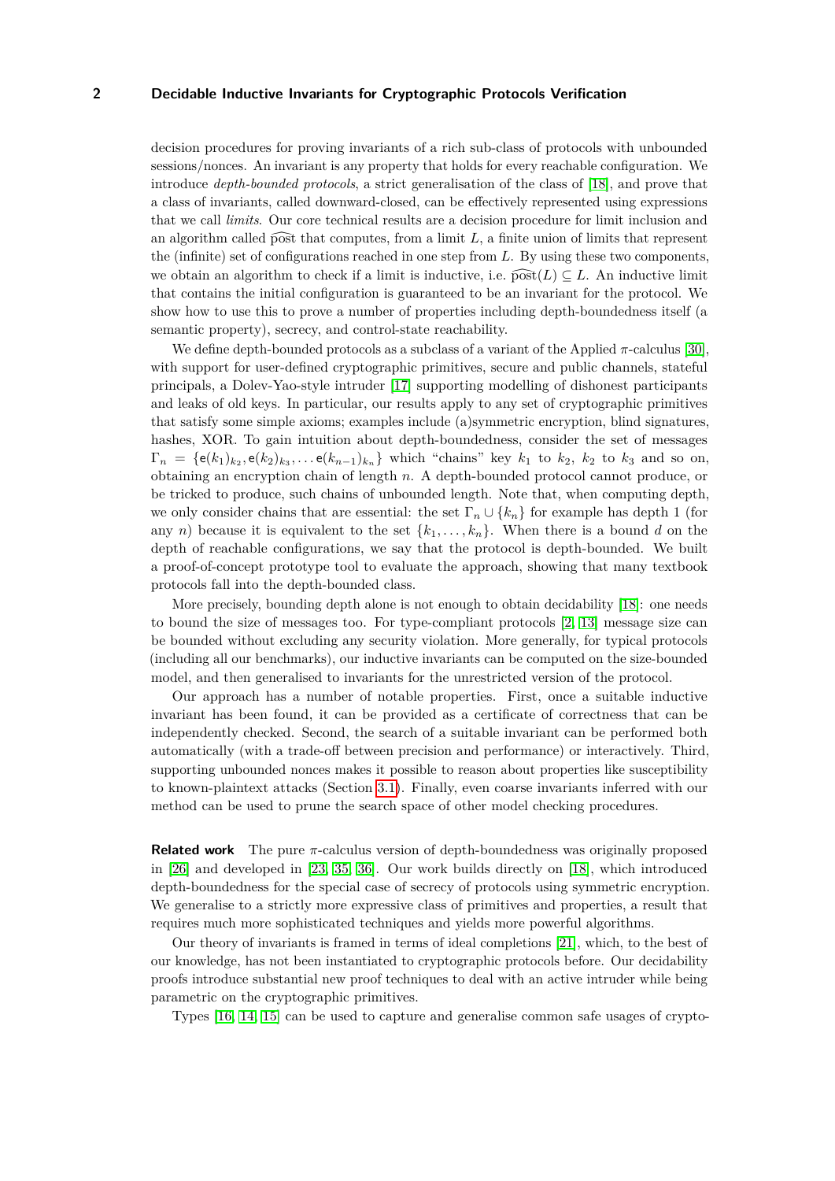decision procedures for proving invariants of a rich sub-class of protocols with unbounded sessions/nonces. An invariant is any property that holds for every reachable configuration. We introduce *depth-bounded protocols*, a strict generalisation of the class of [18], and prove that a class of invariants, called downward-closed, can be effectively represented using expressions that we call *limits*. Our core technical results are a decision procedure for limit inclusion and an algorithm called $\widehat{\text{post}}$ that computes, from a limit $L$, a finite union of limits that represent the (infinite) set of configurations reached in one step from $L$. By using these two components, we obtain an algorithm to check if a limit is inductive, i.e. $\widehat{\text{post}}(L) \subseteq L$. An inductive limit that contains the initial configuration is guaranteed to be an invariant for the protocol. We show how to use this to prove a number of properties including depth-boundedness itself (a semantic property), secrecy, and control-state reachability.

We define depth-bounded protocols as a subclass of a variant of the Applied $\pi$-calculus [30], with support for user-defined cryptographic primitives, secure and public channels, stateful principals, a Dolev-Yao-style intruder [17] supporting modelling of dishonest participants and leaks of old keys. In particular, our results apply to any set of cryptographic primitives that satisfy some simple axioms; examples include (a)symmetric encryption, blind signatures, hashes, XOR. To gain intuition about depth-boundedness, consider the set of messages $\Gamma_n = \{\mathsf{e}(k_1)_{k_2}, \mathsf{e}(k_2)_{k_3}, \dots \mathsf{e}(k_{n-1})_{k_n}\}$ which "chains" key $k_1$ to $k_2$, $k_2$ to $k_3$ and so on, obtaining an encryption chain of length $n$. A depth-bounded protocol cannot produce, or be tricked to produce, such chains of unbounded length. Note that, when computing depth, we only consider chains that are essential: the set $\Gamma_n \cup \{k_n\}$ for example has depth 1 (for any $n$) because it is equivalent to the set $\{k_1, \dots, k_n\}$. When there is a bound $d$ on the depth of reachable configurations, we say that the protocol is depth-bounded. We built a proof-of-concept prototype tool to evaluate the approach, showing that many textbook protocols fall into the depth-bounded class.

More precisely, bounding depth alone is not enough to obtain decidability [18]: one needs to bound the size of messages too. For type-compliant protocols [2, 13] message size can be bounded without excluding any security violation. More generally, for typical protocols (including all our benchmarks), our inductive invariants can be computed on the size-bounded model, and then generalised to invariants for the unrestricted version of the protocol.

Our approach has a number of notable properties. First, once a suitable inductive invariant has been found, it can be provided as a certificate of correctness that can be independently checked. Second, the search of a suitable invariant can be performed both automatically (with a trade-off between precision and performance) or interactively. Third, supporting unbounded nonces makes it possible to reason about properties like susceptibility to known-plaintext attacks (Section 3.1). Finally, even coarse invariants inferred with our method can be used to prune the search space of other model checking procedures.

**Related work** The pure $\pi$-calculus version of depth-boundedness was originally proposed in [26] and developed in [23, 35, 36]. Our work builds directly on [18], which introduced depth-boundedness for the special case of secrecy of protocols using symmetric encryption. We generalise to a strictly more expressive class of primitives and properties, a result that requires much more sophisticated techniques and yields more powerful algorithms.

Our theory of invariants is framed in terms of ideal completions [21], which, to the best of our knowledge, has not been instantiated to cryptographic protocols before. Our decidability proofs introduce substantial new proof techniques to deal with an active intruder while being parametric on the cryptographic primitives.

Types [16, 14, 15] can be used to capture and generalise common safe usages of crypto-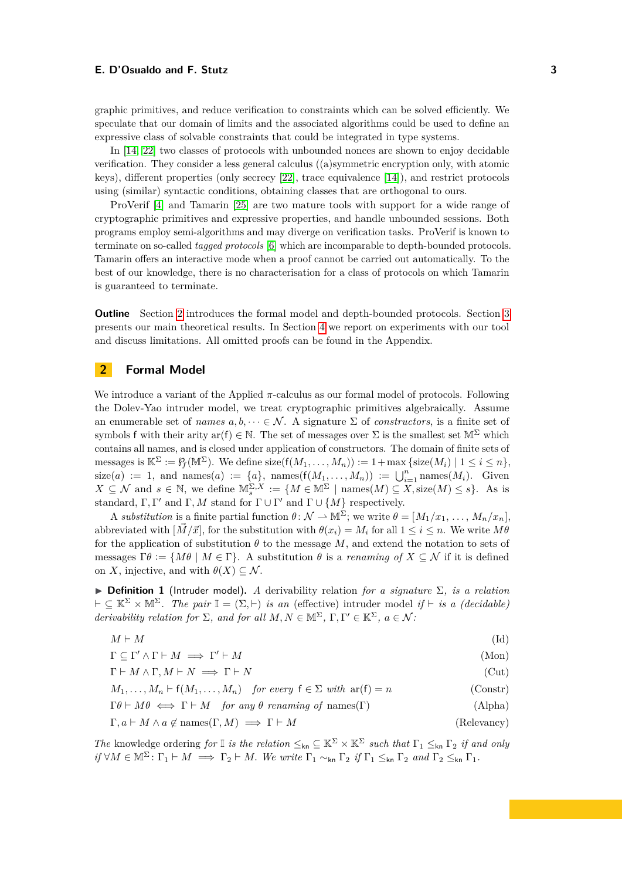graphic primitives, and reduce verification to constraints which can be solved efficiently. We speculate that our domain of limits and the associated algorithms could be used to define an expressive class of solvable constraints that could be integrated in type systems.

In [14, 22] two classes of protocols with unbounded nonces are shown to enjoy decidable verification. They consider a less general calculus ((a)symmetric encryption only, with atomic keys), different properties (only secrecy [22], trace equivalence [14]), and restrict protocols using (similar) syntactic conditions, obtaining classes that are orthogonal to ours.

ProVerif [4] and Tamarin [25] are two mature tools with support for a wide range of cryptographic primitives and expressive properties, and handle unbounded sessions. Both programs employ semi-algorithms and may diverge on verification tasks. ProVerif is known to terminate on so-called *tagged protocols* [6] which are incomparable to depth-bounded protocols. Tamarin offers an interactive mode when a proof cannot be carried out automatically. To the best of our knowledge, there is no characterisation for a class of protocols on which Tamarin is guaranteed to terminate.

**Outline** Section 2 introduces the formal model and depth-bounded protocols. Section 3 presents our main theoretical results. In Section 4 we report on experiments with our tool and discuss limitations. All omitted proofs can be found in the Appendix.

## 2 Formal Model

We introduce a variant of the Applied $\pi$-calculus as our formal model of protocols. Following the Dolev-Yao intruder model, we treat cryptographic primitives algebraically. Assume an enumerable set of *names* $a, b, \dots \in \mathcal{N}$. A signature $\Sigma$ of *constructors*, is a finite set of symbols $\mathsf{f}$ with their arity $\mathrm{ar}(\mathsf{f}) \in \mathbb{N}$. The set of messages over $\Sigma$ is the smallest set $\mathbb{M}^\Sigma$ which contains all names, and is closed under application of constructors. The domain of finite sets of messages is $\mathbb{K}^\Sigma := \wp_f(\mathbb{M}^\Sigma)$. We define $\mathrm{size}(\mathsf{f}(M_1, \dots, M_n)) := 1 + \max\{\mathrm{size}(M_i) \mid 1 \le i \le n\}$, $\mathrm{size}(a) := 1$, and $\mathrm{names}(a) := \{a\}$, $\mathrm{names}(\mathsf{f}(M_1, \dots, M_n)) := \bigcup_{i=1}^{n} \mathrm{names}(M_i)$. Given $X \subseteq \mathcal{N}$ and $s \in \mathbb{N}$, we define $\mathbb{M}^{\Sigma,X}_s := \{M \in \mathbb{M}^\Sigma \mid \mathrm{names}(M) \subseteq X, \mathrm{size}(M) \le s\}$. As is standard, $\Gamma, \Gamma'$ and $\Gamma, M$ stand for $\Gamma \cup \Gamma'$ and $\Gamma \cup \{M\}$ respectively.

A *substitution* is a finite partial function $\theta \colon \mathcal{N} \rightharpoonup \mathbb{M}^\Sigma$; we write $\theta = [M_1/x_1, \dots, M_n/x_n]$, abbreviated with $[\vec{M}/\vec{x}]$, for the substitution with $\theta(x_i) = M_i$ for all $1 \le i \le n$. We write $M\theta$ for the application of substitution $\theta$ to the message $M$, and extend the notation to sets of messages $\Gamma\theta := \{M\theta \mid M \in \Gamma\}$. A substitution $\theta$ is a *renaming of* $X \subseteq \mathcal{N}$ if it is defined on $X$, injective, and with $\theta(X) \subseteq \mathcal{N}$.

▶ **Definition 1** (Intruder model). *A derivability relation for a signature $\Sigma$, is a relation $\vdash \subseteq \mathbb{K}^\Sigma \times \mathbb{M}^\Sigma$. The pair $\mathbb{I} = (\Sigma, \vdash)$ is an* (effective) intruder model *if $\vdash$ is a (decidable) derivability relation for $\Sigma$, and for all $M, N \in \mathbb{M}^\Sigma$, $\Gamma, \Gamma' \in \mathbb{K}^\Sigma$, $a \in \mathcal{N}$:*

$$M \vdash M \tag{Id}$$

$$\Gamma \subseteq \Gamma' \wedge \Gamma \vdash M \implies \Gamma' \vdash M \tag{Mon}$$

$$\Gamma \vdash M \wedge \Gamma, M \vdash N \implies \Gamma \vdash N \tag{Cut}$$

$$M_1, \dots, M_n \vdash \mathsf{f}(M_1, \dots, M_n) \quad \text{for every } \mathsf{f} \in \Sigma \text{ with } \mathrm{ar}(\mathsf{f}) = n \tag{Constr}$$

$$\Gamma\theta \vdash M\theta \iff \Gamma \vdash M \quad \text{for any } \theta \text{ renaming of } \mathrm{names}(\Gamma) \tag{Alpha}$$

$$\Gamma, a \vdash M \wedge a \notin \mathrm{names}(\Gamma, M) \implies \Gamma \vdash M \tag{Relevancy}$$

*The* knowledge ordering *for $\mathbb{I}$ is the relation $\le_{\mathsf{kn}} \subseteq \mathbb{K}^\Sigma \times \mathbb{K}^\Sigma$ such that $\Gamma_1 \le_{\mathsf{kn}} \Gamma_2$ if and only if $\forall M \in \mathbb{M}^\Sigma \colon \Gamma_1 \vdash M \implies \Gamma_2 \vdash M$. We write $\Gamma_1 \sim_{\mathsf{kn}} \Gamma_2$ if $\Gamma_1 \le_{\mathsf{kn}} \Gamma_2$ and $\Gamma_2 \le_{\mathsf{kn}} \Gamma_1$.*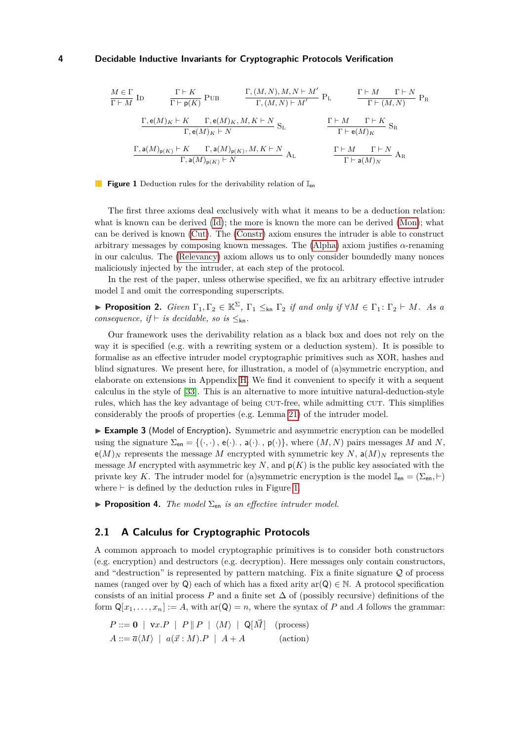$$\frac{M \in \Gamma}{\Gamma \vdash M}\ \text{Id} \qquad \frac{\Gamma \vdash K}{\Gamma \vdash \mathsf{p}(K)}\ \text{Pub} \qquad \frac{\Gamma, (M,N), M, N \vdash M'}{\Gamma, (M,N) \vdash M'}\ \text{P}_\text{L} \qquad \frac{\Gamma \vdash M \quad \Gamma \vdash N}{\Gamma \vdash (M,N)}\ \text{P}_\text{R}$$

$$\frac{\Gamma, \mathsf{e}(M)_K \vdash K \quad \Gamma, \mathsf{e}(M)_K, M, K \vdash N}{\Gamma, \mathsf{e}(M)_K \vdash N}\ \text{S}_\text{L} \qquad \frac{\Gamma \vdash M \quad \Gamma \vdash K}{\Gamma \vdash \mathsf{e}(M)_K}\ \text{S}_\text{R}$$

$$\frac{\Gamma, \mathsf{a}(M)_{\mathsf{p}(K)} \vdash K \quad \Gamma, \mathsf{a}(M)_{\mathsf{p}(K)}, M, K \vdash N}{\Gamma, \mathsf{a}(M)_{\mathsf{p}(K)} \vdash N}\ \text{A}_\text{L} \qquad \frac{\Gamma \vdash M \quad \Gamma \vdash N}{\Gamma \vdash \mathsf{a}(M)_N}\ \text{A}_\text{R}$$

**Figure 1** Deduction rules for the derivability relation of $\mathbb{I}_{\mathsf{en}}$

The first three axioms deal exclusively with what it means to be a deduction relation: what is known can be derived (Id); the more is known the more can be derived (Mon); what can be derived is known (Cut). The (Constr) axiom ensures the intruder is able to construct arbitrary messages by composing known messages. The (Alpha) axiom justifies $\alpha$-renaming in our calculus. The (Relevancy) axiom allows us to only consider boundedly many nonces maliciously injected by the intruder, at each step of the protocol.

In the rest of the paper, unless otherwise specified, we fix an arbitrary effective intruder model $\mathbb{I}$ and omit the corresponding superscripts.

▶ **Proposition 2.** *Given $\Gamma_1, \Gamma_2 \in \mathbb{K}^\Sigma$, $\Gamma_1 \leq_{\mathsf{kn}} \Gamma_2$ if and only if $\forall M \in \Gamma_1 \colon \Gamma_2 \vdash M$. As a consequence, if $\vdash$ is decidable, so is $\leq_{\mathsf{kn}}$.*

Our framework uses the derivability relation as a black box and does not rely on the way it is specified (e.g. with a rewriting system or a deduction system). It is possible to formalise as an effective intruder model cryptographic primitives such as XOR, hashes and blind signatures. We present here, for illustration, a model of (a)symmetric encryption, and elaborate on extensions in Appendix H. We find it convenient to specify it with a sequent calculus in the style of [33]. This is an alternative to more intuitive natural-deduction-style rules, which has the key advantage of being CUT-free, while admitting CUT. This simplifies considerably the proofs of properties (e.g. Lemma 21) of the intruder model.

▶ **Example 3** (Model of Encryption). Symmetric and asymmetric encryption can be modelled using the signature $\Sigma_{\mathsf{en}} = \{(\cdot,\cdot), \mathsf{e}(\cdot)_\cdot, \mathsf{a}(\cdot)_\cdot, \mathsf{p}(\cdot)\}$, where $(M,N)$ pairs messages $M$ and $N$, $\mathsf{e}(M)_N$ represents the message $M$ encrypted with symmetric key $N$, $\mathsf{a}(M)_N$ represents the message $M$ encrypted with asymmetric key $N$, and $\mathsf{p}(K)$ is the public key associated with the private key $K$. The intruder model for (a)symmetric encryption is the model $\mathbb{I}_{\mathsf{en}} = (\Sigma_{\mathsf{en}}, \vdash)$ where $\vdash$ is defined by the deduction rules in Figure 1.

▶ **Proposition 4.** *The model $\Sigma_{\mathsf{en}}$ is an effective intruder model.*

## 2.1 A Calculus for Cryptographic Protocols

A common approach to model cryptographic primitives is to consider both constructors (e.g. encryption) and destructors (e.g. decryption). Here messages only contain constructors, and "destruction" is represented by pattern matching. Fix a finite signature $\mathcal{Q}$ of process names (ranged over by $\mathsf{Q}$) each of which has a fixed arity $\mathrm{ar}(\mathsf{Q}) \in \mathbb{N}$. A protocol specification consists of an initial process $P$ and a finite set $\Delta$ of (possibly recursive) definitions of the form $\mathsf{Q}[x_1, \ldots, x_n] := A$, with $\mathrm{ar}(\mathsf{Q}) = n$, where the syntax of $P$ and $A$ follows the grammar:

$$P ::= \mathbf{0} \mid \nu x.P \mid P \parallel P \mid \langle M \rangle \mid \mathsf{Q}[\vec{M}] \quad \text{(process)}$$
$$A ::= \overline{a}\langle M \rangle \mid a(\vec{x} : M).P \mid A + A \quad \text{(action)}$$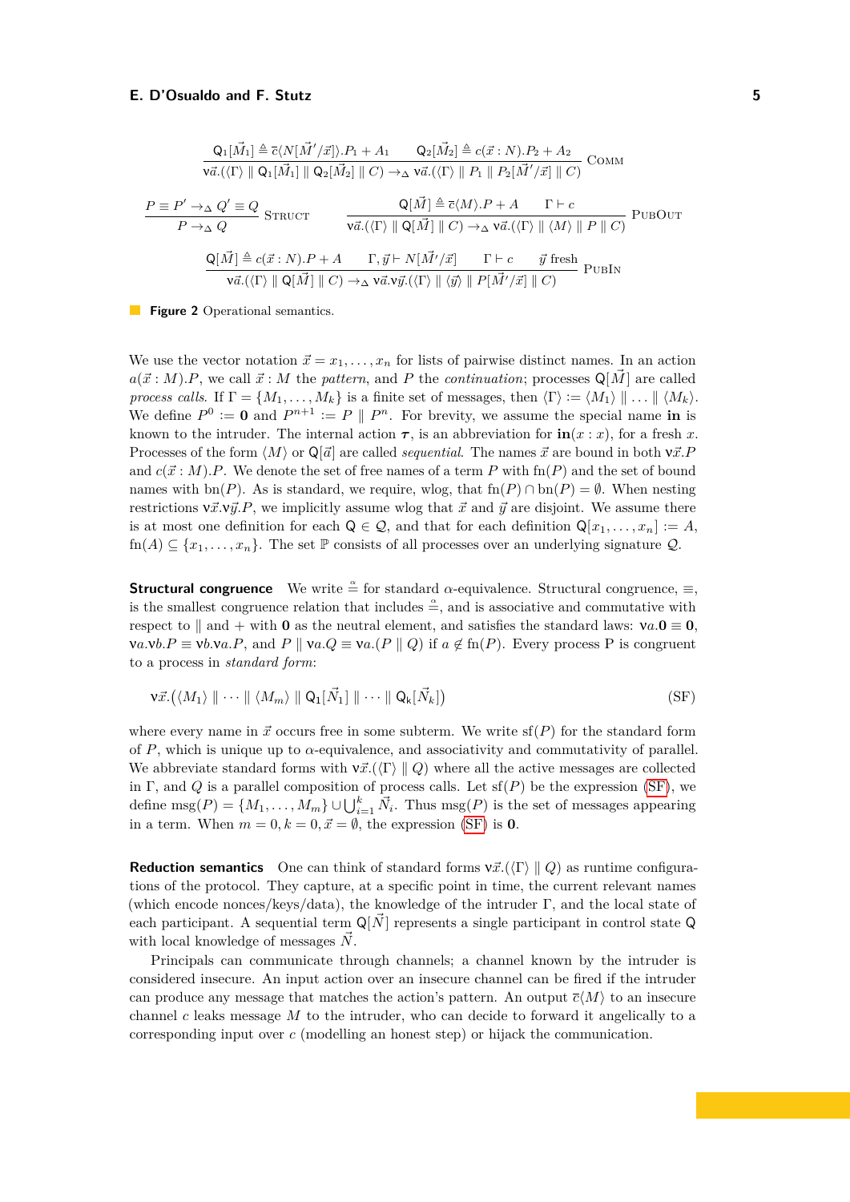$$\frac{\mathsf{Q}_1[\vec{M}_1] \triangleq \overline{c}\langle N[\vec{M}'/\vec{x}]\rangle.P_1 + A_1 \qquad \mathsf{Q}_2[\vec{M}_2] \triangleq c(\vec{x} : N).P_2 + A_2}{\nu\vec{a}.(\langle\Gamma\rangle \parallel \mathsf{Q}_1[\vec{M}_1] \parallel \mathsf{Q}_2[\vec{M}_2] \parallel C) \to_\Delta \nu\vec{a}.(\langle\Gamma\rangle \parallel P_1 \parallel P_2[\vec{M}'/\vec{x}] \parallel C)} \text{ Comm}$$

$$\frac{P \equiv P' \to_\Delta Q' \equiv Q}{P \to_\Delta Q} \text{ Struct} \qquad \frac{\mathsf{Q}[\vec{M}] \triangleq \overline{c}\langle M\rangle.P + A \qquad \Gamma \vdash c}{\nu\vec{a}.(\langle\Gamma\rangle \parallel \mathsf{Q}[\vec{M}] \parallel C) \to_\Delta \nu\vec{a}.(\langle\Gamma\rangle \parallel \langle M\rangle \parallel P \parallel C)} \text{ PubOut}$$

$$\frac{\mathsf{Q}[\vec{M}] \triangleq c(\vec{x} : N).P + A \qquad \Gamma, \vec{y} \vdash N[\vec{M}'/\vec{x}] \qquad \Gamma \vdash c \qquad \vec{y} \text{ fresh}}{\nu\vec{a}.(\langle\Gamma\rangle \parallel \mathsf{Q}[\vec{M}] \parallel C) \to_\Delta \nu\vec{a}.\nu\vec{y}.(\langle\Gamma\rangle \parallel \langle\vec{y}\rangle \parallel P[\vec{M}'/\vec{x}] \parallel C)} \text{ PubIn}$$

**Figure 2** Operational semantics.

We use the vector notation $\vec{x} = x_1, \dots, x_n$ for lists of pairwise distinct names. In an action $a(\vec{x} : M).P$, we call $\vec{x} : M$ the *pattern*, and $P$ the *continuation*; processes $\mathsf{Q}[\vec{M}]$ are called *process calls*. If $\Gamma = \{M_1, \dots, M_k\}$ is a finite set of messages, then $\langle\Gamma\rangle := \langle M_1\rangle \parallel \dots \parallel \langle M_k\rangle$. We define $P^0 := \mathbf{0}$ and $P^{n+1} := P \parallel P^n$. For brevity, we assume the special name $\mathbf{in}$ is known to the intruder. The internal action $\boldsymbol{\tau}$, is an abbreviation for $\mathbf{in}(x : x)$, for a fresh $x$. Processes of the form $\langle M\rangle$ or $\mathsf{Q}[\vec{a}]$ are called *sequential*. The names $\vec{x}$ are bound in both $\nu\vec{x}.P$ and $c(\vec{x} : M).P$. We denote the set of free names of a term $P$ with $\mathrm{fn}(P)$ and the set of bound names with $\mathrm{bn}(P)$. As is standard, we require, wlog, that $\mathrm{fn}(P) \cap \mathrm{bn}(P) = \emptyset$. When nesting restrictions $\nu\vec{x}.\nu\vec{y}.P$, we implicitly assume wlog that $\vec{x}$ and $\vec{y}$ are disjoint. We assume there is at most one definition for each $\mathsf{Q} \in \mathcal{Q}$, and that for each definition $\mathsf{Q}[x_1, \dots, x_n] := A$, $\mathrm{fn}(A) \subseteq \{x_1, \dots, x_n\}$. The set $\mathbb{P}$ consists of all processes over an underlying signature $\mathcal{Q}$.

**Structural congruence** We write $\overset{\alpha}{=}$ for standard $\alpha$-equivalence. Structural congruence, $\equiv$, is the smallest congruence relation that includes $\overset{\alpha}{=}$, and is associative and commutative with respect to $\parallel$ and $+$ with $\mathbf{0}$ as the neutral element, and satisfies the standard laws: $\nu a.\mathbf{0} \equiv \mathbf{0}$, $\nu a.\nu b.P \equiv \nu b.\nu a.P$, and $P \parallel \nu a.Q \equiv \nu a.(P \parallel Q)$ if $a \notin \mathrm{fn}(P)$. Every process P is congruent to a process in *standard form*:

$$\nu\vec{x}.\big(\langle M_1\rangle \parallel \dots \parallel \langle M_m\rangle \parallel \mathsf{Q}_1[\vec{N}_1] \parallel \dots \parallel \mathsf{Q}_k[\vec{N}_k]\big) \tag{SF}$$

where every name in $\vec{x}$ occurs free in some subterm. We write $\mathrm{sf}(P)$ for the standard form of $P$, which is unique up to $\alpha$-equivalence, and associativity and commutativity of parallel. We abbreviate standard forms with $\nu\vec{x}.(\langle\Gamma\rangle \parallel Q)$ where all the active messages are collected in $\Gamma$, and $Q$ is a parallel composition of process calls. Let $\mathrm{sf}(P)$ be the expression (SF), we define $\mathrm{msg}(P) = \{M_1, \dots, M_m\} \cup \bigcup_{i=1}^{k} \vec{N}_i$. Thus $\mathrm{msg}(P)$ is the set of messages appearing in a term. When $m = 0, k = 0, \vec{x} = \emptyset$, the expression (SF) is $\mathbf{0}$.

**Reduction semantics** One can think of standard forms $\nu\vec{x}.(\langle\Gamma\rangle \parallel Q)$ as runtime configurations of the protocol. They capture, at a specific point in time, the current relevant names (which encode nonces/keys/data), the knowledge of the intruder $\Gamma$, and the local state of each participant. A sequential term $\mathsf{Q}[\vec{N}]$ represents a single participant in control state $\mathsf{Q}$ with local knowledge of messages $\vec{N}$.

Principals can communicate through channels; a channel known by the intruder is considered insecure. An input action over an insecure channel can be fired if the intruder can produce any message that matches the action's pattern. An output $\overline{c}\langle M\rangle$ to an insecure channel $c$ leaks message $M$ to the intruder, who can decide to forward it angelically to a corresponding input over $c$ (modelling an honest step) or hijack the communication.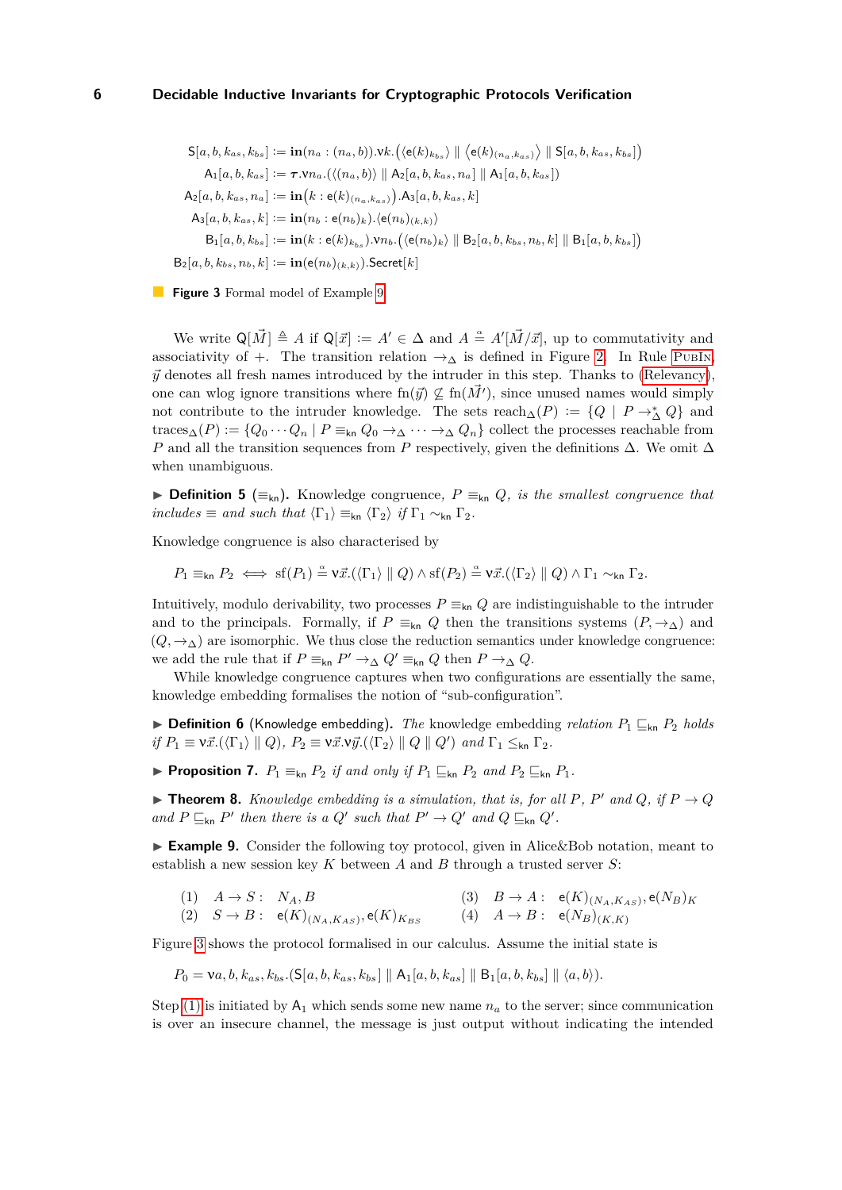$$
\begin{aligned}
\mathsf{S}[a,b,k_{as},k_{bs}] &:= \mathbf{in}(n_a : (n_a,b)).\nu k.\big(\langle \mathsf{e}(k)_{k_{bs}}\rangle \parallel \big\langle \mathsf{e}(k)_{(n_a,k_{as})}\big\rangle \parallel \mathsf{S}[a,b,k_{as},k_{bs}]\big)\\
\mathsf{A}_1[a,b,k_{as}] &:= \boldsymbol{\tau}.\nu n_a.(\langle (n_a,b)\rangle \parallel \mathsf{A}_2[a,b,k_{as},n_a] \parallel \mathsf{A}_1[a,b,k_{as}])\\
\mathsf{A}_2[a,b,k_{as},n_a] &:= \mathbf{in}\big(k : \mathsf{e}(k)_{(n_a,k_{as})}\big).\mathsf{A}_3[a,b,k_{as},k]\\
\mathsf{A}_3[a,b,k_{as},k] &:= \mathbf{in}(n_b : \mathsf{e}(n_b)_k).\langle \mathsf{e}(n_b)_{(k,k)}\rangle\\
\mathsf{B}_1[a,b,k_{bs}] &:= \mathbf{in}(k : \mathsf{e}(k)_{k_{bs}}).\nu n_b.\big(\langle \mathsf{e}(n_b)_k\rangle \parallel \mathsf{B}_2[a,b,k_{bs},n_b,k] \parallel \mathsf{B}_1[a,b,k_{bs}]\big)\\
\mathsf{B}_2[a,b,k_{bs},n_b,k] &:= \mathbf{in}(\mathsf{e}(n_b)_{(k,k)}).\mathsf{Secret}[k]
\end{aligned}
$$

**Figure 3** Formal model of Example 9.

We write $\mathsf{Q}[\vec{M}] \triangleq A$ if $\mathsf{Q}[\vec{x}] := A' \in \Delta$ and $A \overset{\alpha}{=} A'[\vec{M}/\vec{x}]$, up to commutativity and associativity of $+$. The transition relation $\to_\Delta$ is defined in Figure 2. In Rule PubIn, $\vec{y}$ denotes all fresh names introduced by the intruder in this step. Thanks to (Relevancy), one can wlog ignore transitions where $\mathrm{fn}(\vec{y}) \not\subseteq \mathrm{fn}(\vec{M}')$, since unused names would simply not contribute to the intruder knowledge. The sets $\mathrm{reach}_\Delta(P) := \{Q \mid P \to^*_\Delta Q\}$ and $\mathrm{traces}_\Delta(P) := \{Q_0 \cdots Q_n \mid P \equiv_{\mathsf{kn}} Q_0 \to_\Delta \cdots \to_\Delta Q_n\}$ collect the processes reachable from $P$ and all the transition sequences from $P$ respectively, given the definitions $\Delta$. We omit $\Delta$ when unambiguous.

▶ **Definition 5** ($\equiv_{\mathsf{kn}}$)**.** *Knowledge congruence, $P \equiv_{\mathsf{kn}} Q$, is the smallest congruence that includes $\equiv$ and such that $\langle\Gamma_1\rangle \equiv_{\mathsf{kn}} \langle\Gamma_2\rangle$ if $\Gamma_1 \sim_{\mathsf{kn}} \Gamma_2$.*

Knowledge congruence is also characterised by

$$
P_1 \equiv_{\mathsf{kn}} P_2 \iff \mathrm{sf}(P_1) \overset{\alpha}{=} \nu\vec{x}.(\langle\Gamma_1\rangle \parallel Q) \wedge \mathrm{sf}(P_2) \overset{\alpha}{=} \nu\vec{x}.(\langle\Gamma_2\rangle \parallel Q) \wedge \Gamma_1 \sim_{\mathsf{kn}} \Gamma_2.
$$

Intuitively, modulo derivability, two processes $P \equiv_{\mathsf{kn}} Q$ are indistinguishable to the intruder and to the principals. Formally, if $P \equiv_{\mathsf{kn}} Q$ then the transitions systems $(P, \to_\Delta)$ and $(Q, \to_\Delta)$ are isomorphic. We thus close the reduction semantics under knowledge congruence: we add the rule that if $P \equiv_{\mathsf{kn}} P' \to_\Delta Q' \equiv_{\mathsf{kn}} Q$ then $P \to_\Delta Q$.

While knowledge congruence captures when two configurations are essentially the same, knowledge embedding formalises the notion of "sub-configuration".

▶ **Definition 6** (Knowledge embedding)**.** *The* knowledge embedding *relation $P_1 \sqsubseteq_{\mathsf{kn}} P_2$ holds if $P_1 \equiv \nu\vec{x}.(\langle\Gamma_1\rangle \parallel Q)$, $P_2 \equiv \nu\vec{x}.\nu\vec{y}.(\langle\Gamma_2\rangle \parallel Q \parallel Q')$ and $\Gamma_1 \leq_{\mathsf{kn}} \Gamma_2$.*

▶ **Proposition 7.** *$P_1 \equiv_{\mathsf{kn}} P_2$ if and only if $P_1 \sqsubseteq_{\mathsf{kn}} P_2$ and $P_2 \sqsubseteq_{\mathsf{kn}} P_1$.*

▶ **Theorem 8.** *Knowledge embedding is a simulation, that is, for all $P$, $P'$ and $Q$, if $P \to Q$ and $P \sqsubseteq_{\mathsf{kn}} P'$ then there is a $Q'$ such that $P' \to Q'$ and $Q \sqsubseteq_{\mathsf{kn}} Q'$.*

▶ **Example 9.** Consider the following toy protocol, given in Alice&Bob notation, meant to establish a new session key $K$ between $A$ and $B$ through a trusted server $S$:

(1) $A \to S: \;\; N_A, B$

(2) $S \to B: \;\; \mathsf{e}(K)_{(N_A,K_{AS})}, \mathsf{e}(K)_{K_{BS}}$

(3) $B \to A: \;\; \mathsf{e}(K)_{(N_A,K_{AS})}, \mathsf{e}(N_B)_K$

(4) $A \to B: \;\; \mathsf{e}(N_B)_{(K,K)}$

Figure 3 shows the protocol formalised in our calculus. Assume the initial state is

$$
P_0 = \nu a, b, k_{as}, k_{bs}.(\mathsf{S}[a,b,k_{as},k_{bs}] \parallel \mathsf{A}_1[a,b,k_{as}] \parallel \mathsf{B}_1[a,b,k_{bs}] \parallel \langle a, b\rangle).
$$

Step (1) is initiated by $\mathsf{A}_1$ which sends some new name $n_a$ to the server; since communication is over an insecure channel, the message is just output without indicating the intended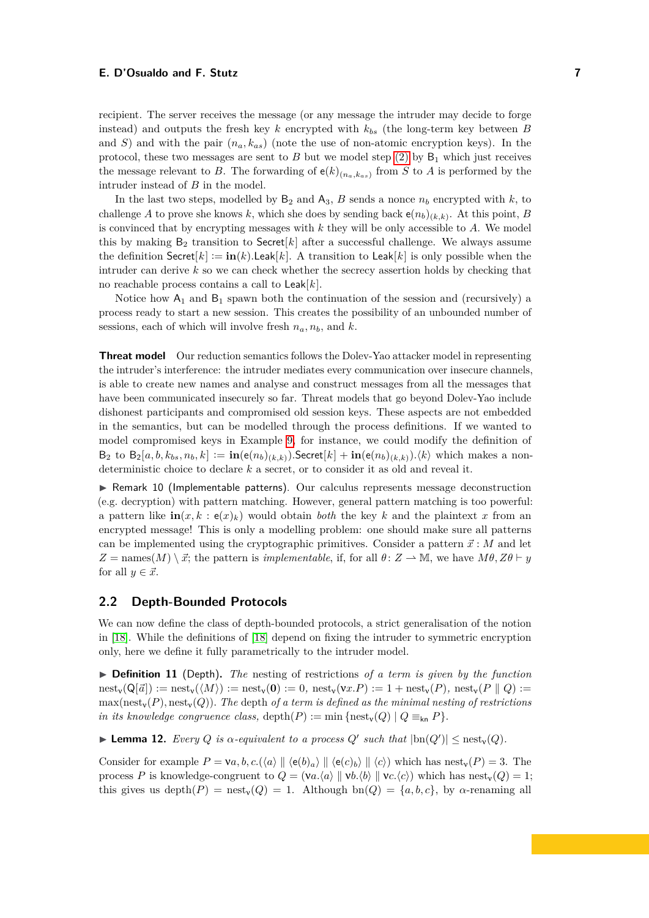recipient. The server receives the message (or any message the intruder may decide to forge instead) and outputs the fresh key $k$ encrypted with $k_{bs}$ (the long-term key between $B$ and $S$) and with the pair $(n_a, k_{as})$ (note the use of non-atomic encryption keys). In the protocol, these two messages are sent to $B$ but we model step (2) by $\mathsf{B}_1$ which just receives the message relevant to $B$. The forwarding of $\mathsf{e}(k)_{(n_a,k_{as})}$ from $S$ to $A$ is performed by the intruder instead of $B$ in the model.

In the last two steps, modelled by $\mathsf{B}_2$ and $\mathsf{A}_3$, $B$ sends a nonce $n_b$ encrypted with $k$, to challenge $A$ to prove she knows $k$, which she does by sending back $\mathsf{e}(n_b)_{(k,k)}$. At this point, $B$ is convinced that by encrypting messages with $k$ they will be only accessible to $A$. We model this by making $\mathsf{B}_2$ transition to $\mathsf{Secret}[k]$ after a successful challenge. We always assume the definition $\mathsf{Secret}[k] := \mathbf{in}(k).\mathsf{Leak}[k]$. A transition to $\mathsf{Leak}[k]$ is only possible when the intruder can derive $k$ so we can check whether the secrecy assertion holds by checking that no reachable process contains a call to $\mathsf{Leak}[k]$.

Notice how $\mathsf{A}_1$ and $\mathsf{B}_1$ spawn both the continuation of the session and (recursively) a process ready to start a new session. This creates the possibility of an unbounded number of sessions, each of which will involve fresh $n_a, n_b$, and $k$.

**Threat model** Our reduction semantics follows the Dolev-Yao attacker model in representing the intruder's interference: the intruder mediates every communication over insecure channels, is able to create new names and analyse and construct messages from all the messages that have been communicated insecurely so far. Threat models that go beyond Dolev-Yao include dishonest participants and compromised old session keys. These aspects are not embedded in the semantics, but can be modelled through the process definitions. If we wanted to model compromised keys in Example 9, for instance, we could modify the definition of $\mathsf{B}_2$ to $\mathsf{B}_2[a, b, k_{bs}, n_b, k] := \mathbf{in}(\mathsf{e}(n_b)_{(k,k)}).\mathsf{Secret}[k] + \mathbf{in}(\mathsf{e}(n_b)_{(k,k)}).\langle k\rangle$ which makes a non-deterministic choice to declare $k$ a secret, or to consider it as old and reveal it.

▶ Remark 10 (Implementable patterns). Our calculus represents message deconstruction (e.g. decryption) with pattern matching. However, general pattern matching is too powerful: a pattern like $\mathbf{in}(x, k : \mathsf{e}(x)_k)$ would obtain *both* the key $k$ and the plaintext $x$ from an encrypted message! This is only a modelling problem: one should make sure all patterns can be implemented using the cryptographic primitives. Consider a pattern $\vec{x} : M$ and let $Z = \mathrm{names}(M) \setminus \vec{x}$; the pattern is *implementable*, if, for all $\theta \colon Z \rightharpoonup \mathbb{M}$, we have $M\theta, Z\theta \vdash y$ for all $y \in \vec{x}$.

## 2.2 Depth-Bounded Protocols

We can now define the class of depth-bounded protocols, a strict generalisation of the notion in [18]. While the definitions of [18] depend on fixing the intruder to symmetric encryption only, here we define it fully parametrically to the intruder model.

▶ **Definition 11** (Depth). *The* nesting of restrictions *of a term is given by the function* $\mathrm{nest}_{\mathsf{v}}(\mathsf{Q}[\vec{a}]) := \mathrm{nest}_{\mathsf{v}}(\langle M\rangle) := \mathrm{nest}_{\mathsf{v}}(\mathbf{0}) := 0$, $\mathrm{nest}_{\mathsf{v}}(\mathsf{v}x.P) := 1 + \mathrm{nest}_{\mathsf{v}}(P)$, $\mathrm{nest}_{\mathsf{v}}(P \parallel Q) := \max(\mathrm{nest}_{\mathsf{v}}(P), \mathrm{nest}_{\mathsf{v}}(Q))$. *The* depth *of a term is defined as the minimal nesting of restrictions in its knowledge congruence class,* $\mathrm{depth}(P) := \min \{\mathrm{nest}_{\mathsf{v}}(Q) \mid Q \equiv_{\mathsf{kn}} P\}$.

▶ **Lemma 12.** *Every* $Q$ *is* $\alpha$*-equivalent to a process* $Q'$ *such that* $|\mathrm{bn}(Q')| \leq \mathrm{nest}_{\mathsf{v}}(Q)$.

Consider for example $P = \mathsf{v}a, b, c.(\langle a\rangle \parallel \langle \mathsf{e}(b)_a\rangle \parallel \langle \mathsf{e}(c)_b\rangle \parallel \langle c\rangle)$ which has $\mathrm{nest}_{\mathsf{v}}(P) = 3$. The process $P$ is knowledge-congruent to $Q = (\mathsf{v}a.\langle a\rangle \parallel \mathsf{v}b.\langle b\rangle \parallel \mathsf{v}c.\langle c\rangle)$ which has $\mathrm{nest}_{\mathsf{v}}(Q) = 1$; this gives us $\mathrm{depth}(P) = \mathrm{nest}_{\mathsf{v}}(Q) = 1$. Although $\mathrm{bn}(Q) = \{a, b, c\}$, by $\alpha$-renaming all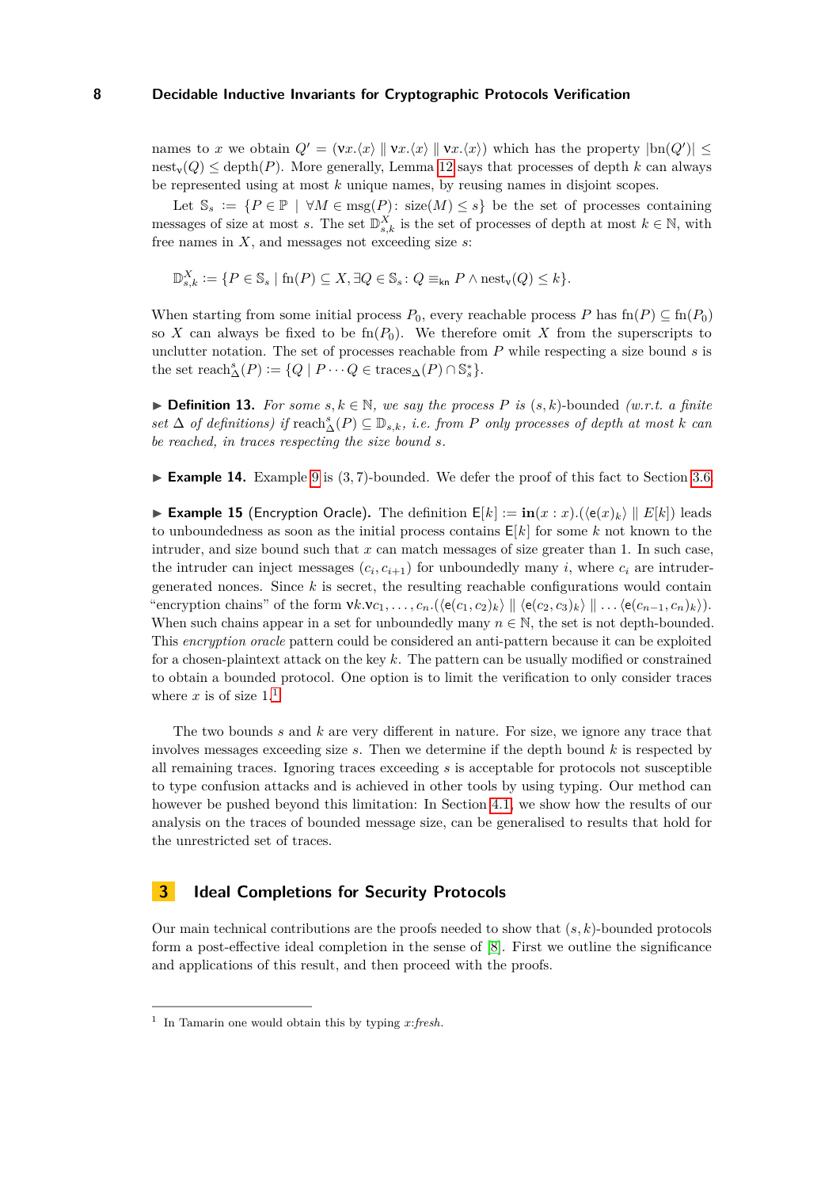names to $x$ we obtain $Q' = (\nu x.\langle x\rangle \parallel \nu x.\langle x\rangle \parallel \nu x.\langle x\rangle)$ which has the property $|\text{bn}(Q')| \leq \text{nest}_\nu(Q) \leq \text{depth}(P)$. More generally, Lemma 12 says that processes of depth $k$ can always be represented using at most $k$ unique names, by reusing names in disjoint scopes.

Let $\mathbb{S}_s := \{P \in \mathbb{P} \mid \forall M \in \text{msg}(P)\colon \text{size}(M) \leq s\}$ be the set of processes containing messages of size at most $s$. The set $\mathbb{D}^X_{s,k}$ is the set of processes of depth at most $k \in \mathbb{N}$, with free names in $X$, and messages not exceeding size $s$:

$$\mathbb{D}^X_{s,k} := \{P \in \mathbb{S}_s \mid \text{fn}(P) \subseteq X, \exists Q \in \mathbb{S}_s\colon Q \equiv_{\mathsf{kn}} P \wedge \text{nest}_\nu(Q) \leq k\}.$$

When starting from some initial process $P_0$, every reachable process $P$ has $\text{fn}(P) \subseteq \text{fn}(P_0)$ so $X$ can always be fixed to be $\text{fn}(P_0)$. We therefore omit $X$ from the superscripts to unclutter notation. The set of processes reachable from $P$ while respecting a size bound $s$ is the set $\text{reach}^s_\Delta(P) := \{Q \mid P \cdots Q \in \text{traces}_\Delta(P) \cap \mathbb{S}^*_s\}$.

▶ **Definition 13.** *For some $s, k \in \mathbb{N}$, we say the process $P$ is $(s,k)$-bounded (w.r.t. a finite set $\Delta$ of definitions) if $\text{reach}^s_\Delta(P) \subseteq \mathbb{D}_{s,k}$, i.e. from $P$ only processes of depth at most $k$ can be reached, in traces respecting the size bound $s$.*

▶ **Example 14.** Example 9 is $(3,7)$-bounded. We defer the proof of this fact to Section 3.6.

▶ **Example 15** (Encryption Oracle). The definition $\mathsf{E}[k] := \mathbf{in}(x : x).(\langle \mathsf{e}(x)_k\rangle \parallel E[k])$ leads to unboundedness as soon as the initial process contains $\mathsf{E}[k]$ for some $k$ not known to the intruder, and size bound such that $x$ can match messages of size greater than 1. In such case, the intruder can inject messages $(c_i, c_{i+1})$ for unboundedly many $i$, where $c_i$ are intruder-generated nonces. Since $k$ is secret, the resulting reachable configurations would contain "encryption chains" of the form $\nu k.\nu c_1, \ldots, c_n.(\langle \mathsf{e}(c_1, c_2)_k\rangle \parallel \langle \mathsf{e}(c_2, c_3)_k\rangle \parallel \ldots \langle \mathsf{e}(c_{n-1}, c_n)_k\rangle)$. When such chains appear in a set for unboundedly many $n \in \mathbb{N}$, the set is not depth-bounded. This *encryption oracle* pattern could be considered an anti-pattern because it can be exploited for a chosen-plaintext attack on the key $k$. The pattern can be usually modified or constrained to obtain a bounded protocol. One option is to limit the verification to only consider traces where $x$ is of size 1.[1]

The two bounds $s$ and $k$ are very different in nature. For size, we ignore any trace that involves messages exceeding size $s$. Then we determine if the depth bound $k$ is respected by all remaining traces. Ignoring traces exceeding $s$ is acceptable for protocols not susceptible to type confusion attacks and is achieved in other tools by using typing. Our method can however be pushed beyond this limitation: In Section 4.1, we show how the results of our analysis on the traces of bounded message size, can be generalised to results that hold for the unrestricted set of traces.

# 3 Ideal Completions for Security Protocols

Our main technical contributions are the proofs needed to show that $(s,k)$-bounded protocols form a post-effective ideal completion in the sense of [8]. First we outline the significance and applications of this result, and then proceed with the proofs.

[1] In Tamarin one would obtain this by typing *x:fresh*.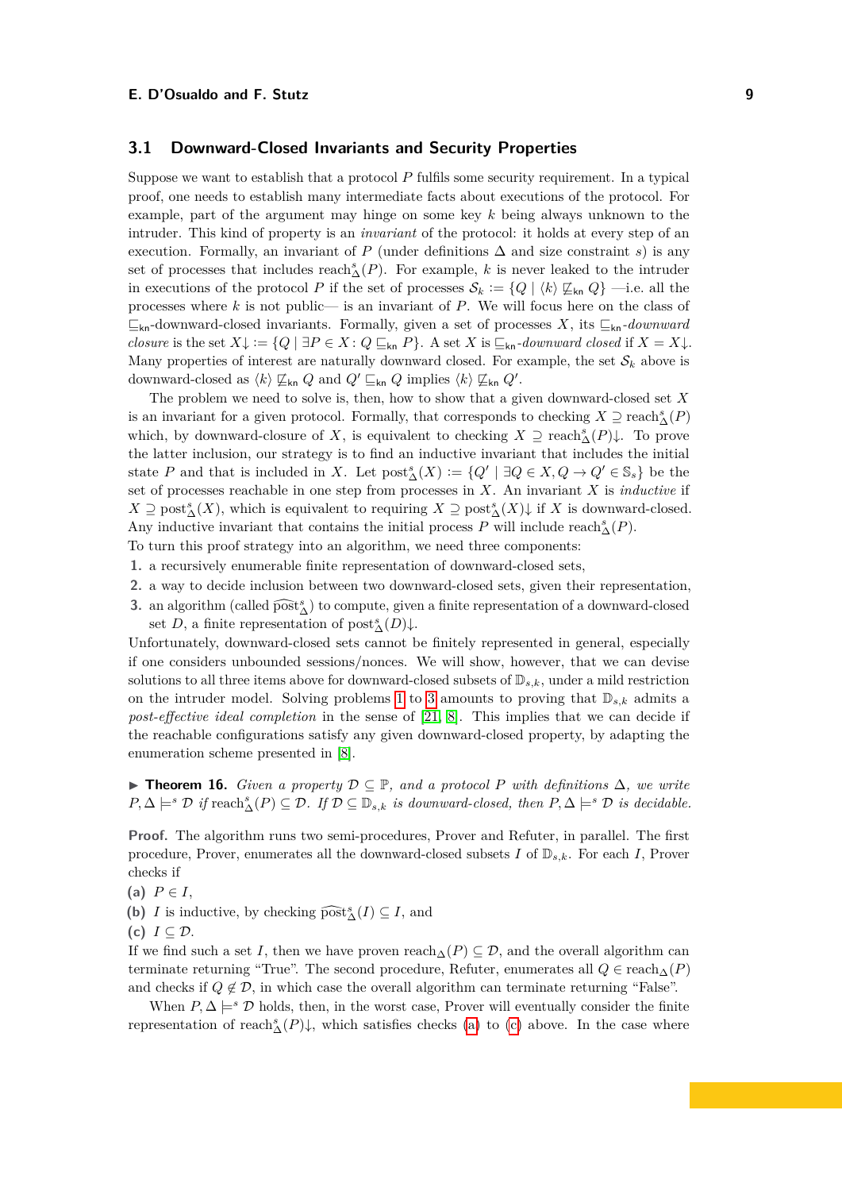## 3.1 Downward-Closed Invariants and Security Properties

Suppose we want to establish that a protocol $P$ fulfils some security requirement. In a typical proof, one needs to establish many intermediate facts about executions of the protocol. For example, part of the argument may hinge on some key $k$ being always unknown to the intruder. This kind of property is an *invariant* of the protocol: it holds at every step of an execution. Formally, an invariant of $P$ (under definitions $\Delta$ and size constraint $s$) is any set of processes that includes $\operatorname{reach}^s_\Delta(P)$. For example, $k$ is never leaked to the intruder in executions of the protocol $P$ if the set of processes $\mathcal{S}_k := \{Q \mid \langle k \rangle \not\sqsubseteq_{\mathsf{kn}} Q\}$ —i.e. all the processes where $k$ is not public— is an invariant of $P$. We will focus here on the class of $\sqsubseteq_{\mathsf{kn}}$-downward-closed invariants. Formally, given a set of processes $X$, its $\sqsubseteq_{\mathsf{kn}}$*-downward closure* is the set $X{\downarrow} := \{Q \mid \exists P \in X \colon Q \sqsubseteq_{\mathsf{kn}} P\}$. A set $X$ is $\sqsubseteq_{\mathsf{kn}}$*-downward closed* if $X = X{\downarrow}$. Many properties of interest are naturally downward closed. For example, the set $\mathcal{S}_k$ above is downward-closed as $\langle k \rangle \not\sqsubseteq_{\mathsf{kn}} Q$ and $Q' \sqsubseteq_{\mathsf{kn}} Q$ implies $\langle k \rangle \not\sqsubseteq_{\mathsf{kn}} Q'$.

The problem we need to solve is, then, how to show that a given downward-closed set $X$ is an invariant for a given protocol. Formally, that corresponds to checking $X \supseteq \operatorname{reach}^s_\Delta(P)$ which, by downward-closure of $X$, is equivalent to checking $X \supseteq \operatorname{reach}^s_\Delta(P){\downarrow}$. To prove the latter inclusion, our strategy is to find an inductive invariant that includes the initial state $P$ and that is included in $X$. Let $\operatorname{post}^s_\Delta(X) := \{Q' \mid \exists Q \in X, Q \to Q' \in \mathbb{S}_s\}$ be the set of processes reachable in one step from processes in $X$. An invariant $X$ is *inductive* if $X \supseteq \operatorname{post}^s_\Delta(X)$, which is equivalent to requiring $X \supseteq \operatorname{post}^s_\Delta(X){\downarrow}$ if $X$ is downward-closed. Any inductive invariant that contains the initial process $P$ will include $\operatorname{reach}^s_\Delta(P)$.

To turn this proof strategy into an algorithm, we need three components:

1. a recursively enumerable finite representation of downward-closed sets,
2. a way to decide inclusion between two downward-closed sets, given their representation,
3. an algorithm (called $\widehat{\operatorname{post}}^s_\Delta$) to compute, given a finite representation of a downward-closed set $D$, a finite representation of $\operatorname{post}^s_\Delta(D){\downarrow}$.

Unfortunately, downward-closed sets cannot be finitely represented in general, especially if one considers unbounded sessions/nonces. We will show, however, that we can devise solutions to all three items above for downward-closed subsets of $\mathbb{D}_{s,k}$, under a mild restriction on the intruder model. Solving problems 1 to 3 amounts to proving that $\mathbb{D}_{s,k}$ admits a *post-effective ideal completion* in the sense of [21, 8]. This implies that we can decide if the reachable configurations satisfy any given downward-closed property, by adapting the enumeration scheme presented in [8].

▶ **Theorem 16.** *Given a property $\mathcal{D} \subseteq \mathbb{P}$, and a protocol $P$ with definitions $\Delta$, we write $P, \Delta \models^s \mathcal{D}$ if $\operatorname{reach}^s_\Delta(P) \subseteq \mathcal{D}$. If $\mathcal{D} \subseteq \mathbb{D}_{s,k}$ is downward-closed, then $P, \Delta \models^s \mathcal{D}$ is decidable.*

**Proof.** The algorithm runs two semi-procedures, Prover and Refuter, in parallel. The first procedure, Prover, enumerates all the downward-closed subsets $I$ of $\mathbb{D}_{s,k}$. For each $I$, Prover checks if

**(a)** $P \in I$,

**(b)** $I$ is inductive, by checking $\widehat{\operatorname{post}}^s_\Delta(I) \subseteq I$, and

**(c)** $I \subseteq \mathcal{D}$.

If we find such a set $I$, then we have proven $\operatorname{reach}_\Delta(P) \subseteq \mathcal{D}$, and the overall algorithm can terminate returning "True". The second procedure, Refuter, enumerates all $Q \in \operatorname{reach}_\Delta(P)$ and checks if $Q \notin \mathcal{D}$, in which case the overall algorithm can terminate returning "False".

When $P, \Delta \models^s \mathcal{D}$ holds, then, in the worst case, Prover will eventually consider the finite representation of $\operatorname{reach}^s_\Delta(P){\downarrow}$, which satisfies checks (a) to (c) above. In the case where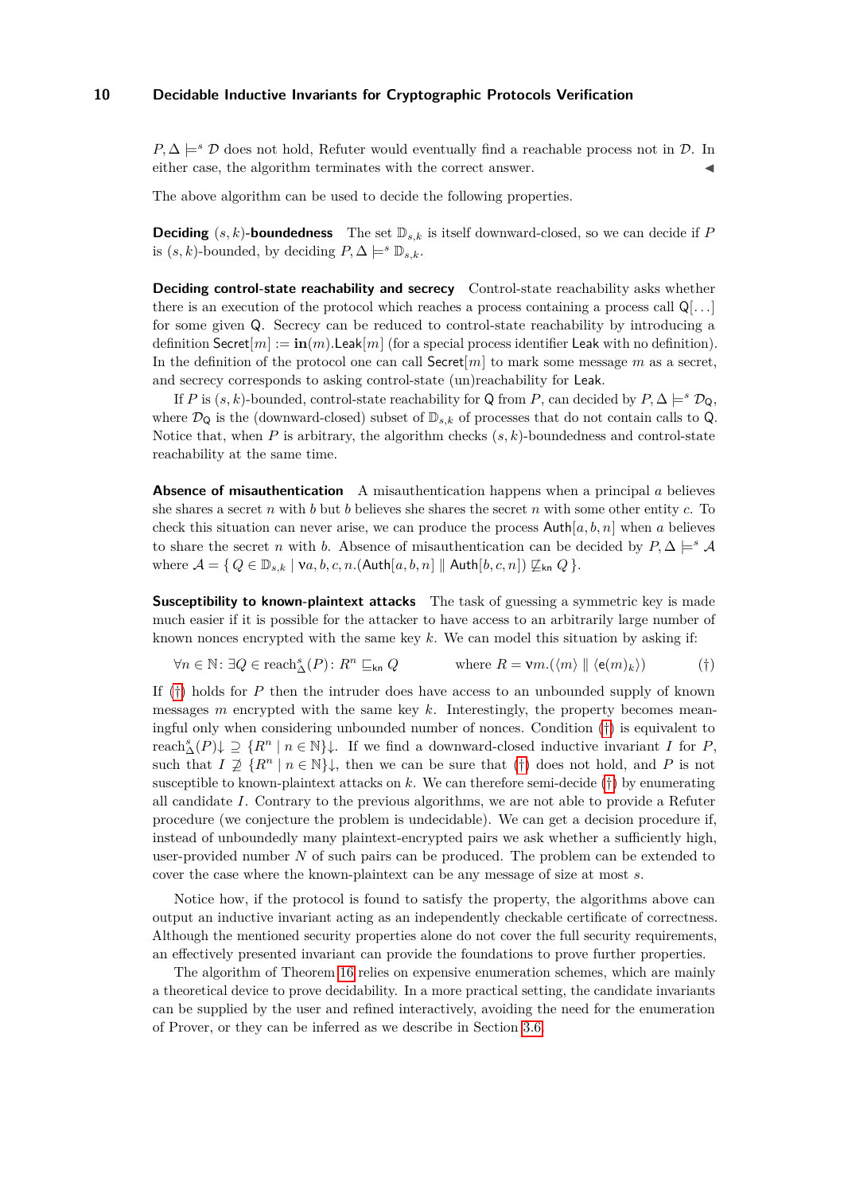$P, \Delta \models^s \mathcal{D}$ does not hold, Refuter would eventually find a reachable process not in $\mathcal{D}$. In either case, the algorithm terminates with the correct answer. ◀

The above algorithm can be used to decide the following properties.

**Deciding $(s,k)$-boundedness** The set $\mathbb{D}_{s,k}$ is itself downward-closed, so we can decide if $P$ is $(s,k)$-bounded, by deciding $P, \Delta \models^s \mathbb{D}_{s,k}$.

**Deciding control-state reachability and secrecy** Control-state reachability asks whether there is an execution of the protocol which reaches a process containing a process call $\mathsf{Q}[\ldots]$ for some given $\mathsf{Q}$. Secrecy can be reduced to control-state reachability by introducing a definition $\mathsf{Secret}[m] := \mathbf{in}(m).\mathsf{Leak}[m]$ (for a special process identifier $\mathsf{Leak}$ with no definition). In the definition of the protocol one can call $\mathsf{Secret}[m]$ to mark some message $m$ as a secret, and secrecy corresponds to asking control-state (un)reachability for $\mathsf{Leak}$.

If $P$ is $(s,k)$-bounded, control-state reachability for $\mathsf{Q}$ from $P$, can decided by $P, \Delta \models^s \mathcal{D}_{\mathsf{Q}}$, where $\mathcal{D}_{\mathsf{Q}}$ is the (downward-closed) subset of $\mathbb{D}_{s,k}$ of processes that do not contain calls to $\mathsf{Q}$. Notice that, when $P$ is arbitrary, the algorithm checks $(s,k)$-boundedness and control-state reachability at the same time.

**Absence of misauthentication** A misauthentication happens when a principal $a$ believes she shares a secret $n$ with $b$ but $b$ believes she shares the secret $n$ with some other entity $c$. To check this situation can never arise, we can produce the process $\mathsf{Auth}[a,b,n]$ when $a$ believes to share the secret $n$ with $b$. Absence of misauthentication can be decided by $P, \Delta \models^s \mathcal{A}$ where $\mathcal{A} = \{\, Q \in \mathbb{D}_{s,k} \mid \nu a,b,c,n.(\mathsf{Auth}[a,b,n] \parallel \mathsf{Auth}[b,c,n]) \not\sqsubseteq_{\mathsf{kn}} Q \,\}$.

**Susceptibility to known-plaintext attacks** The task of guessing a symmetric key is made much easier if it is possible for the attacker to have access to an arbitrarily large number of known nonces encrypted with the same key $k$. We can model this situation by asking if:

$$\forall n \in \mathbb{N} \colon \exists Q \in \mathrm{reach}^s_\Delta(P) \colon R^n \sqsubseteq_{\mathsf{kn}} Q \qquad \text{where } R = \nu m.(\langle m \rangle \parallel \langle \mathsf{e}(m)_k \rangle) \tag{†}$$

If (†) holds for $P$ then the intruder does have access to an unbounded supply of known messages $m$ encrypted with the same key $k$. Interestingly, the property becomes meaningful only when considering unbounded number of nonces. Condition (†) is equivalent to $\mathrm{reach}^s_\Delta(P){\downarrow} \supseteq \{R^n \mid n \in \mathbb{N}\}{\downarrow}$. If we find a downward-closed inductive invariant $I$ for $P$, such that $I \not\supseteq \{R^n \mid n \in \mathbb{N}\}{\downarrow}$, then we can be sure that (†) does not hold, and $P$ is not susceptible to known-plaintext attacks on $k$. We can therefore semi-decide (†) by enumerating all candidate $I$. Contrary to the previous algorithms, we are not able to provide a Refuter procedure (we conjecture the problem is undecidable). We can get a decision procedure if, instead of unboundedly many plaintext-encrypted pairs we ask whether a sufficiently high, user-provided number $N$ of such pairs can be produced. The problem can be extended to cover the case where the known-plaintext can be any message of size at most $s$.

Notice how, if the protocol is found to satisfy the property, the algorithms above can output an inductive invariant acting as an independently checkable certificate of correctness. Although the mentioned security properties alone do not cover the full security requirements, an effectively presented invariant can provide the foundations to prove further properties.

The algorithm of Theorem 16 relies on expensive enumeration schemes, which are mainly a theoretical device to prove decidability. In a more practical setting, the candidate invariants can be supplied by the user and refined interactively, avoiding the need for the enumeration of Prover, or they can be inferred as we describe in Section 3.6.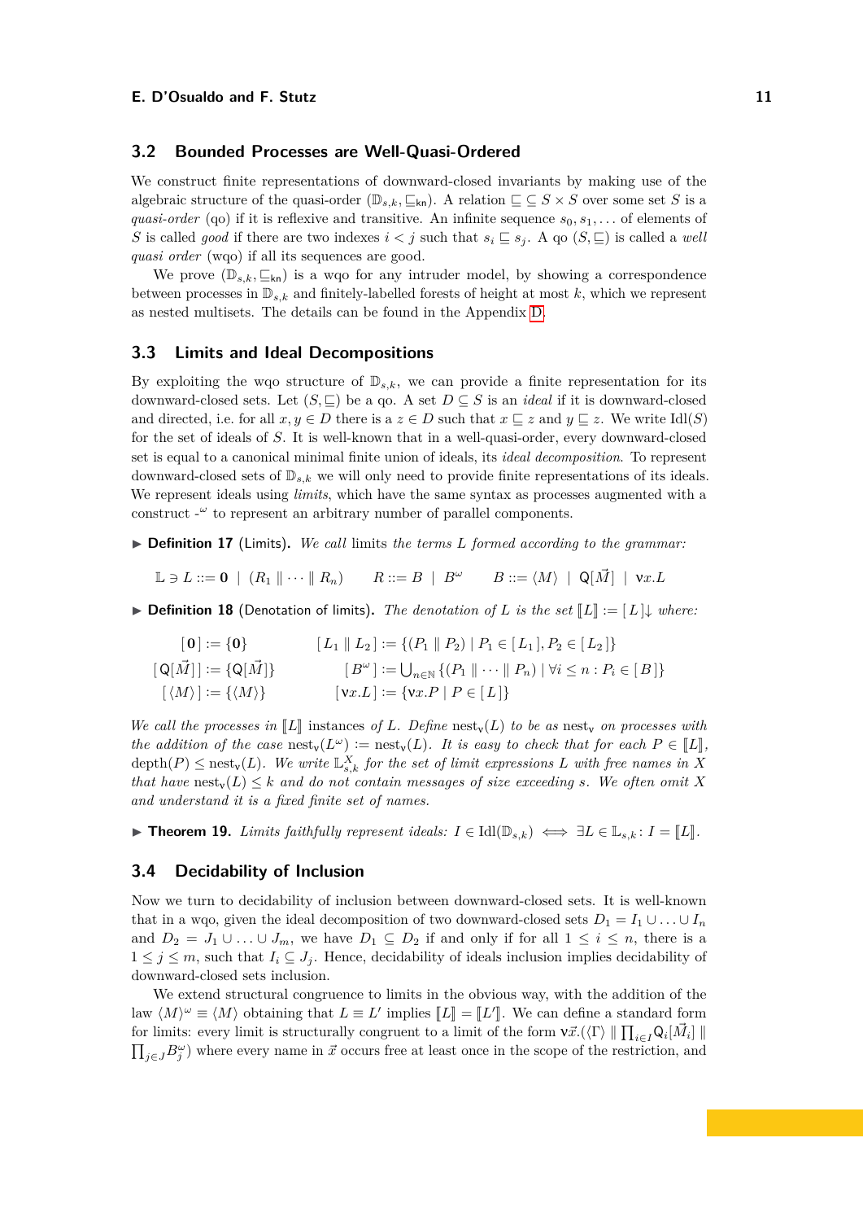## 3.2 Bounded Processes are Well-Quasi-Ordered

We construct finite representations of downward-closed invariants by making use of the algebraic structure of the quasi-order $(\mathbb{D}_{s,k}, \sqsubseteq_{\mathsf{kn}})$. A relation $\sqsubseteq \subseteq S \times S$ over some set $S$ is a *quasi-order* (qo) if it is reflexive and transitive. An infinite sequence $s_0, s_1, \dots$ of elements of $S$ is called *good* if there are two indexes $i < j$ such that $s_i \sqsubseteq s_j$. A qo $(S, \sqsubseteq)$ is called a *well quasi order* (wqo) if all its sequences are good.

We prove $(\mathbb{D}_{s,k}, \sqsubseteq_{\mathsf{kn}})$ is a wqo for any intruder model, by showing a correspondence between processes in $\mathbb{D}_{s,k}$ and finitely-labelled forests of height at most $k$, which we represent as nested multisets. The details can be found in the Appendix D.

## 3.3 Limits and Ideal Decompositions

By exploiting the wqo structure of $\mathbb{D}_{s,k}$, we can provide a finite representation for its downward-closed sets. Let $(S, \sqsubseteq)$ be a qo. A set $D \subseteq S$ is an *ideal* if it is downward-closed and directed, i.e. for all $x, y \in D$ there is a $z \in D$ such that $x \sqsubseteq z$ and $y \sqsubseteq z$. We write $\mathrm{Idl}(S)$ for the set of ideals of $S$. It is well-known that in a well-quasi-order, every downward-closed set is equal to a canonical minimal finite union of ideals, its *ideal decomposition*. To represent downward-closed sets of $\mathbb{D}_{s,k}$ we will only need to provide finite representations of its ideals. We represent ideals using *limits*, which have the same syntax as processes augmented with a construct $\text{-}^{\omega}$ to represent an arbitrary number of parallel components.

▶ **Definition 17** (Limits). *We call* limits *the terms $L$ formed according to the grammar:*

$$\mathbb{L} \ni L ::= \mathbf{0} \;\mid\; (R_1 \parallel \cdots \parallel R_n) \qquad R ::= B \;\mid\; B^{\omega} \qquad B ::= \langle M \rangle \;\mid\; \mathsf{Q}[\vec{M}] \;\mid\; \nu x.L$$

▶ **Definition 18** (Denotation of limits). *The denotation of $L$ is the set $\llbracket L \rrbracket := [\,L\,]{\downarrow}$ where:*

$$
\begin{aligned}
[\,\mathbf{0}\,] &:= \{\mathbf{0}\} & [\,L_1 \parallel L_2\,] &:= \{(P_1 \parallel P_2) \mid P_1 \in [\,L_1\,], P_2 \in [\,L_2\,]\} \\
[\,\mathsf{Q}[\vec{M}]\,] &:= \{\mathsf{Q}[\vec{M}]\} & [\,B^{\omega}\,] &:= \textstyle\bigcup_{n \in \mathbb{N}} \{(P_1 \parallel \cdots \parallel P_n) \mid \forall i \le n : P_i \in [\,B\,]\} \\
[\,\langle M \rangle\,] &:= \{\langle M \rangle\} & [\,\nu x.L\,] &:= \{\nu x.P \mid P \in [\,L\,]\}
\end{aligned}
$$

*We call the processes in $\llbracket L \rrbracket$* instances *of $L$. Define $\mathrm{nest}_\nu(L)$ to be as $\mathrm{nest}_\nu$ on processes with the addition of the case $\mathrm{nest}_\nu(L^{\omega}) := \mathrm{nest}_\nu(L)$. It is easy to check that for each $P \in \llbracket L \rrbracket$, $\mathrm{depth}(P) \le \mathrm{nest}_\nu(L)$. We write $\mathbb{L}^X_{s,k}$ for the set of limit expressions $L$ with free names in $X$ that have $\mathrm{nest}_\nu(L) \le k$ and do not contain messages of size exceeding $s$. We often omit $X$ and understand it is a fixed finite set of names.*

▶ **Theorem 19.** *Limits faithfully represent ideals: $I \in \mathrm{Idl}(\mathbb{D}_{s,k}) \iff \exists L \in \mathbb{L}_{s,k} \colon I = \llbracket L \rrbracket$.*

## 3.4 Decidability of Inclusion

Now we turn to decidability of inclusion between downward-closed sets. It is well-known that in a wqo, given the ideal decomposition of two downward-closed sets $D_1 = I_1 \cup \ldots \cup I_n$ and $D_2 = J_1 \cup \ldots \cup J_m$, we have $D_1 \subseteq D_2$ if and only if for all $1 \le i \le n$, there is a $1 \le j \le m$, such that $I_i \subseteq J_j$. Hence, decidability of ideals inclusion implies decidability of downward-closed sets inclusion.

We extend structural congruence to limits in the obvious way, with the addition of the law $\langle M \rangle^{\omega} \equiv \langle M \rangle$ obtaining that $L \equiv L'$ implies $\llbracket L \rrbracket = \llbracket L' \rrbracket$. We can define a standard form for limits: every limit is structurally congruent to a limit of the form $\nu\vec{x}.(\langle \Gamma \rangle \parallel \prod_{i \in I} \mathsf{Q}_i[\vec{M}_i] \parallel \prod_{j \in J} B_j^{\omega})$ where every name in $\vec{x}$ occurs free at least once in the scope of the restriction, and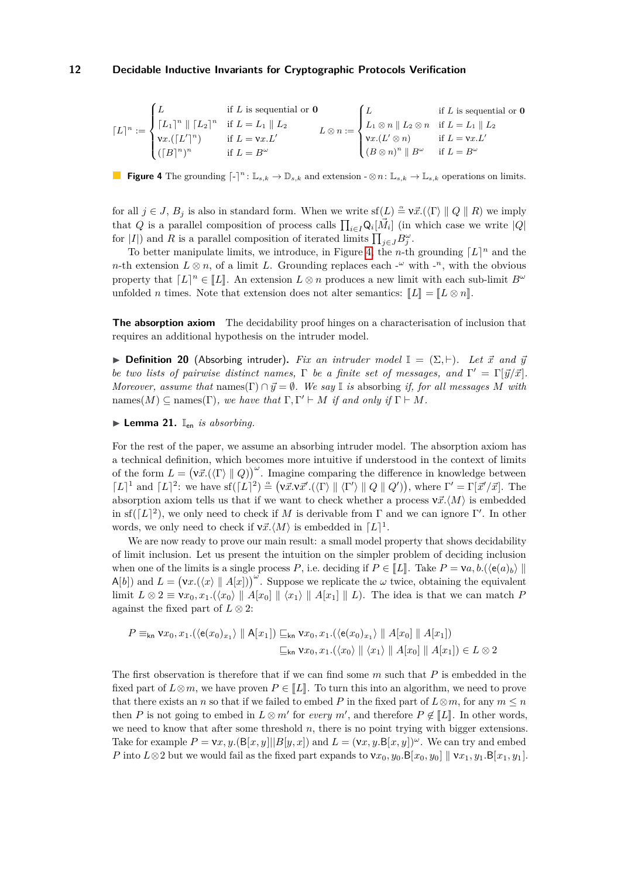$$\lceil L \rceil^n := \begin{cases} L & \text{if } L \text{ is sequential or } \mathbf{0} \\ \lceil L_1 \rceil^n \parallel \lceil L_2 \rceil^n & \text{if } L = L_1 \parallel L_2 \\ \nu x.(\lceil L' \rceil^n) & \text{if } L = \nu x.L' \\ (\lceil B \rceil^n)^n & \text{if } L = B^\omega \end{cases} \qquad L \otimes n := \begin{cases} L & \text{if } L \text{ is sequential or } \mathbf{0} \\ L_1 \otimes n \parallel L_2 \otimes n & \text{if } L = L_1 \parallel L_2 \\ \nu x.(L' \otimes n) & \text{if } L = \nu x.L' \\ (B \otimes n)^n \parallel B^\omega & \text{if } L = B^\omega \end{cases}$$

**Figure 4** The grounding $\lceil \text{-} \rceil^n : \mathbb{L}_{s,k} \to \mathbb{D}_{s,k}$ and extension $\text{-} \otimes n : \mathbb{L}_{s,k} \to \mathbb{L}_{s,k}$ operations on limits.

for all $j \in J$, $B_j$ is also in standard form. When we write $\mathrm{sf}(L) \triangleq \nu\vec{x}.(\langle\Gamma\rangle \parallel Q \parallel R)$ we imply that $Q$ is a parallel composition of process calls $\prod_{i \in I} \mathsf{Q}_i[\vec{M}_i]$ (in which case we write $|Q|$ for $|I|$) and $R$ is a parallel composition of iterated limits $\prod_{j \in J} B_j^\omega$.

To better manipulate limits, we introduce, in Figure 4, the $n$-th grounding $\lceil L \rceil^n$ and the $n$-th extension $L \otimes n$, of a limit $L$. Grounding replaces each $\text{-}^\omega$ with $\text{-}^n$, with the obvious property that $\lceil L \rceil^n \in [\![L]\!]$. An extension $L \otimes n$ produces a new limit with each sub-limit $B^\omega$ unfolded $n$ times. Note that extension does not alter semantics: $[\![L]\!] = [\![L \otimes n]\!]$.

**The absorption axiom** The decidability proof hinges on a characterisation of inclusion that requires an additional hypothesis on the intruder model.

▶ **Definition 20** (Absorbing intruder). *Fix an intruder model $\mathbb{I} = (\Sigma, \vdash)$. Let $\vec{x}$ and $\vec{y}$ be two lists of pairwise distinct names, $\Gamma$ be a finite set of messages, and $\Gamma' = \Gamma[\vec{y}/\vec{x}]$. Moreover, assume that $\mathrm{names}(\Gamma) \cap \vec{y} = \emptyset$. We say $\mathbb{I}$ is* absorbing *if, for all messages $M$ with $\mathrm{names}(M) \subseteq \mathrm{names}(\Gamma)$, we have that $\Gamma, \Gamma' \vdash M$ if and only if $\Gamma \vdash M$.*

▶ **Lemma 21.** *$\mathbb{I}_{\mathsf{en}}$ is absorbing.*

For the rest of the paper, we assume an absorbing intruder model. The absorption axiom has a technical definition, which becomes more intuitive if understood in the context of limits of the form $L = \big(\nu\vec{x}.(\langle\Gamma\rangle \parallel Q)\big)^\omega$. Imagine comparing the difference in knowledge between $\lceil L \rceil^1$ and $\lceil L \rceil^2$: we have $\mathrm{sf}(\lceil L \rceil^2) \triangleq \big(\nu\vec{x}.\nu\vec{x}'.(\langle\Gamma\rangle \parallel \langle\Gamma'\rangle \parallel Q \parallel Q')\big)$, where $\Gamma' = \Gamma[\vec{x}'/\vec{x}]$. The absorption axiom tells us that if we want to check whether a process $\nu\vec{x}.\langle M\rangle$ is embedded in $\mathrm{sf}(\lceil L \rceil^2)$, we only need to check if $M$ is derivable from $\Gamma$ and we can ignore $\Gamma'$. In other words, we only need to check if $\nu\vec{x}.\langle M\rangle$ is embedded in $\lceil L \rceil^1$.

We are now ready to prove our main result: a small model property that shows decidability of limit inclusion. Let us present the intuition on the simpler problem of deciding inclusion when one of the limits is a single process $P$, i.e. deciding if $P \in [\![L]\!]$. Take $P = \nu a, b.(\langle \mathsf{e}(a)_b\rangle \parallel \mathsf{A}[b])$ and $L = \big(\nu x.(\langle x\rangle \parallel A[x])\big)^\omega$. Suppose we replicate the $\omega$ twice, obtaining the equivalent limit $L \otimes 2 \equiv \nu x_0, x_1.(\langle x_0\rangle \parallel A[x_0] \parallel \langle x_1\rangle \parallel A[x_1] \parallel L)$. The idea is that we can match $P$ against the fixed part of $L \otimes 2$:

$$\begin{aligned} P \equiv_{\mathsf{kn}} \nu x_0, x_1.(\langle \mathsf{e}(x_0)_{x_1}\rangle \parallel \mathsf{A}[x_1]) &\sqsubseteq_{\mathsf{kn}} \nu x_0, x_1.(\langle \mathsf{e}(x_0)_{x_1}\rangle \parallel A[x_0] \parallel A[x_1]) \\ &\sqsubseteq_{\mathsf{kn}} \nu x_0, x_1.(\langle x_0\rangle \parallel \langle x_1\rangle \parallel A[x_0] \parallel A[x_1]) \in L \otimes 2 \end{aligned}$$

The first observation is therefore that if we can find some $m$ such that $P$ is embedded in the fixed part of $L \otimes m$, we have proven $P \in [\![L]\!]$. To turn this into an algorithm, we need to prove that there exists an $n$ so that if we failed to embed $P$ in the fixed part of $L \otimes m$, for any $m \leq n$ then $P$ is not going to embed in $L \otimes m'$ for *every* $m'$, and therefore $P \notin [\![L]\!]$. In other words, we need to know that after some threshold $n$, there is no point trying with bigger extensions. Take for example $P = \nu x, y.(\mathsf{B}[x, y] || B[y, x])$ and $L = (\nu x, y.\mathsf{B}[x, y])^\omega$. We can try and embed $P$ into $L \otimes 2$ but we would fail as the fixed part expands to $\nu x_0, y_0.\mathsf{B}[x_0, y_0] \parallel \nu x_1, y_1.\mathsf{B}[x_1, y_1]$.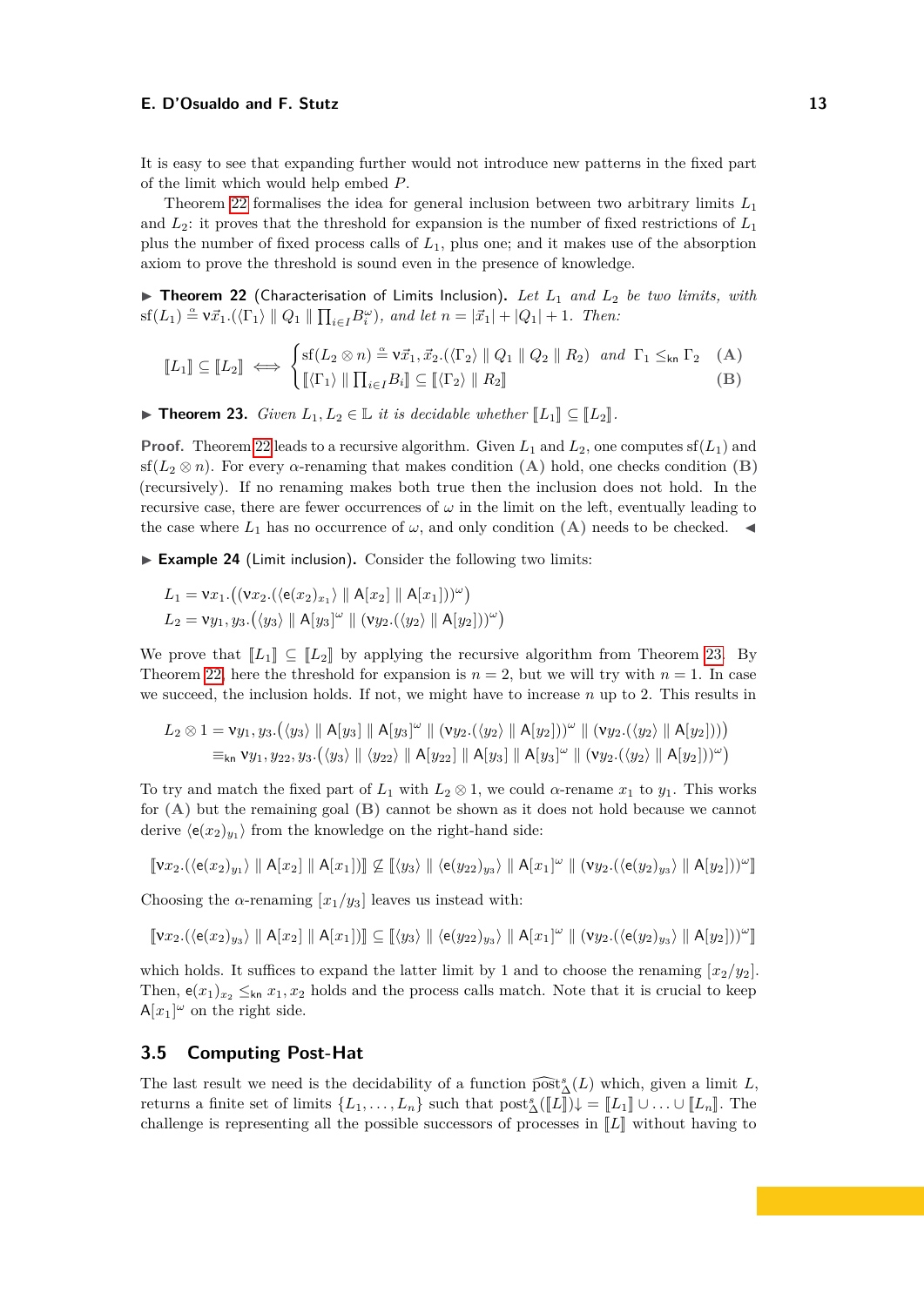It is easy to see that expanding further would not introduce new patterns in the fixed part of the limit which would help embed $P$.

Theorem 22 formalises the idea for general inclusion between two arbitrary limits $L_1$ and $L_2$: it proves that the threshold for expansion is the number of fixed restrictions of $L_1$ plus the number of fixed process calls of $L_1$, plus one; and it makes use of the absorption axiom to prove the threshold is sound even in the presence of knowledge.

▶ **Theorem 22** (Characterisation of Limits Inclusion)**.** *Let $L_1$ and $L_2$ be two limits, with $\mathrm{sf}(L_1) \stackrel{\alpha}{=} \nu\vec{x}_1.(\langle\Gamma_1\rangle \parallel Q_1 \parallel \prod_{i\in I} B_i^\omega)$, and let $n = |\vec{x}_1| + |Q_1| + 1$. Then:*

$$[\![L_1]\!] \subseteq [\![L_2]\!] \iff \begin{cases} \mathrm{sf}(L_2 \otimes n) \stackrel{\alpha}{=} \nu\vec{x}_1, \vec{x}_2.(\langle\Gamma_2\rangle \parallel Q_1 \parallel Q_2 \parallel R_2) \text{ and } \Gamma_1 \leq_{\mathsf{kn}} \Gamma_2 & \textbf{(A)} \\ [\![\langle\Gamma_1\rangle \parallel \prod_{i\in I} B_i]\!] \subseteq [\![\langle\Gamma_2\rangle \parallel R_2]\!] & \textbf{(B)} \end{cases}$$

▶ **Theorem 23.** *Given $L_1, L_2 \in \mathbb{L}$ it is decidable whether $[\![L_1]\!] \subseteq [\![L_2]\!]$.*

**Proof.** Theorem 22 leads to a recursive algorithm. Given $L_1$ and $L_2$, one computes $\mathrm{sf}(L_1)$ and $\mathrm{sf}(L_2 \otimes n)$. For every $\alpha$-renaming that makes condition **(A)** hold, one checks condition **(B)** (recursively). If no renaming makes both true then the inclusion does not hold. In the recursive case, there are fewer occurrences of $\omega$ in the limit on the left, eventually leading to the case where $L_1$ has no occurrence of $\omega$, and only condition **(A)** needs to be checked. ◀

▶ **Example 24** (Limit inclusion)**.** Consider the following two limits:

$$L_1 = \nu x_1.\big((\nu x_2.(\langle \mathsf{e}(x_2)_{x_1}\rangle \parallel \mathsf{A}[x_2] \parallel \mathsf{A}[x_1]))^\omega\big)$$
$$L_2 = \nu y_1, y_3.\big(\langle y_3\rangle \parallel \mathsf{A}[y_3]^\omega \parallel (\nu y_2.(\langle y_2\rangle \parallel \mathsf{A}[y_2]))^\omega\big)$$

We prove that $[\![L_1]\!] \subseteq [\![L_2]\!]$ by applying the recursive algorithm from Theorem 23. By Theorem 22, here the threshold for expansion is $n = 2$, but we will try with $n = 1$. In case we succeed, the inclusion holds. If not, we might have to increase $n$ up to 2. This results in

$$L_2 \otimes 1 = \nu y_1, y_3.\big(\langle y_3\rangle \parallel \mathsf{A}[y_3] \parallel \mathsf{A}[y_3]^\omega \parallel (\nu y_2.(\langle y_2\rangle \parallel \mathsf{A}[y_2]))^\omega \parallel (\nu y_2.(\langle y_2\rangle \parallel \mathsf{A}[y_2]))\big)$$
$$\equiv_{\mathsf{kn}} \nu y_1, y_{22}, y_3.\big(\langle y_3\rangle \parallel \langle y_{22}\rangle \parallel \mathsf{A}[y_{22}] \parallel \mathsf{A}[y_3] \parallel \mathsf{A}[y_3]^\omega \parallel (\nu y_2.(\langle y_2\rangle \parallel \mathsf{A}[y_2]))^\omega\big)$$

To try and match the fixed part of $L_1$ with $L_2 \otimes 1$, we could $\alpha$-rename $x_1$ to $y_1$. This works for **(A)** but the remaining goal **(B)** cannot be shown as it does not hold because we cannot derive $\langle \mathsf{e}(x_2)_{y_1}\rangle$ from the knowledge on the right-hand side:

$$[\![\nu x_2.(\langle \mathsf{e}(x_2)_{y_1}\rangle \parallel \mathsf{A}[x_2] \parallel \mathsf{A}[x_1])]\!] \not\subseteq [\![\langle y_3\rangle \parallel \langle \mathsf{e}(y_{22})_{y_3}\rangle \parallel \mathsf{A}[x_1]^\omega \parallel (\nu y_2.(\langle \mathsf{e}(y_2)_{y_3}\rangle \parallel \mathsf{A}[y_2]))^\omega]\!]$$

Choosing the $\alpha$-renaming $[x_1/y_3]$ leaves us instead with:

$$[\![\nu x_2.(\langle \mathsf{e}(x_2)_{y_3}\rangle \parallel \mathsf{A}[x_2] \parallel \mathsf{A}[x_1])]\!] \subseteq [\![\langle y_3\rangle \parallel \langle \mathsf{e}(y_{22})_{y_3}\rangle \parallel \mathsf{A}[x_1]^\omega \parallel (\nu y_2.(\langle \mathsf{e}(y_2)_{y_3}\rangle \parallel \mathsf{A}[y_2]))^\omega]\!]$$

which holds. It suffices to expand the latter limit by 1 and to choose the renaming $[x_2/y_2]$. Then, $\mathsf{e}(x_1)_{x_2} \leq_{\mathsf{kn}} x_1, x_2$ holds and the process calls match. Note that it is crucial to keep $\mathsf{A}[x_1]^\omega$ on the right side.

## 3.5 Computing Post-Hat

The last result we need is the decidability of a function $\widehat{\mathrm{post}}^s_\Delta(L)$ which, given a limit $L$, returns a finite set of limits $\{L_1, \dots, L_n\}$ such that $\mathrm{post}^s_\Delta([\![L]\!])\!\downarrow = [\![L_1]\!] \cup \ldots \cup [\![L_n]\!]$. The challenge is representing all the possible successors of processes in $[\![L]\!]$ without having to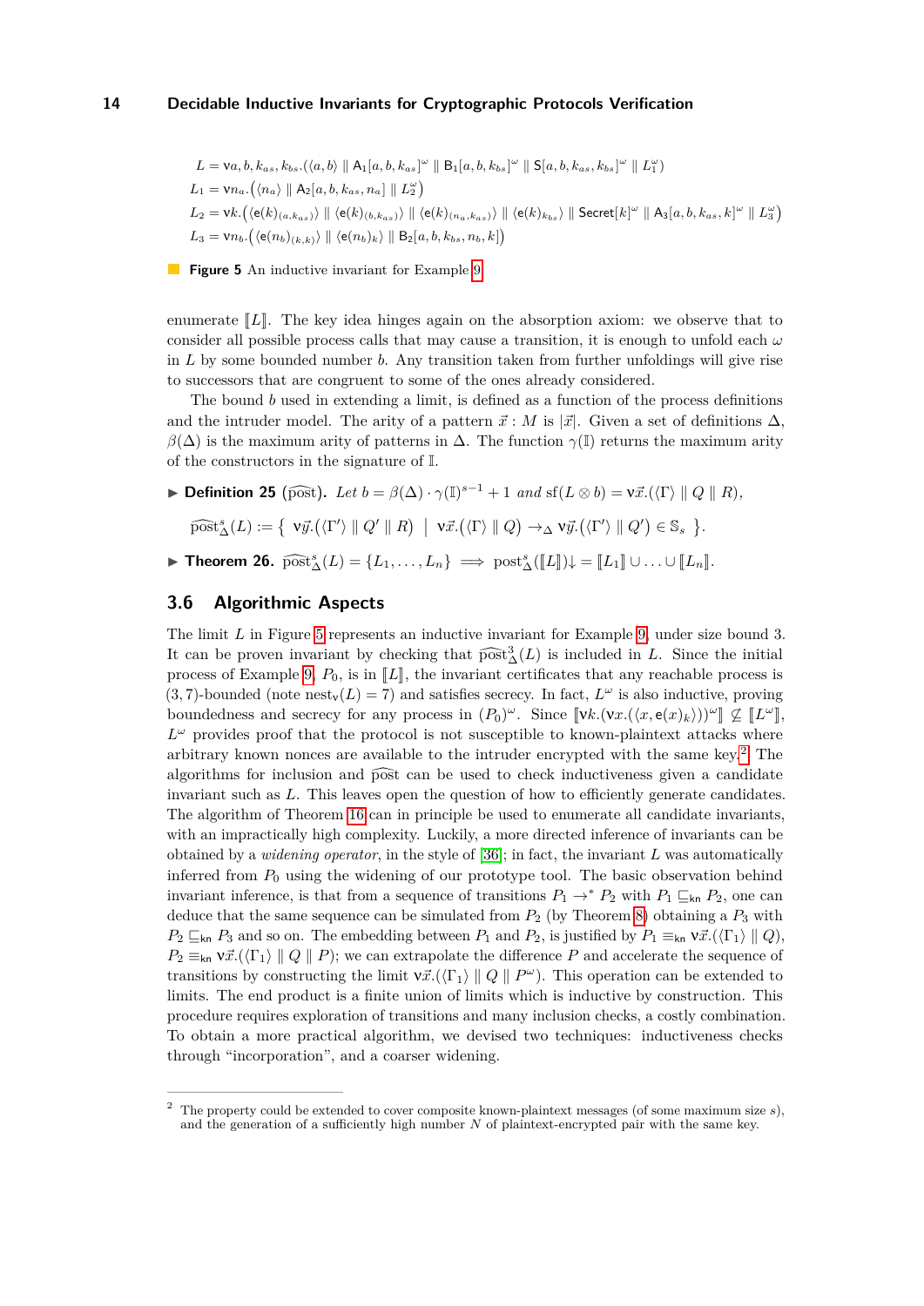$$L = \nu a, b, k_{as}, k_{bs}.(\langle a, b\rangle \parallel \mathsf{A}_1[a, b, k_{as}]^\omega \parallel \mathsf{B}_1[a, b, k_{bs}]^\omega \parallel \mathsf{S}[a, b, k_{as}, k_{bs}]^\omega \parallel L_1^\omega)$$
$$L_1 = \nu n_a.\big(\langle n_a\rangle \parallel \mathsf{A}_2[a, b, k_{as}, n_a] \parallel L_2^\omega\big)$$
$$L_2 = \nu k.\big(\langle \mathsf{e}(k)_{(a,k_{as})}\rangle \parallel \langle \mathsf{e}(k)_{\langle b,k_{as}\rangle}\rangle \parallel \langle \mathsf{e}(k)_{(n_a,k_{as})}\rangle \parallel \langle \mathsf{e}(k)_{k_{bs}}\rangle \parallel \mathsf{Secret}[k]^\omega \parallel \mathsf{A}_3[a, b, k_{as}, k]^\omega \parallel L_3^\omega\big)$$
$$L_3 = \nu n_b.\big(\langle \mathsf{e}(n_b)_{(k,k)}\rangle \parallel \langle \mathsf{e}(n_b)_k\rangle \parallel \mathsf{B}_2[a, b, k_{bs}, n_b, k]\big)$$

**Figure 5** An inductive invariant for Example 9

enumerate $[\![L]\!]$. The key idea hinges again on the absorption axiom: we observe that to consider all possible process calls that may cause a transition, it is enough to unfold each $\omega$ in $L$ by some bounded number $b$. Any transition taken from further unfoldings will give rise to successors that are congruent to some of the ones already considered.

The bound $b$ used in extending a limit, is defined as a function of the process definitions and the intruder model. The arity of a pattern $\vec{x} : M$ is $|\vec{x}|$. Given a set of definitions $\Delta$, $\beta(\Delta)$ is the maximum arity of patterns in $\Delta$. The function $\gamma(\mathbb{I})$ returns the maximum arity of the constructors in the signature of $\mathbb{I}$.

▶ **Definition 25** ($\widehat{\text{post}}$). *Let* $b = \beta(\Delta) \cdot \gamma(\mathbb{I})^{s-1} + 1$ *and* $\text{sf}(L \otimes b) = \nu\vec{x}.(\langle\Gamma\rangle \parallel Q \parallel R)$,

$$\widehat{\text{post}}^s_\Delta(L) := \big\{\ \nu\vec{y}.(\langle\Gamma'\rangle \parallel Q' \parallel R)\ \big|\ \nu\vec{x}.(\langle\Gamma\rangle \parallel Q) \to_\Delta \nu\vec{y}.(\langle\Gamma'\rangle \parallel Q') \in \mathbb{S}_s\ \big\}.$$

▶ **Theorem 26.** $\widehat{\text{post}}^s_\Delta(L) = \{L_1, \ldots, L_n\} \implies \text{post}^s_\Delta([\![L]\!])\!\downarrow = [\![L_1]\!] \cup \ldots \cup [\![L_n]\!]$.

## 3.6 Algorithmic Aspects

The limit $L$ in Figure 5 represents an inductive invariant for Example 9, under size bound 3. It can be proven invariant by checking that $\widehat{\text{post}}^3_\Delta(L)$ is included in $L$. Since the initial process of Example 9, $P_0$, is in $[\![L]\!]$, the invariant certificates that any reachable process is $(3, 7)$-bounded (note $\text{nest}_\nu(L) = 7$) and satisfies secrecy. In fact, $L^\omega$ is also inductive, proving boundedness and secrecy for any process in $(P_0)^\omega$. Since $[\![\nu k.(\nu x.(\langle x, \mathsf{e}(x)_k\rangle))^\omega]\!] \not\subseteq [\![L^\omega]\!]$, $L^\omega$ provides proof that the protocol is not susceptible to known-plaintext attacks where arbitrary known nonces are available to the intruder encrypted with the same key.[2] The algorithms for inclusion and $\widehat{\text{post}}$ can be used to check inductiveness given a candidate invariant such as $L$. This leaves open the question of how to efficiently generate candidates. The algorithm of Theorem 16 can in principle be used to enumerate all candidate invariants, with an impractically high complexity. Luckily, a more directed inference of invariants can be obtained by a *widening operator*, in the style of [36]; in fact, the invariant $L$ was automatically inferred from $P_0$ using the widening of our prototype tool. The basic observation behind invariant inference, is that from a sequence of transitions $P_1 \to^* P_2$ with $P_1 \sqsubseteq_{\mathsf{kn}} P_2$, one can deduce that the same sequence can be simulated from $P_2$ (by Theorem 8) obtaining a $P_3$ with $P_2 \sqsubseteq_{\mathsf{kn}} P_3$ and so on. The embedding between $P_1$ and $P_2$, is justified by $P_1 \equiv_{\mathsf{kn}} \nu\vec{x}.(\langle\Gamma_1\rangle \parallel Q)$, $P_2 \equiv_{\mathsf{kn}} \nu\vec{x}.(\langle\Gamma_1\rangle \parallel Q \parallel P)$; we can extrapolate the difference $P$ and accelerate the sequence of transitions by constructing the limit $\nu\vec{x}.(\langle\Gamma_1\rangle \parallel Q \parallel P^\omega)$. This operation can be extended to limits. The end product is a finite union of limits which is inductive by construction. This procedure requires exploration of transitions and many inclusion checks, a costly combination. To obtain a more practical algorithm, we devised two techniques: inductiveness checks through "incorporation", and a coarser widening.

---

[2] The property could be extended to cover composite known-plaintext messages (of some maximum size $s$), and the generation of a sufficiently high number $N$ of plaintext-encrypted pair with the same key.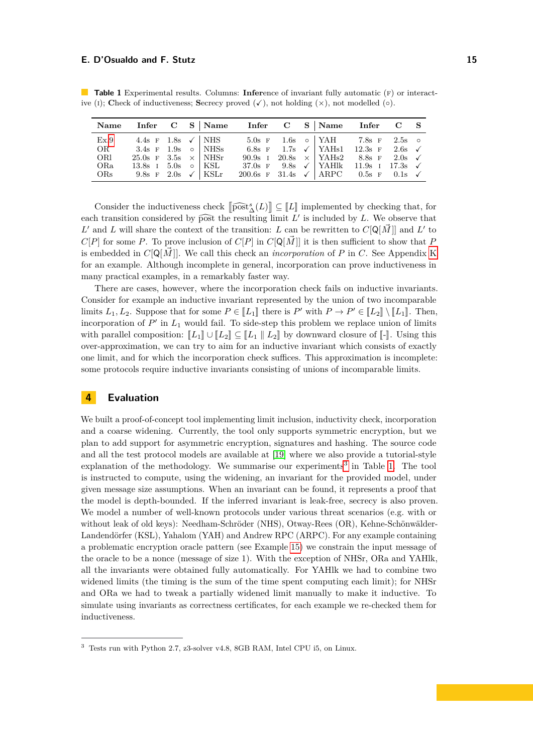**Table 1** Experimental results. Columns: **Infer**ence of invariant fully automatic (F) or interactive (I); **C**heck of inductiveness; **S**ecrecy proved (✓), not holding (×), not modelled (○).

| Name | Infer | C | S | Name | Infer | C | S | Name | Infer | C | S |
|---|---|---|---|---|---|---|---|---|---|---|---|
| Ex.9 | 4.4s F | 1.8s | ✓ | NHS | 5.0s F | 1.6s | ○ | YAH | 7.8s F | 2.5s | ○ |
| OR | 3.4s F | 1.9s | ○ | NHSs | 6.8s F | 1.7s | ✓ | YAHs1 | 12.3s F | 2.6s | ✓ |
| ORl | 25.0s F | 3.5s | × | NHSr | 90.9s I | 20.8s | × | YAHs2 | 8.8s F | 2.0s | ✓ |
| ORa | 13.8s I | 5.0s | ○ | KSL | 37.0s F | 9.8s | ✓ | YAHlk | 11.9s I | 17.3s | ✓ |
| ORs | 9.8s F | 2.0s | ✓ | KSLr | 200.6s F | 31.4s | ✓ | ARPC | 0.5s F | 0.1s | ✓ |

Consider the inductiveness check $[\![\widehat{\text{post}}^{s}_{\Delta}(L)]\!] \subseteq [\![L]\!]$ implemented by checking that, for each transition considered by $\widehat{\text{post}}$ the resulting limit $L'$ is included by $L$. We observe that $L'$ and $L$ will share the context of the transition: $L$ can be rewritten to $C[\mathsf{Q}[\vec{M}]]$ and $L'$ to $C[P]$ for some $P$. To prove inclusion of $C[P]$ in $C[\mathsf{Q}[\vec{M}]]$ it is then sufficient to show that $P$ is embedded in $C[\mathsf{Q}[\vec{M}]]$. We call this check an *incorporation* of $P$ in $C$. See Appendix K for an example. Although incomplete in general, incorporation can prove inductiveness in many practical examples, in a remarkably faster way.

There are cases, however, where the incorporation check fails on inductive invariants. Consider for example an inductive invariant represented by the union of two incomparable limits $L_1, L_2$. Suppose that for some $P \in [\![L_1]\!]$ there is $P'$ with $P \to P' \in [\![L_2]\!] \setminus [\![L_1]\!]$. Then, incorporation of $P'$ in $L_1$ would fail. To side-step this problem we replace union of limits with parallel composition: $[\![L_1]\!] \cup [\![L_2]\!] \subseteq [\![L_1 \parallel L_2]\!]$ by downward closure of $[\![\text{-}]\!]$. Using this over-approximation, we can try to aim for an inductive invariant which consists of exactly one limit, and for which the incorporation check suffices. This approximation is incomplete: some protocols require inductive invariants consisting of unions of incomparable limits.

## 4 Evaluation

We built a proof-of-concept tool implementing limit inclusion, inductivity check, incorporation and a coarse widening. Currently, the tool only supports symmetric encryption, but we plan to add support for asymmetric encryption, signatures and hashing. The source code and all the test protocol models are available at [19] where we also provide a tutorial-style explanation of the methodology. We summarise our experiments[3] in Table 1. The tool is instructed to compute, using the widening, an invariant for the provided model, under given message size assumptions. When an invariant can be found, it represents a proof that the model is depth-bounded. If the inferred invariant is leak-free, secrecy is also proven. We model a number of well-known protocols under various threat scenarios (e.g. with or without leak of old keys): Needham-Schröder (NHS), Otway-Rees (OR), Kehne-Schönwälder-Landendörfer (KSL), Yahalom (YAH) and Andrew RPC (ARPC). For any example containing a problematic encryption oracle pattern (see Example 15) we constrain the input message of the oracle to be a nonce (message of size 1). With the exception of NHSr, ORa and YAHlk, all the invariants were obtained fully automatically. For YAHlk we had to combine two widened limits (the timing is the sum of the time spent computing each limit); for NHSr and ORa we had to tweak a partially widened limit manually to make it inductive. To simulate using invariants as correctness certificates, for each example we re-checked them for inductiveness.

---

[3] Tests run with Python 2.7, z3-solver v4.8, 8GB RAM, Intel CPU i5, on Linux.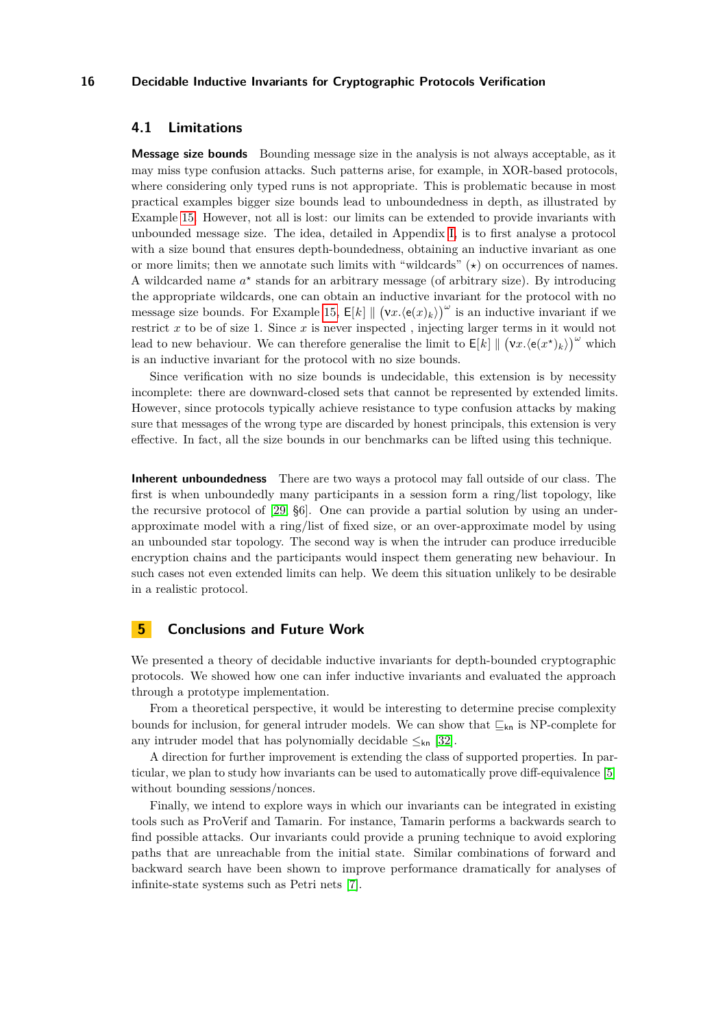### 4.1 Limitations

**Message size bounds** Bounding message size in the analysis is not always acceptable, as it may miss type confusion attacks. Such patterns arise, for example, in XOR-based protocols, where considering only typed runs is not appropriate. This is problematic because in most practical examples bigger size bounds lead to unboundedness in depth, as illustrated by Example 15. However, not all is lost: our limits can be extended to provide invariants with unbounded message size. The idea, detailed in Appendix I, is to first analyse a protocol with a size bound that ensures depth-boundedness, obtaining an inductive invariant as one or more limits; then we annotate such limits with "wildcards" ($\star$) on occurrences of names. A wildcarded name $a^\star$ stands for an arbitrary message (of arbitrary size). By introducing the appropriate wildcards, one can obtain an inductive invariant for the protocol with no message size bounds. For Example 15, $\mathsf{E}[k] \parallel \big(\nu x.\langle \mathsf{e}(x)_k\rangle\big)^\omega$ is an inductive invariant if we restrict $x$ to be of size 1. Since $x$ is never inspected , injecting larger terms in it would not lead to new behaviour. We can therefore generalise the limit to $\mathsf{E}[k] \parallel \big(\nu x.\langle \mathsf{e}(x^\star)_k\rangle\big)^\omega$ which is an inductive invariant for the protocol with no size bounds.

Since verification with no size bounds is undecidable, this extension is by necessity incomplete: there are downward-closed sets that cannot be represented by extended limits. However, since protocols typically achieve resistance to type confusion attacks by making sure that messages of the wrong type are discarded by honest principals, this extension is very effective. In fact, all the size bounds in our benchmarks can be lifted using this technique.

**Inherent unboundedness** There are two ways a protocol may fall outside of our class. The first is when unboundedly many participants in a session form a ring/list topology, like the recursive protocol of [29, §6]. One can provide a partial solution by using an under-approximate model with a ring/list of fixed size, or an over-approximate model by using an unbounded star topology. The second way is when the intruder can produce irreducible encryption chains and the participants would inspect them generating new behaviour. In such cases not even extended limits can help. We deem this situation unlikely to be desirable in a realistic protocol.

## 5 Conclusions and Future Work

We presented a theory of decidable inductive invariants for depth-bounded cryptographic protocols. We showed how one can infer inductive invariants and evaluated the approach through a prototype implementation.

From a theoretical perspective, it would be interesting to determine precise complexity bounds for inclusion, for general intruder models. We can show that $\sqsubseteq_{\mathsf{kn}}$ is NP-complete for any intruder model that has polynomially decidable $\leq_{\mathsf{kn}}$ [32].

A direction for further improvement is extending the class of supported properties. In particular, we plan to study how invariants can be used to automatically prove diff-equivalence [5] without bounding sessions/nonces.

Finally, we intend to explore ways in which our invariants can be integrated in existing tools such as ProVerif and Tamarin. For instance, Tamarin performs a backwards search to find possible attacks. Our invariants could provide a pruning technique to avoid exploring paths that are unreachable from the initial state. Similar combinations of forward and backward search have been shown to improve performance dramatically for analyses of infinite-state systems such as Petri nets [7].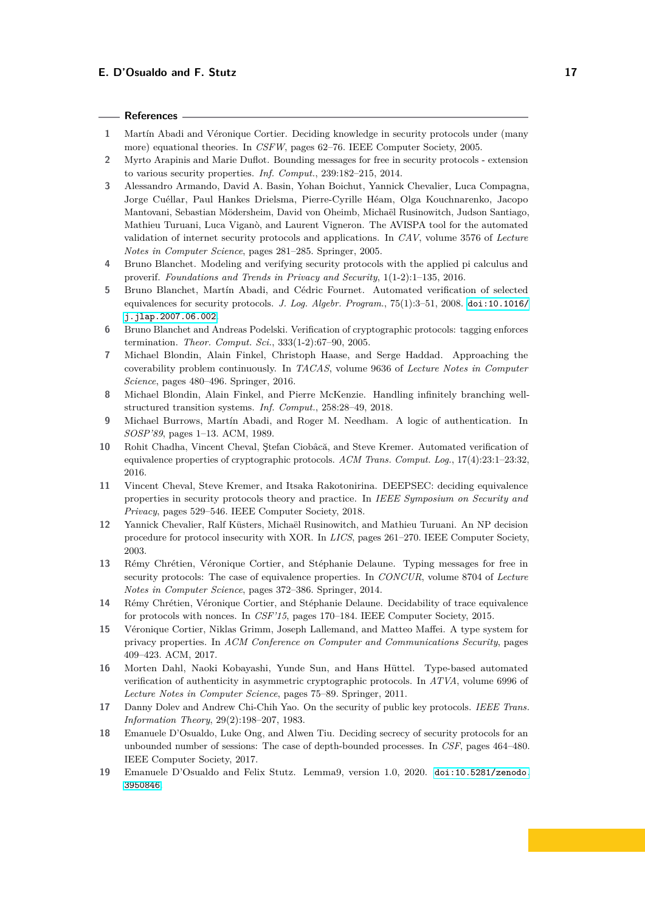## References

1. Martín Abadi and Véronique Cortier. Deciding knowledge in security protocols under (many more) equational theories. In *CSFW*, pages 62–76. IEEE Computer Society, 2005.
2. Myrto Arapinis and Marie Duflot. Bounding messages for free in security protocols - extension to various security properties. *Inf. Comput.*, 239:182–215, 2014.
3. Alessandro Armando, David A. Basin, Yohan Boichut, Yannick Chevalier, Luca Compagna, Jorge Cuéllar, Paul Hankes Drielsma, Pierre-Cyrille Héam, Olga Kouchnarenko, Jacopo Mantovani, Sebastian Mödersheim, David von Oheimb, Michaël Rusinowitch, Judson Santiago, Mathieu Turuani, Luca Viganò, and Laurent Vigneron. The AVISPA tool for the automated validation of internet security protocols and applications. In *CAV*, volume 3576 of *Lecture Notes in Computer Science*, pages 281–285. Springer, 2005.
4. Bruno Blanchet. Modeling and verifying security protocols with the applied pi calculus and proverif. *Foundations and Trends in Privacy and Security*, 1(1-2):1–135, 2016.
5. Bruno Blanchet, Martín Abadi, and Cédric Fournet. Automated verification of selected equivalences for security protocols. *J. Log. Algebr. Program.*, 75(1):3–51, 2008. doi:10.1016/j.jlap.2007.06.002.
6. Bruno Blanchet and Andreas Podelski. Verification of cryptographic protocols: tagging enforces termination. *Theor. Comput. Sci.*, 333(1-2):67–90, 2005.
7. Michael Blondin, Alain Finkel, Christoph Haase, and Serge Haddad. Approaching the coverability problem continuously. In *TACAS*, volume 9636 of *Lecture Notes in Computer Science*, pages 480–496. Springer, 2016.
8. Michael Blondin, Alain Finkel, and Pierre McKenzie. Handling infinitely branching well-structured transition systems. *Inf. Comput.*, 258:28–49, 2018.
9. Michael Burrows, Martín Abadi, and Roger M. Needham. A logic of authentication. In *SOSP'89*, pages 1–13. ACM, 1989.
10. Rohit Chadha, Vincent Cheval, Ştefan Ciobâcă, and Steve Kremer. Automated verification of equivalence properties of cryptographic protocols. *ACM Trans. Comput. Log.*, 17(4):23:1–23:32, 2016.
11. Vincent Cheval, Steve Kremer, and Itsaka Rakotonirina. DEEPSEC: deciding equivalence properties in security protocols theory and practice. In *IEEE Symposium on Security and Privacy*, pages 529–546. IEEE Computer Society, 2018.
12. Yannick Chevalier, Ralf Küsters, Michaël Rusinowitch, and Mathieu Turuani. An NP decision procedure for protocol insecurity with XOR. In *LICS*, pages 261–270. IEEE Computer Society, 2003.
13. Rémy Chrétien, Véronique Cortier, and Stéphanie Delaune. Typing messages for free in security protocols: The case of equivalence properties. In *CONCUR*, volume 8704 of *Lecture Notes in Computer Science*, pages 372–386. Springer, 2014.
14. Rémy Chrétien, Véronique Cortier, and Stéphanie Delaune. Decidability of trace equivalence for protocols with nonces. In *CSF'15*, pages 170–184. IEEE Computer Society, 2015.
15. Véronique Cortier, Niklas Grimm, Joseph Lallemand, and Matteo Maffei. A type system for privacy properties. In *ACM Conference on Computer and Communications Security*, pages 409–423. ACM, 2017.
16. Morten Dahl, Naoki Kobayashi, Yunde Sun, and Hans Hüttel. Type-based automated verification of authenticity in asymmetric cryptographic protocols. In *ATVA*, volume 6996 of *Lecture Notes in Computer Science*, pages 75–89. Springer, 2011.
17. Danny Dolev and Andrew Chi-Chih Yao. On the security of public key protocols. *IEEE Trans. Information Theory*, 29(2):198–207, 1983.
18. Emanuele D'Osualdo, Luke Ong, and Alwen Tiu. Deciding secrecy of security protocols for an unbounded number of sessions: The case of depth-bounded processes. In *CSF*, pages 464–480. IEEE Computer Society, 2017.
19. Emanuele D'Osualdo and Felix Stutz. Lemma9, version 1.0, 2020. doi:10.5281/zenodo.3950846.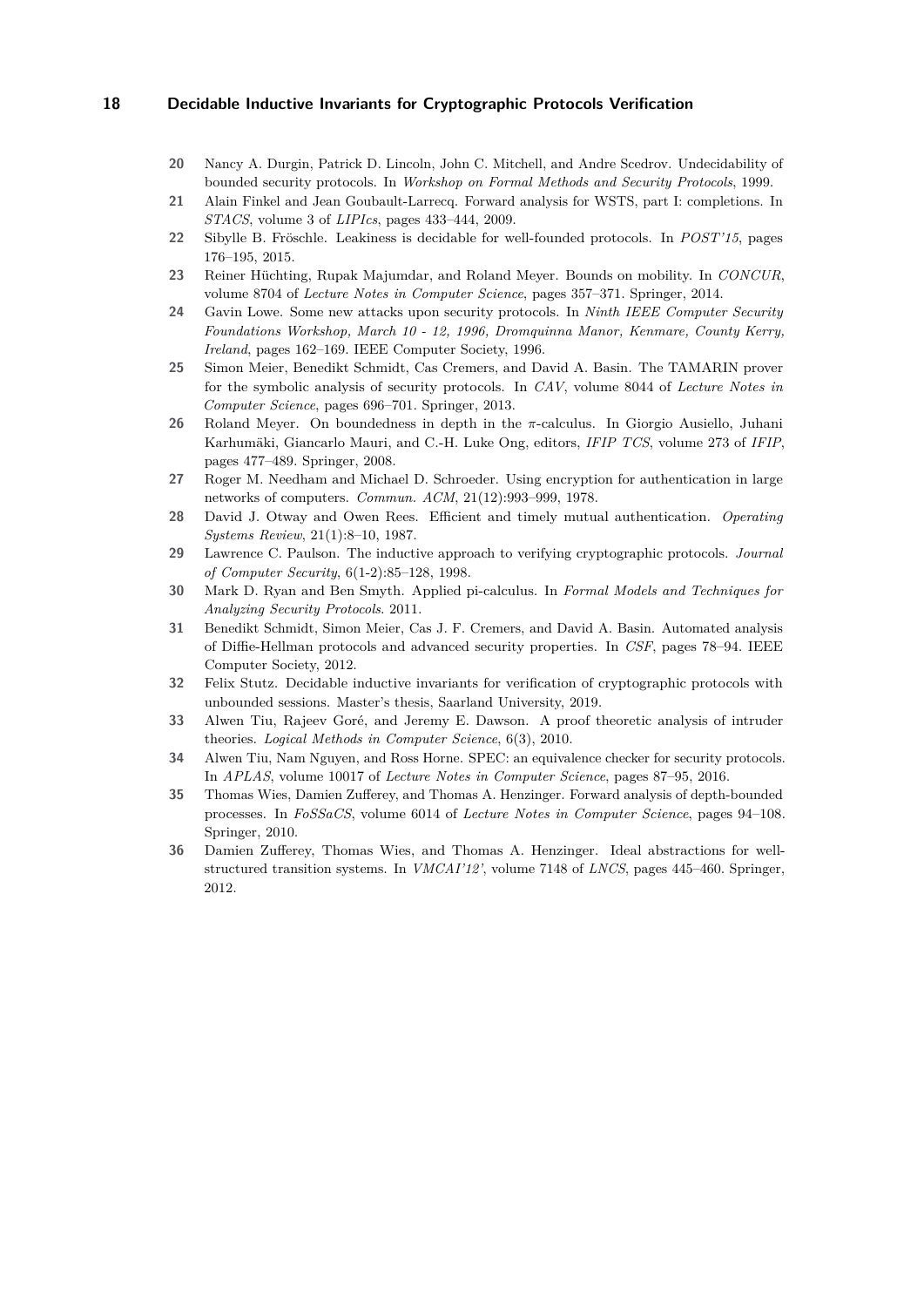20 Nancy A. Durgin, Patrick D. Lincoln, John C. Mitchell, and Andre Scedrov. Undecidability of bounded security protocols. In *Workshop on Formal Methods and Security Protocols*, 1999.

21 Alain Finkel and Jean Goubault-Larrecq. Forward analysis for WSTS, part I: completions. In *STACS*, volume 3 of *LIPIcs*, pages 433–444, 2009.

22 Sibylle B. Fröschle. Leakiness is decidable for well-founded protocols. In *POST'15*, pages 176–195, 2015.

23 Reiner Hüchting, Rupak Majumdar, and Roland Meyer. Bounds on mobility. In *CONCUR*, volume 8704 of *Lecture Notes in Computer Science*, pages 357–371. Springer, 2014.

24 Gavin Lowe. Some new attacks upon security protocols. In *Ninth IEEE Computer Security Foundations Workshop, March 10 - 12, 1996, Dromquinna Manor, Kenmare, County Kerry, Ireland*, pages 162–169. IEEE Computer Society, 1996.

25 Simon Meier, Benedikt Schmidt, Cas Cremers, and David A. Basin. The TAMARIN prover for the symbolic analysis of security protocols. In *CAV*, volume 8044 of *Lecture Notes in Computer Science*, pages 696–701. Springer, 2013.

26 Roland Meyer. On boundedness in depth in the $\pi$-calculus. In Giorgio Ausiello, Juhani Karhumäki, Giancarlo Mauri, and C.-H. Luke Ong, editors, *IFIP TCS*, volume 273 of *IFIP*, pages 477–489. Springer, 2008.

27 Roger M. Needham and Michael D. Schroeder. Using encryption for authentication in large networks of computers. *Commun. ACM*, 21(12):993–999, 1978.

28 David J. Otway and Owen Rees. Efficient and timely mutual authentication. *Operating Systems Review*, 21(1):8–10, 1987.

29 Lawrence C. Paulson. The inductive approach to verifying cryptographic protocols. *Journal of Computer Security*, 6(1-2):85–128, 1998.

30 Mark D. Ryan and Ben Smyth. Applied pi-calculus. In *Formal Models and Techniques for Analyzing Security Protocols*. 2011.

31 Benedikt Schmidt, Simon Meier, Cas J. F. Cremers, and David A. Basin. Automated analysis of Diffie-Hellman protocols and advanced security properties. In *CSF*, pages 78–94. IEEE Computer Society, 2012.

32 Felix Stutz. Decidable inductive invariants for verification of cryptographic protocols with unbounded sessions. Master's thesis, Saarland University, 2019.

33 Alwen Tiu, Rajeev Goré, and Jeremy E. Dawson. A proof theoretic analysis of intruder theories. *Logical Methods in Computer Science*, 6(3), 2010.

34 Alwen Tiu, Nam Nguyen, and Ross Horne. SPEC: an equivalence checker for security protocols. In *APLAS*, volume 10017 of *Lecture Notes in Computer Science*, pages 87–95, 2016.

35 Thomas Wies, Damien Zufferey, and Thomas A. Henzinger. Forward analysis of depth-bounded processes. In *FoSSaCS*, volume 6014 of *Lecture Notes in Computer Science*, pages 94–108. Springer, 2010.

36 Damien Zufferey, Thomas Wies, and Thomas A. Henzinger. Ideal abstractions for well-structured transition systems. In *VMCAI'12'*, volume 7148 of *LNCS*, pages 445–460. Springer, 2012.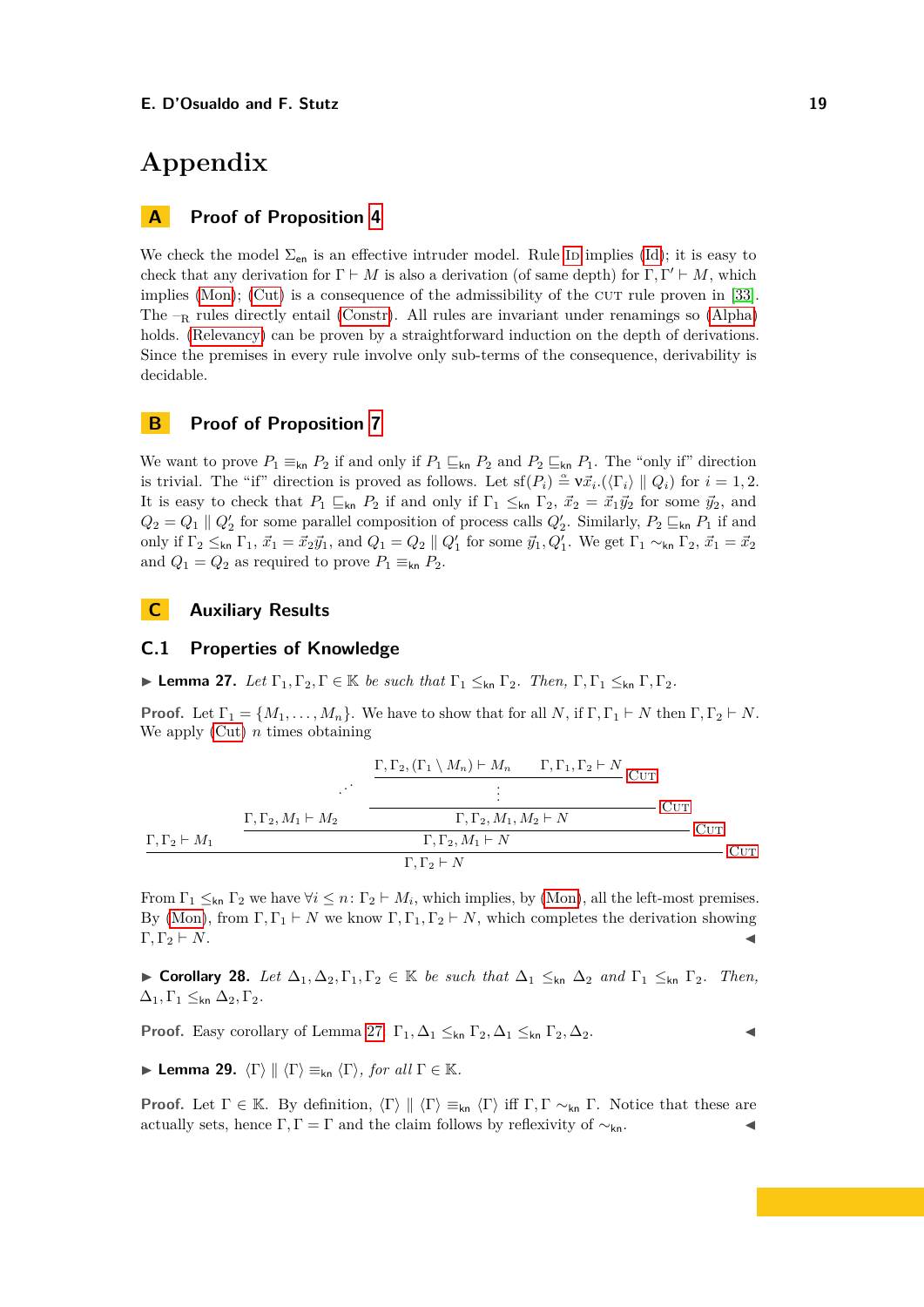# Appendix

## A Proof of Proposition 4

We check the model $\Sigma_{\mathsf{en}}$ is an effective intruder model. Rule ID implies (Id); it is easy to check that any derivation for $\Gamma \vdash M$ is also a derivation (of same depth) for $\Gamma, \Gamma' \vdash M$, which implies (Mon); (Cut) is a consequence of the admissibility of the CUT rule proven in [33]. The $\text{-}_\mathrm{R}$ rules directly entail (Constr). All rules are invariant under renamings so (Alpha) holds. (Relevancy) can be proven by a straightforward induction on the depth of derivations. Since the premises in every rule involve only sub-terms of the consequence, derivability is decidable.

## B Proof of Proposition 7

We want to prove $P_1 \equiv_{\mathsf{kn}} P_2$ if and only if $P_1 \sqsubseteq_{\mathsf{kn}} P_2$ and $P_2 \sqsubseteq_{\mathsf{kn}} P_1$. The "only if" direction is trivial. The "if" direction is proved as follows. Let $\mathrm{sf}(P_i) \stackrel{\alpha}{=} \nu\vec{x}_i.(\langle\Gamma_i\rangle \parallel Q_i)$ for $i = 1, 2$. It is easy to check that $P_1 \sqsubseteq_{\mathsf{kn}} P_2$ if and only if $\Gamma_1 \leq_{\mathsf{kn}} \Gamma_2$, $\vec{x}_2 = \vec{x}_1\vec{y}_2$ for some $\vec{y}_2$, and $Q_2 = Q_1 \parallel Q_2'$ for some parallel composition of process calls $Q_2'$. Similarly, $P_2 \sqsubseteq_{\mathsf{kn}} P_1$ if and only if $\Gamma_2 \leq_{\mathsf{kn}} \Gamma_1$, $\vec{x}_1 = \vec{x}_2\vec{y}_1$, and $Q_1 = Q_2 \parallel Q_1'$ for some $\vec{y}_1, Q_1'$. We get $\Gamma_1 \sim_{\mathsf{kn}} \Gamma_2$, $\vec{x}_1 = \vec{x}_2$ and $Q_1 = Q_2$ as required to prove $P_1 \equiv_{\mathsf{kn}} P_2$.

## C Auxiliary Results

### C.1 Properties of Knowledge

▶ **Lemma 27.** *Let $\Gamma_1, \Gamma_2, \Gamma \in \mathbb{K}$ be such that $\Gamma_1 \leq_{\mathsf{kn}} \Gamma_2$. Then, $\Gamma, \Gamma_1 \leq_{\mathsf{kn}} \Gamma, \Gamma_2$.*

**Proof.** Let $\Gamma_1 = \{M_1, \dots, M_n\}$. We have to show that for all $N$, if $\Gamma, \Gamma_1 \vdash N$ then $\Gamma, \Gamma_2 \vdash N$. We apply (Cut) $n$ times obtaining

$$
\dfrac{\Gamma,\Gamma_2 \vdash M_1 \qquad \dfrac{\Gamma,\Gamma_2,M_1 \vdash M_2 \qquad \dfrac{\dfrac{\Gamma,\Gamma_2,(\Gamma_1 \setminus M_n) \vdash M_n \qquad \Gamma,\Gamma_1,\Gamma_2 \vdash N}{\vdots}\textsc{Cut}}{\Gamma,\Gamma_2,M_1,M_2 \vdash N}\textsc{Cut}}{\Gamma,\Gamma_2,M_1 \vdash N}\textsc{Cut}}{\Gamma,\Gamma_2 \vdash N}\textsc{Cut}
$$

From $\Gamma_1 \leq_{\mathsf{kn}} \Gamma_2$ we have $\forall i \leq n \colon \Gamma_2 \vdash M_i$, which implies, by (Mon), all the left-most premises. By (Mon), from $\Gamma, \Gamma_1 \vdash N$ we know $\Gamma, \Gamma_1, \Gamma_2 \vdash N$, which completes the derivation showing $\Gamma, \Gamma_2 \vdash N$. ◀

▶ **Corollary 28.** *Let $\Delta_1, \Delta_2, \Gamma_1, \Gamma_2 \in \mathbb{K}$ be such that $\Delta_1 \leq_{\mathsf{kn}} \Delta_2$ and $\Gamma_1 \leq_{\mathsf{kn}} \Gamma_2$. Then, $\Delta_1, \Gamma_1 \leq_{\mathsf{kn}} \Delta_2, \Gamma_2$.*

**Proof.** Easy corollary of Lemma 27. $\Gamma_1, \Delta_1 \leq_{\mathsf{kn}} \Gamma_2, \Delta_1 \leq_{\mathsf{kn}} \Gamma_2, \Delta_2$. ◀

▶ **Lemma 29.** *$\langle\Gamma\rangle \parallel \langle\Gamma\rangle \equiv_{\mathsf{kn}} \langle\Gamma\rangle$, for all $\Gamma \in \mathbb{K}$.*

**Proof.** Let $\Gamma \in \mathbb{K}$. By definition, $\langle\Gamma\rangle \parallel \langle\Gamma\rangle \equiv_{\mathsf{kn}} \langle\Gamma\rangle$ iff $\Gamma, \Gamma \sim_{\mathsf{kn}} \Gamma$. Notice that these are actually sets, hence $\Gamma, \Gamma = \Gamma$ and the claim follows by reflexivity of $\sim_{\mathsf{kn}}$. ◀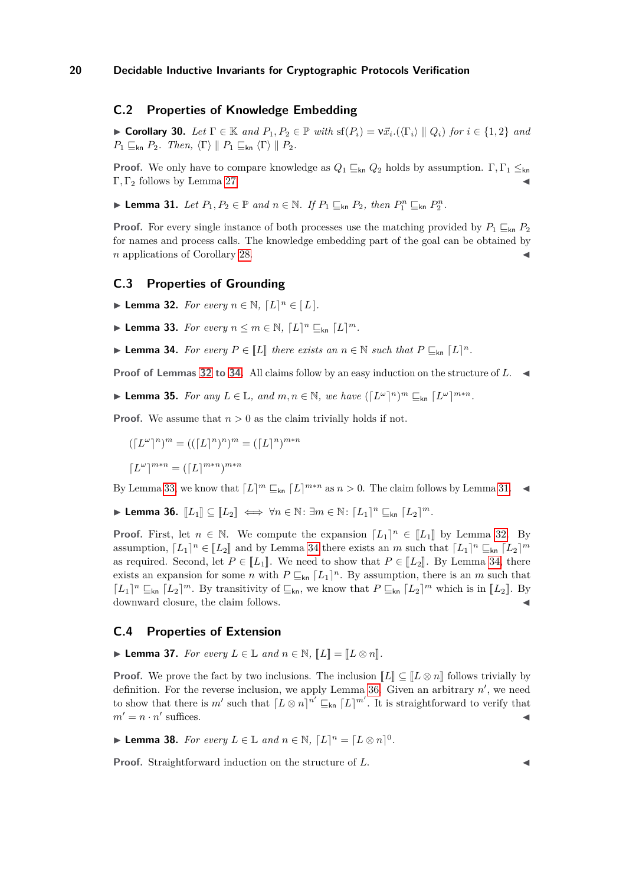## C.2 Properties of Knowledge Embedding

▶ **Corollary 30.** *Let $\Gamma \in \mathbb{K}$ and $P_1, P_2 \in \mathbb{P}$ with $\mathrm{sf}(P_i) = \nu\vec{x}_i.(\langle\Gamma_i\rangle \parallel Q_i)$ for $i \in \{1,2\}$ and $P_1 \sqsubseteq_{\mathsf{kn}} P_2$. Then, $\langle\Gamma\rangle \parallel P_1 \sqsubseteq_{\mathsf{kn}} \langle\Gamma\rangle \parallel P_2$.*

**Proof.** We only have to compare knowledge as $Q_1 \sqsubseteq_{\mathsf{kn}} Q_2$ holds by assumption. $\Gamma, \Gamma_1 \leq_{\mathsf{kn}} \Gamma, \Gamma_2$ follows by Lemma 27. ◀

▶ **Lemma 31.** *Let $P_1, P_2 \in \mathbb{P}$ and $n \in \mathbb{N}$. If $P_1 \sqsubseteq_{\mathsf{kn}} P_2$, then $P_1^n \sqsubseteq_{\mathsf{kn}} P_2^n$.*

**Proof.** For every single instance of both processes use the matching provided by $P_1 \sqsubseteq_{\mathsf{kn}} P_2$ for names and process calls. The knowledge embedding part of the goal can be obtained by $n$ applications of Corollary 28. ◀

## C.3 Properties of Grounding

▶ **Lemma 32.** *For every $n \in \mathbb{N}$, $\lceil L \rceil^n \in [\![ L ]\!]$.*

▶ **Lemma 33.** *For every $n \leq m \in \mathbb{N}$, $\lceil L \rceil^n \sqsubseteq_{\mathsf{kn}} \lceil L \rceil^m$.*

▶ **Lemma 34.** *For every $P \in [\![L]\!]$ there exists an $n \in \mathbb{N}$ such that $P \sqsubseteq_{\mathsf{kn}} \lceil L \rceil^n$.*

**Proof of Lemmas 32 to 34.** All claims follow by an easy induction on the structure of $L$. ◀

▶ **Lemma 35.** *For any $L \in \mathbb{L}$, and $m, n \in \mathbb{N}$, we have $(\lceil L^\omega \rceil^n)^m \sqsubseteq_{\mathsf{kn}} \lceil L^\omega \rceil^{m*n}$.*

**Proof.** We assume that $n > 0$ as the claim trivially holds if not.

$$(\lceil L^\omega \rceil^n)^m = ((\lceil L \rceil^n)^n)^m = (\lceil L \rceil^n)^{m*n}$$

$$\lceil L^\omega \rceil^{m*n} = (\lceil L \rceil^{m*n})^{m*n}$$

By Lemma 33, we know that $\lceil L \rceil^m \sqsubseteq_{\mathsf{kn}} \lceil L \rceil^{m*n}$ as $n > 0$. The claim follows by Lemma 31. ◀

▶ **Lemma 36.** *$[\![L_1]\!] \subseteq [\![L_2]\!] \iff \forall n \in \mathbb{N} \colon \exists m \in \mathbb{N} \colon \lceil L_1 \rceil^n \sqsubseteq_{\mathsf{kn}} \lceil L_2 \rceil^m$.*

**Proof.** First, let $n \in \mathbb{N}$. We compute the expansion $\lceil L_1 \rceil^n \in [\![L_1]\!]$ by Lemma 32. By assumption, $\lceil L_1 \rceil^n \in [\![L_2]\!]$ and by Lemma 34 there exists an $m$ such that $\lceil L_1 \rceil^n \sqsubseteq_{\mathsf{kn}} \lceil L_2 \rceil^m$ as required. Second, let $P \in [\![L_1]\!]$. We need to show that $P \in [\![L_2]\!]$. By Lemma 34, there exists an expansion for some $n$ with $P \sqsubseteq_{\mathsf{kn}} \lceil L_1 \rceil^n$. By assumption, there is an $m$ such that $\lceil L_1 \rceil^n \sqsubseteq_{\mathsf{kn}} \lceil L_2 \rceil^m$. By transitivity of $\sqsubseteq_{\mathsf{kn}}$, we know that $P \sqsubseteq_{\mathsf{kn}} \lceil L_2 \rceil^m$ which is in $[\![L_2]\!]$. By downward closure, the claim follows. ◀

## C.4 Properties of Extension

▶ **Lemma 37.** *For every $L \in \mathbb{L}$ and $n \in \mathbb{N}$, $[\![L]\!] = [\![L \otimes n]\!]$.*

**Proof.** We prove the fact by two inclusions. The inclusion $[\![L]\!] \subseteq [\![L \otimes n]\!]$ follows trivially by definition. For the reverse inclusion, we apply Lemma 36. Given an arbitrary $n'$, we need to show that there is $m'$ such that $\lceil L \otimes n \rceil^{n'} \sqsubseteq_{\mathsf{kn}} \lceil L \rceil^{m'}$. It is straightforward to verify that $m' = n \cdot n'$ suffices. ◀

▶ **Lemma 38.** *For every $L \in \mathbb{L}$ and $n \in \mathbb{N}$, $\lceil L \rceil^n = \lceil L \otimes n \rceil^0$.*

**Proof.** Straightforward induction on the structure of $L$. ◀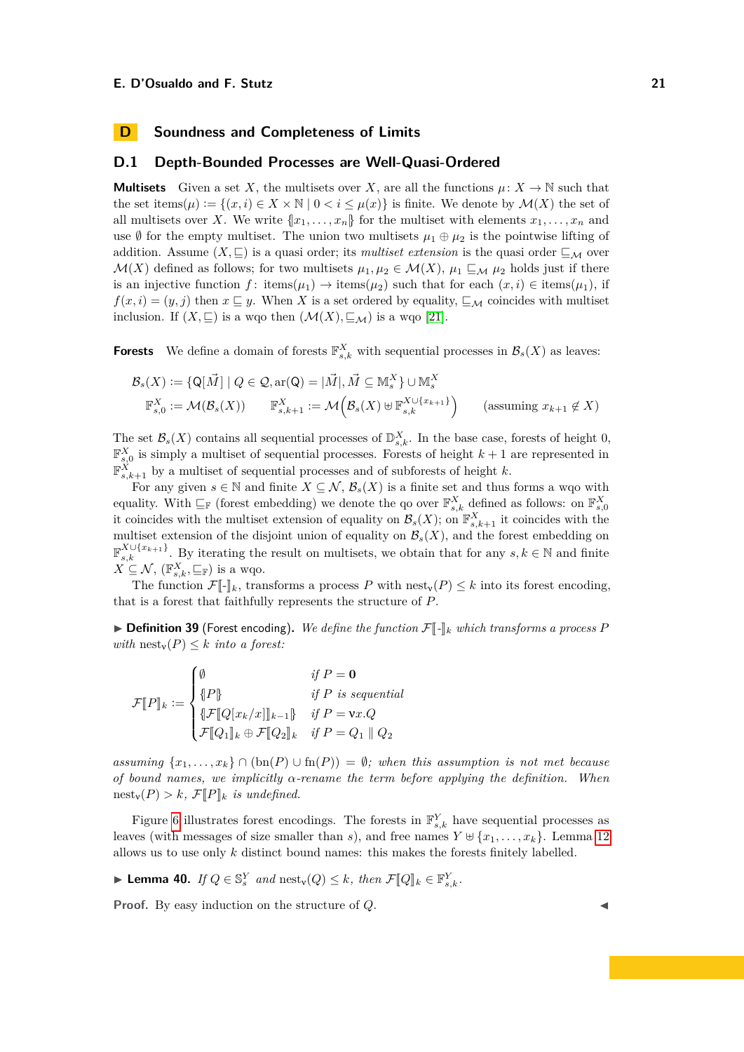# D Soundness and Completeness of Limits

## D.1 Depth-Bounded Processes are Well-Quasi-Ordered

**Multisets** Given a set $X$, the multisets over $X$, are all the functions $\mu\colon X \to \mathbb{N}$ such that the set $\mathrm{items}(\mu) := \{(x,i) \in X \times \mathbb{N} \mid 0 < i \leq \mu(x)\}$ is finite. We denote by $\mathcal{M}(X)$ the set of all multisets over $X$. We write $\{\!|x_1,\dots,x_n|\!\}$ for the multiset with elements $x_1,\dots,x_n$ and use $\emptyset$ for the empty multiset. The union two multisets $\mu_1 \oplus \mu_2$ is the pointwise lifting of addition. Assume $(X, \sqsubseteq)$ is a quasi order; its *multiset extension* is the quasi order $\sqsubseteq_{\mathcal{M}}$ over $\mathcal{M}(X)$ defined as follows; for two multisets $\mu_1,\mu_2 \in \mathcal{M}(X)$, $\mu_1 \sqsubseteq_{\mathcal{M}} \mu_2$ holds just if there is an injective function $f\colon \mathrm{items}(\mu_1) \to \mathrm{items}(\mu_2)$ such that for each $(x,i) \in \mathrm{items}(\mu_1)$, if $f(x,i) = (y,j)$ then $x \sqsubseteq y$. When $X$ is a set ordered by equality, $\sqsubseteq_{\mathcal{M}}$ coincides with multiset inclusion. If $(X,\sqsubseteq)$ is a wqo then $(\mathcal{M}(X), \sqsubseteq_{\mathcal{M}})$ is a wqo [21].

**Forests** We define a domain of forests $\mathbb{F}^X_{s,k}$ with sequential processes in $\mathcal{B}_s(X)$ as leaves:

$$\mathcal{B}_s(X) := \{\mathsf{Q}[\vec{M}] \mid Q \in \mathcal{Q}, \mathrm{ar}(\mathsf{Q}) = |\vec{M}|, \vec{M} \subseteq \mathbb{M}^X_s\} \cup \mathbb{M}^X_s$$

$$\mathbb{F}^X_{s,0} := \mathcal{M}(\mathcal{B}_s(X)) \qquad \mathbb{F}^X_{s,k+1} := \mathcal{M}\Big(\mathcal{B}_s(X) \uplus \mathbb{F}^{X\cup\{x_{k+1}\}}_{s,k}\Big) \qquad \text{(assuming } x_{k+1} \notin X\text{)}$$

The set $\mathcal{B}_s(X)$ contains all sequential processes of $\mathbb{D}^X_{s,k}$. In the base case, forests of height 0, $\mathbb{F}^X_{s,0}$ is simply a multiset of sequential processes. Forests of height $k+1$ are represented in $\mathbb{F}^X_{s,k+1}$ by a multiset of sequential processes and of subforests of height $k$.

For any given $s \in \mathbb{N}$ and finite $X \subseteq \mathcal{N}$, $\mathcal{B}_s(X)$ is a finite set and thus forms a wqo with equality. With $\sqsubseteq_{\mathbb{F}}$ (forest embedding) we denote the qo over $\mathbb{F}^X_{s,k}$ defined as follows: on $\mathbb{F}^X_{s,0}$ it coincides with the multiset extension of equality on $\mathcal{B}_s(X)$; on $\mathbb{F}^X_{s,k+1}$ it coincides with the multiset extension of the disjoint union of equality on $\mathcal{B}_s(X)$, and the forest embedding on $\mathbb{F}^{X\cup\{x_{k+1}\}}_{s,k}$. By iterating the result on multisets, we obtain that for any $s,k \in \mathbb{N}$ and finite $X \subseteq \mathcal{N}$, $(\mathbb{F}^X_{s,k}, \sqsubseteq_{\mathbb{F}})$ is a wqo.

The function $\mathcal{F}[\![\text{-}]\!]_k$, transforms a process $P$ with $\mathrm{nest}_\nu(P) \leq k$ into its forest encoding, that is a forest that faithfully represents the structure of $P$.

▶ **Definition 39** (Forest encoding)**.** *We define the function $\mathcal{F}[\![\text{-}]\!]_k$ which transforms a process $P$ with $\mathrm{nest}_\nu(P) \leq k$ into a forest:*

$$\mathcal{F}[\![P]\!]_k := \begin{cases} \emptyset & \text{if } P = \mathbf{0} \\ \{\!|P|\!\} & \text{if } P \text{ is sequential} \\ \{\!|\mathcal{F}[\![Q[x_k/x]]\!]_{k-1}|\!\} & \text{if } P = \nu x.Q \\ \mathcal{F}[\![Q_1]\!]_k \oplus \mathcal{F}[\![Q_2]\!]_k & \text{if } P = Q_1 \parallel Q_2 \end{cases}$$

*assuming $\{x_1,\dots,x_k\} \cap (\mathrm{bn}(P) \cup \mathrm{fn}(P)) = \emptyset$; when this assumption is not met because of bound names, we implicitly $\alpha$-rename the term before applying the definition. When $\mathrm{nest}_\nu(P) > k$, $\mathcal{F}[\![P]\!]_k$ is undefined.*

Figure 6 illustrates forest encodings. The forests in $\mathbb{F}^Y_{s,k}$ have sequential processes as leaves (with messages of size smaller than $s$), and free names $Y \uplus \{x_1,\dots,x_k\}$. Lemma 12 allows us to use only $k$ distinct bound names: this makes the forests finitely labelled.

▶ **Lemma 40.** *If $Q \in \mathbb{S}^Y_s$ and $\mathrm{nest}_\nu(Q) \leq k$, then $\mathcal{F}[\![Q]\!]_k \in \mathbb{F}^Y_{s,k}$.*

**Proof.** By easy induction on the structure of $Q$. ◀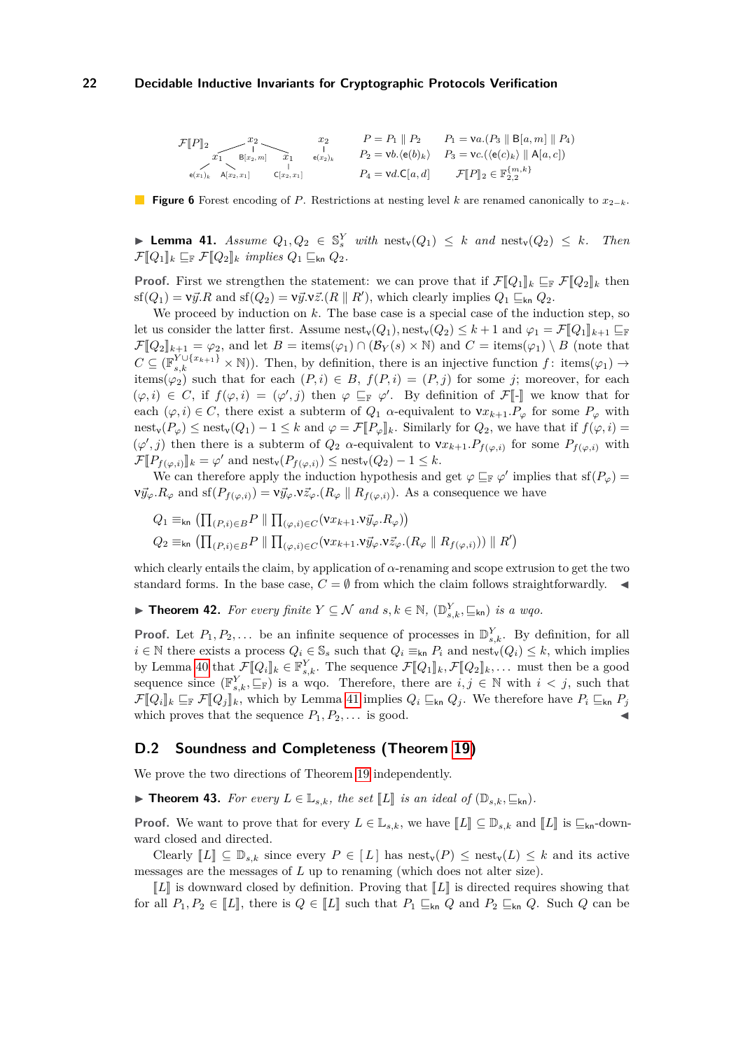$$\mathcal{F}[\![P]\!]_2 \quad \text{(forest: } x_2 \text{ with children } x_1, \mathsf{B}[x_2,m], x_1\text{; first } x_1 \text{ with children } \mathsf{e}(x_1)_k, \mathsf{A}[x_2,x_1]\text{; second } x_1 \text{ with child } \mathsf{C}[x_2,x_1]\text{; } x_2 \text{ with child } \mathsf{e}(x_2)_k)$$

$P = P_1 \parallel P_2$ $\quad P_1 = \nu a.(P_3 \parallel \mathsf{B}[a,m] \parallel P_4)$

$P_2 = \nu b.\langle \mathsf{e}(b)_k \rangle$ $\quad P_3 = \nu c.(\langle \mathsf{e}(c)_k \rangle \parallel \mathsf{A}[a,c])$

$P_4 = \nu d.\mathsf{C}[a,d]$ $\quad \mathcal{F}[\![P]\!]_2 \in \mathbb{F}_{2,2}^{\{m,k\}}$

**Figure 6** Forest encoding of $P$. Restrictions at nesting level $k$ are renamed canonically to $x_{2-k}$.

▶ **Lemma 41.** *Assume $Q_1, Q_2 \in \mathbb{S}_s^Y$ with $\mathrm{nest}_\nu(Q_1) \leq k$ and $\mathrm{nest}_\nu(Q_2) \leq k$. Then $\mathcal{F}[\![Q_1]\!]_k \sqsubseteq_{\mathbb{F}} \mathcal{F}[\![Q_2]\!]_k$ implies $Q_1 \sqsubseteq_{\mathsf{kn}} Q_2$.*

**Proof.** First we strengthen the statement: we can prove that if $\mathcal{F}[\![Q_1]\!]_k \sqsubseteq_{\mathbb{F}} \mathcal{F}[\![Q_2]\!]_k$ then $\mathrm{sf}(Q_1) = \nu\vec{y}.R$ and $\mathrm{sf}(Q_2) = \nu\vec{y}.\nu\vec{z}.(R \parallel R')$, which clearly implies $Q_1 \sqsubseteq_{\mathsf{kn}} Q_2$.

We proceed by induction on $k$. The base case is a special case of the induction step, so let us consider the latter first. Assume $\mathrm{nest}_\nu(Q_1), \mathrm{nest}_\nu(Q_2) \leq k+1$ and $\varphi_1 = \mathcal{F}[\![Q_1]\!]_{k+1} \sqsubseteq_{\mathbb{F}} \mathcal{F}[\![Q_2]\!]_{k+1} = \varphi_2$, and let $B = \mathrm{items}(\varphi_1) \cap (\mathcal{B}_Y(s) \times \mathbb{N})$ and $C = \mathrm{items}(\varphi_1) \setminus B$ (note that $C \subseteq (\mathbb{F}_{s,k}^{Y \cup \{x_{k+1}\}} \times \mathbb{N})$). Then, by definition, there is an injective function $f\colon \mathrm{items}(\varphi_1) \to \mathrm{items}(\varphi_2)$ such that for each $(P,i) \in B$, $f(P,i) = (P,j)$ for some $j$; moreover, for each $(\varphi,i) \in C$, if $f(\varphi,i) = (\varphi',j)$ then $\varphi \sqsubseteq_{\mathbb{F}} \varphi'$. By definition of $\mathcal{F}[\![\text{-}]\!]$ we know that for each $(\varphi,i) \in C$, there exist a subterm of $Q_1$ $\alpha$-equivalent to $\nu x_{k+1}.P_\varphi$ for some $P_\varphi$ with $\mathrm{nest}_\nu(P_\varphi) \leq \mathrm{nest}_\nu(Q_1) - 1 \leq k$ and $\varphi = \mathcal{F}[\![P_\varphi]\!]_k$. Similarly for $Q_2$, we have that if $f(\varphi,i) = (\varphi',j)$ then there is a subterm of $Q_2$ $\alpha$-equivalent to $\nu x_{k+1}.P_{f(\varphi,i)}$ for some $P_{f(\varphi,i)}$ with $\mathcal{F}[\![P_{f(\varphi,i)}]\!]_k = \varphi'$ and $\mathrm{nest}_\nu(P_{f(\varphi,i)}) \leq \mathrm{nest}_\nu(Q_2) - 1 \leq k$.

We can therefore apply the induction hypothesis and get $\varphi \sqsubseteq_{\mathbb{F}} \varphi'$ implies that $\mathrm{sf}(P_\varphi) = \nu\vec{y}_\varphi.R_\varphi$ and $\mathrm{sf}(P_{f(\varphi,i)}) = \nu\vec{y}_\varphi.\nu\vec{z}_\varphi.(R_\varphi \parallel R_{f(\varphi,i)})$. As a consequence we have

$$Q_1 \equiv_{\mathsf{kn}} \big(\textstyle\prod_{(P,i)\in B} P \parallel \prod_{(\varphi,i)\in C} (\nu x_{k+1}.\nu\vec{y}_\varphi.R_\varphi)\big)$$
$$Q_2 \equiv_{\mathsf{kn}} \big(\textstyle\prod_{(P,i)\in B} P \parallel \prod_{(\varphi,i)\in C} (\nu x_{k+1}.\nu\vec{y}_\varphi.\nu\vec{z}_\varphi.(R_\varphi \parallel R_{f(\varphi,i)})) \parallel R'\big)$$

which clearly entails the claim, by application of $\alpha$-renaming and scope extrusion to get the two standard forms. In the base case, $C = \emptyset$ from which the claim follows straightforwardly. ◀

▶ **Theorem 42.** *For every finite $Y \subseteq \mathcal{N}$ and $s,k \in \mathbb{N}$, $(\mathbb{D}_{s,k}^Y, \sqsubseteq_{\mathsf{kn}})$ is a wqo.*

**Proof.** Let $P_1, P_2, \ldots$ be an infinite sequence of processes in $\mathbb{D}_{s,k}^Y$. By definition, for all $i \in \mathbb{N}$ there exists a process $Q_i \in \mathbb{S}_s$ such that $Q_i \equiv_{\mathsf{kn}} P_i$ and $\mathrm{nest}_\nu(Q_i) \leq k$, which implies by Lemma 40 that $\mathcal{F}[\![Q_i]\!]_k \in \mathbb{F}_{s,k}^Y$. The sequence $\mathcal{F}[\![Q_1]\!]_k, \mathcal{F}[\![Q_2]\!]_k, \ldots$ must then be a good sequence since $(\mathbb{F}_{s,k}^Y, \sqsubseteq_{\mathbb{F}})$ is a wqo. Therefore, there are $i,j \in \mathbb{N}$ with $i < j$, such that $\mathcal{F}[\![Q_i]\!]_k \sqsubseteq_{\mathbb{F}} \mathcal{F}[\![Q_j]\!]_k$, which by Lemma 41 implies $Q_i \sqsubseteq_{\mathsf{kn}} Q_j$. We therefore have $P_i \sqsubseteq_{\mathsf{kn}} P_j$ which proves that the sequence $P_1, P_2, \ldots$ is good. ◀

## D.2 Soundness and Completeness (Theorem 19)

We prove the two directions of Theorem 19 independently.

▶ **Theorem 43.** *For every $L \in \mathbb{L}_{s,k}$, the set $[\![L]\!]$ is an ideal of $(\mathbb{D}_{s,k}, \sqsubseteq_{\mathsf{kn}})$.*

**Proof.** We want to prove that for every $L \in \mathbb{L}_{s,k}$, we have $[\![L]\!] \subseteq \mathbb{D}_{s,k}$ and $[\![L]\!]$ is $\sqsubseteq_{\mathsf{kn}}$-downward closed and directed.

Clearly $[\![L]\!] \subseteq \mathbb{D}_{s,k}$ since every $P \in [\,L\,]$ has $\mathrm{nest}_\nu(P) \leq \mathrm{nest}_\nu(L) \leq k$ and its active messages are the messages of $L$ up to renaming (which does not alter size).

$[\![L]\!]$ is downward closed by definition. Proving that $[\![L]\!]$ is directed requires showing that for all $P_1, P_2 \in [\![L]\!]$, there is $Q \in [\![L]\!]$ such that $P_1 \sqsubseteq_{\mathsf{kn}} Q$ and $P_2 \sqsubseteq_{\mathsf{kn}} Q$. Such $Q$ can be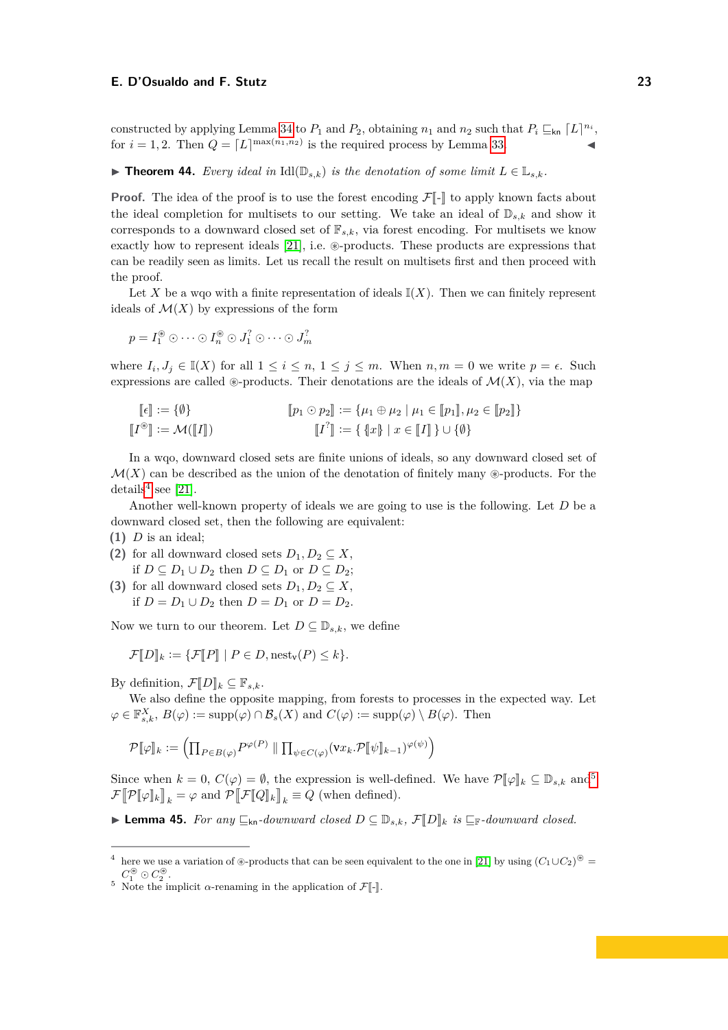constructed by applying Lemma 34 to $P_1$ and $P_2$, obtaining $n_1$ and $n_2$ such that $P_i \sqsubseteq_{\mathsf{kn}} \lceil L \rceil^{n_i}$, for $i = 1, 2$. Then $Q = \lceil L \rceil^{\max(n_1,n_2)}$ is the required process by Lemma 33. ◀

▶ **Theorem 44.** *Every ideal in* $\mathrm{Idl}(\mathbb{D}_{s,k})$ *is the denotation of some limit* $L \in \mathbb{L}_{s,k}$.

**Proof.** The idea of the proof is to use the forest encoding $\mathcal{F}[\![\text{-}]\!]$ to apply known facts about the ideal completion for multisets to our setting. We take an ideal of $\mathbb{D}_{s,k}$ and show it corresponds to a downward closed set of $\mathbb{F}_{s,k}$, via forest encoding. For multisets we know exactly how to represent ideals [21], i.e. ⊛-products. These products are expressions that can be readily seen as limits. Let us recall the result on multisets first and then proceed with the proof.

Let $X$ be a wqo with a finite representation of ideals $\mathbb{I}(X)$. Then we can finitely represent ideals of $\mathcal{M}(X)$ by expressions of the form

$$p = I_1^{\circledast} \odot \cdots \odot I_n^{\circledast} \odot J_1^{?} \odot \cdots \odot J_m^{?}$$

where $I_i, J_j \in \mathbb{I}(X)$ for all $1 \leq i \leq n$, $1 \leq j \leq m$. When $n, m = 0$ we write $p = \epsilon$. Such expressions are called ⊛-products. Their denotations are the ideals of $\mathcal{M}(X)$, via the map

$$[\![\epsilon]\!] := \{\emptyset\} \qquad\qquad [\![p_1 \odot p_2]\!] := \{\mu_1 \oplus \mu_2 \mid \mu_1 \in [\![p_1]\!], \mu_2 \in [\![p_2]\!]\}$$
$$[\![I^{\circledast}]\!] := \mathcal{M}([\![I]\!]) \qquad\qquad [\![I^{?}]\!] := \{\, \{\!|x|\!\} \mid x \in [\![I]\!]\,\} \cup \{\emptyset\}$$

In a wqo, downward closed sets are finite unions of ideals, so any downward closed set of $\mathcal{M}(X)$ can be described as the union of the denotation of finitely many ⊛-products. For the details[4] see [21].

Another well-known property of ideals we are going to use is the following. Let $D$ be a downward closed set, then the following are equivalent:

**(1)** $D$ is an ideal;
**(2)** for all downward closed sets $D_1, D_2 \subseteq X$,
if $D \subseteq D_1 \cup D_2$ then $D \subseteq D_1$ or $D \subseteq D_2$;
**(3)** for all downward closed sets $D_1, D_2 \subseteq X$,
if $D = D_1 \cup D_2$ then $D = D_1$ or $D = D_2$.

Now we turn to our theorem. Let $D \subseteq \mathbb{D}_{s,k}$, we define

$$\mathcal{F}[\![D]\!]_k := \{\mathcal{F}[\![P]\!] \mid P \in D, \mathrm{nest}_{\mathsf{v}}(P) \leq k\}.$$

By definition, $\mathcal{F}[\![D]\!]_k \subseteq \mathbb{F}_{s,k}$.

We also define the opposite mapping, from forests to processes in the expected way. Let $\varphi \in \mathbb{F}^X_{s,k}$, $B(\varphi) := \mathrm{supp}(\varphi) \cap \mathcal{B}_s(X)$ and $C(\varphi) := \mathrm{supp}(\varphi) \setminus B(\varphi)$. Then

$$\mathcal{P}[\![\varphi]\!]_k := \left(\prod_{P \in B(\varphi)} P^{\varphi(P)} \parallel \prod_{\psi \in C(\varphi)} (\nu x_k.\mathcal{P}[\![\psi]\!]_{k-1})^{\varphi(\psi)}\right)$$

Since when $k = 0$, $C(\varphi) = \emptyset$, the expression is well-defined. We have $\mathcal{P}[\![\varphi]\!]_k \subseteq \mathbb{D}_{s,k}$ and[5] $\mathcal{F}\big[\![\mathcal{P}[\![\varphi]\!]_k]\!\big]_k = \varphi$ and $\mathcal{P}\big[\![\mathcal{F}[\![Q]\!]_k]\!\big]_k \equiv Q$ (when defined).

▶ **Lemma 45.** *For any* $\sqsubseteq_{\mathsf{kn}}$*-downward closed* $D \subseteq \mathbb{D}_{s,k}$, $\mathcal{F}[\![D]\!]_k$ *is* $\sqsubseteq_{\mathbb{F}}$*-downward closed.*

---

[4] here we use a variation of ⊛-products that can be seen equivalent to the one in [21] by using $(C_1 \cup C_2)^{\circledast} = C_1^{\circledast} \odot C_2^{\circledast}$.

[5] Note the implicit $\alpha$-renaming in the application of $\mathcal{F}[\![\text{-}]\!]$.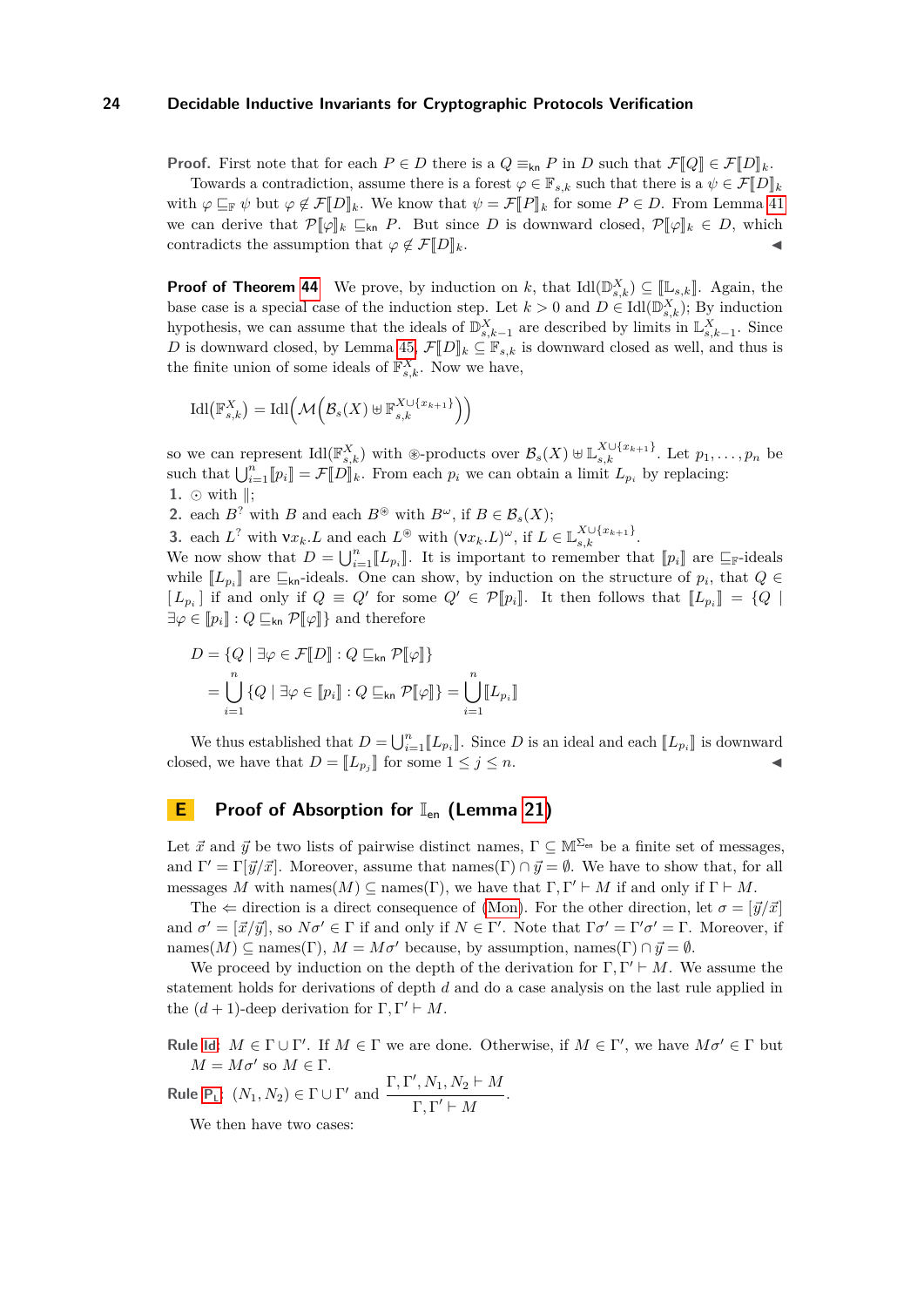**Proof.** First note that for each $P \in D$ there is a $Q \equiv_{\mathsf{kn}} P$ in $D$ such that $\mathcal{F}[\![Q]\!] \in \mathcal{F}[\![D]\!]_k$.

Towards a contradiction, assume there is a forest $\varphi \in \mathbb{F}_{s,k}$ such that there is a $\psi \in \mathcal{F}[\![D]\!]_k$ with $\varphi \sqsubseteq_{\mathbb{F}} \psi$ but $\varphi \notin \mathcal{F}[\![D]\!]_k$. We know that $\psi = \mathcal{F}[\![P]\!]_k$ for some $P \in D$. From Lemma 41 we can derive that $\mathcal{P}[\![\varphi]\!]_k \sqsubseteq_{\mathsf{kn}} P$. But since $D$ is downward closed, $\mathcal{P}[\![\varphi]\!]_k \in D$, which contradicts the assumption that $\varphi \notin \mathcal{F}[\![D]\!]_k$. ◀

**Proof of Theorem 44** We prove, by induction on $k$, that $\mathrm{Idl}(\mathbb{D}^X_{s,k}) \subseteq [\![\mathbb{L}_{s,k}]\!]$. Again, the base case is a special case of the induction step. Let $k > 0$ and $D \in \mathrm{Idl}(\mathbb{D}^X_{s,k})$; By induction hypothesis, we can assume that the ideals of $\mathbb{D}^X_{s,k-1}$ are described by limits in $\mathbb{L}^X_{s,k-1}$. Since $D$ is downward closed, by Lemma 45, $\mathcal{F}[\![D]\!]_k \subseteq \mathbb{F}_{s,k}$ is downward closed as well, and thus is the finite union of some ideals of $\mathbb{F}^X_{s,k}$. Now we have,

$$\mathrm{Idl}(\mathbb{F}^X_{s,k}) = \mathrm{Idl}\Big(\mathcal{M}\Big(\mathcal{B}_s(X) \uplus \mathbb{F}^{X\cup\{x_{k+1}\}}_{s,k}\Big)\Big)$$

so we can represent $\mathrm{Idl}(\mathbb{F}^X_{s,k})$ with $\circledast$-products over $\mathcal{B}_s(X) \uplus \mathbb{L}^{X\cup\{x_{k+1}\}}_{s,k}$. Let $p_1, \dots, p_n$ be such that $\bigcup_{i=1}^n [\![p_i]\!] = \mathcal{F}[\![D]\!]_k$. From each $p_i$ we can obtain a limit $L_{p_i}$ by replacing:

1. $\odot$ with $\|$;
2. each $B^?$ with $B$ and each $B^\circledast$ with $B^\omega$, if $B \in \mathcal{B}_s(X)$;
3. each $L^?$ with $\nu x_k.L$ and each $L^\circledast$ with $(\nu x_k.L)^\omega$, if $L \in \mathbb{L}^{X\cup\{x_{k+1}\}}_{s,k}$.

We now show that $D = \bigcup_{i=1}^n [\![L_{p_i}]\!]$. It is important to remember that $[\![p_i]\!]$ are $\sqsubseteq_{\mathbb{F}}$-ideals while $[\![L_{p_i}]\!]$ are $\sqsubseteq_{\mathsf{kn}}$-ideals. One can show, by induction on the structure of $p_i$, that $Q \in [L_{p_i}]$ if and only if $Q \equiv Q'$ for some $Q' \in \mathcal{P}[\![p_i]\!]$. It then follows that $[\![L_{p_i}]\!] = \{Q \mid \exists\varphi \in [\![p_i]\!] : Q \sqsubseteq_{\mathsf{kn}} \mathcal{P}[\![\varphi]\!]\}$ and therefore

$$\begin{aligned}
D &= \{Q \mid \exists\varphi \in \mathcal{F}[\![D]\!] : Q \sqsubseteq_{\mathsf{kn}} \mathcal{P}[\![\varphi]\!]\} \\
&= \bigcup_{i=1}^n \{Q \mid \exists\varphi \in [\![p_i]\!] : Q \sqsubseteq_{\mathsf{kn}} \mathcal{P}[\![\varphi]\!]\} = \bigcup_{i=1}^n [\![L_{p_i}]\!]
\end{aligned}$$

We thus established that $D = \bigcup_{i=1}^n [\![L_{p_i}]\!]$. Since $D$ is an ideal and each $[\![L_{p_i}]\!]$ is downward closed, we have that $D = [\![L_{p_j}]\!]$ for some $1 \le j \le n$. ◀

# E Proof of Absorption for $\mathbb{I}_{\mathsf{en}}$ (Lemma 21)

Let $\vec{x}$ and $\vec{y}$ be two lists of pairwise distinct names, $\Gamma \subseteq \mathbb{M}^{\Sigma_{\mathsf{en}}}$ be a finite set of messages, and $\Gamma' = \Gamma[\vec{y}/\vec{x}]$. Moreover, assume that $\mathrm{names}(\Gamma) \cap \vec{y} = \emptyset$. We have to show that, for all messages $M$ with $\mathrm{names}(M) \subseteq \mathrm{names}(\Gamma)$, we have that $\Gamma, \Gamma' \vdash M$ if and only if $\Gamma \vdash M$.

The $\Leftarrow$ direction is a direct consequence of (Mon). For the other direction, let $\sigma = [\vec{y}/\vec{x}]$ and $\sigma' = [\vec{x}/\vec{y}]$, so $N\sigma' \in \Gamma$ if and only if $N \in \Gamma'$. Note that $\Gamma\sigma' = \Gamma'\sigma' = \Gamma$. Moreover, if $\mathrm{names}(M) \subseteq \mathrm{names}(\Gamma)$, $M = M\sigma'$ because, by assumption, $\mathrm{names}(\Gamma) \cap \vec{y} = \emptyset$.

We proceed by induction on the depth of the derivation for $\Gamma, \Gamma' \vdash M$. We assume the statement holds for derivations of depth $d$ and do a case analysis on the last rule applied in the $(d+1)$-deep derivation for $\Gamma, \Gamma' \vdash M$.

**Rule Id:** $M \in \Gamma \cup \Gamma'$. If $M \in \Gamma$ we are done. Otherwise, if $M \in \Gamma'$, we have $M\sigma' \in \Gamma$ but $M = M\sigma'$ so $M \in \Gamma$.

**Rule $\mathrm{P_L}$:** $(N_1, N_2) \in \Gamma \cup \Gamma'$ and $\dfrac{\Gamma, \Gamma', N_1, N_2 \vdash M}{\Gamma, \Gamma' \vdash M}$.

We then have two cases: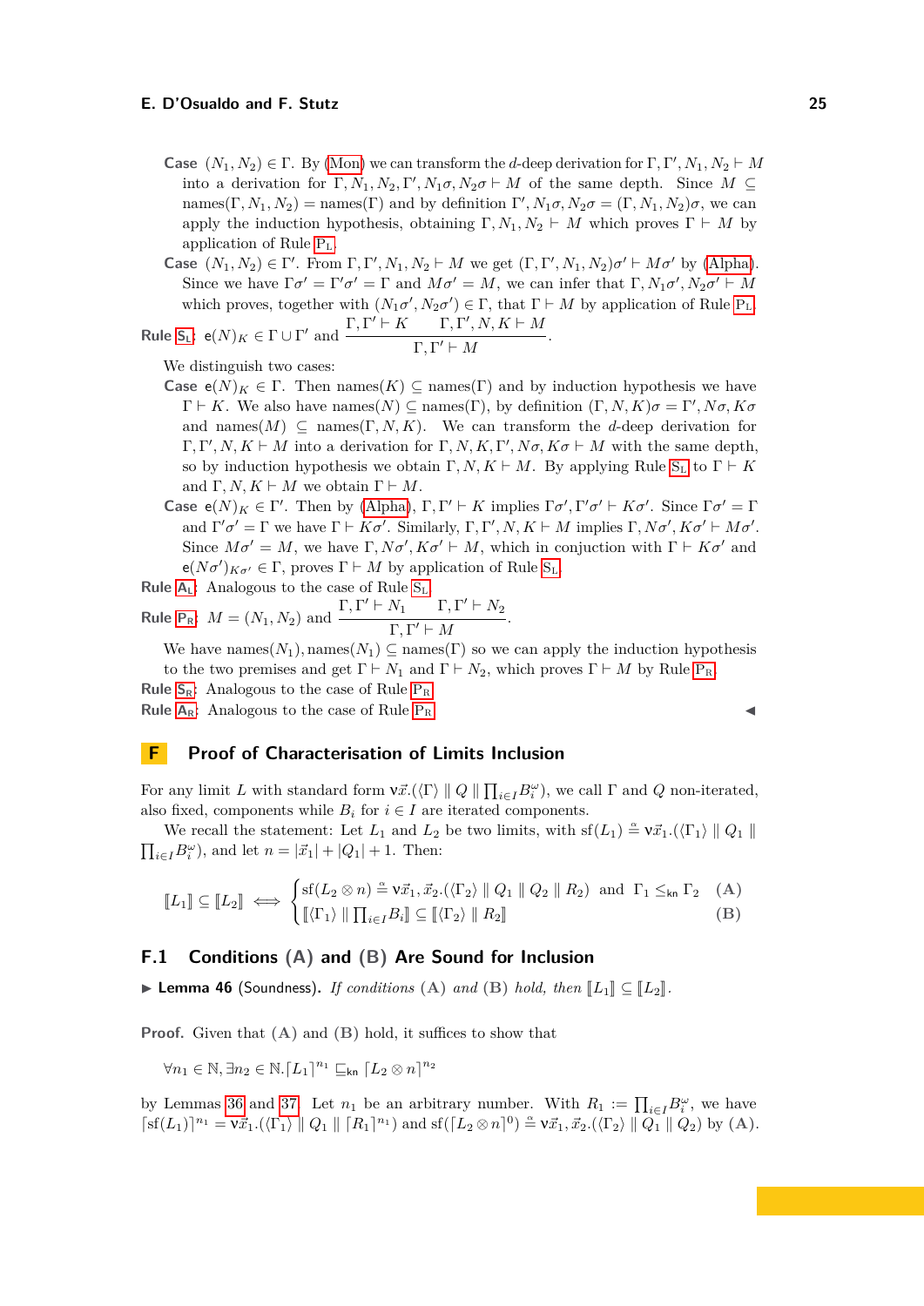**Case** $(N_1, N_2) \in \Gamma$. By (Mon) we can transform the $d$-deep derivation for $\Gamma, \Gamma', N_1, N_2 \vdash M$ into a derivation for $\Gamma, N_1, N_2, \Gamma', N_1\sigma, N_2\sigma \vdash M$ of the same depth. Since $M \subseteq \text{names}(\Gamma, N_1, N_2) = \text{names}(\Gamma)$ and by definition $\Gamma', N_1\sigma, N_2\sigma = (\Gamma, N_1, N_2)\sigma$, we can apply the induction hypothesis, obtaining $\Gamma, N_1, N_2 \vdash M$ which proves $\Gamma \vdash M$ by application of Rule $\mathrm{P_L}$.

**Case** $(N_1, N_2) \in \Gamma'$. From $\Gamma, \Gamma', N_1, N_2 \vdash M$ we get $(\Gamma, \Gamma', N_1, N_2)\sigma' \vdash M\sigma'$ by (Alpha). Since we have $\Gamma\sigma' = \Gamma'\sigma' = \Gamma$ and $M\sigma' = M$, we can infer that $\Gamma, N_1\sigma', N_2\sigma' \vdash M$ which proves, together with $(N_1\sigma', N_2\sigma') \in \Gamma$, that $\Gamma \vdash M$ by application of Rule $\mathrm{P_L}$.

**Rule** $\mathrm{S_L}$: $\mathsf{e}(N)_K \in \Gamma \cup \Gamma'$ and $\dfrac{\Gamma, \Gamma' \vdash K \qquad \Gamma, \Gamma', N, K \vdash M}{\Gamma, \Gamma' \vdash M}$.

We distinguish two cases:

**Case** $\mathsf{e}(N)_K \in \Gamma$. Then $\text{names}(K) \subseteq \text{names}(\Gamma)$ and by induction hypothesis we have $\Gamma \vdash K$. We also have $\text{names}(N) \subseteq \text{names}(\Gamma)$, by definition $(\Gamma, N, K)\sigma = \Gamma', N\sigma, K\sigma$ and $\text{names}(M) \subseteq \text{names}(\Gamma, N, K)$. We can transform the $d$-deep derivation for $\Gamma, \Gamma', N, K \vdash M$ into a derivation for $\Gamma, N, K, \Gamma', N\sigma, K\sigma \vdash M$ with the same depth, so by induction hypothesis we obtain $\Gamma, N, K \vdash M$. By applying Rule $\mathrm{S_L}$ to $\Gamma \vdash K$ and $\Gamma, N, K \vdash M$ we obtain $\Gamma \vdash M$.

**Case** $\mathsf{e}(N)_K \in \Gamma'$. Then by (Alpha), $\Gamma, \Gamma' \vdash K$ implies $\Gamma\sigma', \Gamma'\sigma' \vdash K\sigma'$. Since $\Gamma\sigma' = \Gamma$ and $\Gamma'\sigma' = \Gamma$ we have $\Gamma \vdash K\sigma'$. Similarly, $\Gamma, \Gamma', N, K \vdash M$ implies $\Gamma, N\sigma', K\sigma' \vdash M\sigma'$. Since $M\sigma' = M$, we have $\Gamma, N\sigma', K\sigma' \vdash M$, which in conjuction with $\Gamma \vdash K\sigma'$ and $\mathsf{e}(N\sigma')_{K\sigma'} \in \Gamma$, proves $\Gamma \vdash M$ by application of Rule $\mathrm{S_L}$.

**Rule** $\mathrm{A_L}$: Analogous to the case of Rule $\mathrm{S_L}$.

**Rule** $\mathrm{P_R}$: $M = (N_1, N_2)$ and $\dfrac{\Gamma, \Gamma' \vdash N_1 \qquad \Gamma, \Gamma' \vdash N_2}{\Gamma, \Gamma' \vdash M}$.

We have $\text{names}(N_1), \text{names}(N_1) \subseteq \text{names}(\Gamma)$ so we can apply the induction hypothesis to the two premises and get $\Gamma \vdash N_1$ and $\Gamma \vdash N_2$, which proves $\Gamma \vdash M$ by Rule $\mathrm{P_R}$.

**Rule** $\mathrm{S_R}$: Analogous to the case of Rule $\mathrm{P_R}$.

**Rule** $\mathrm{A_R}$: Analogous to the case of Rule $\mathrm{P_R}$. ◀

## F Proof of Characterisation of Limits Inclusion

For any limit $L$ with standard form $\nu\vec{x}.(\langle\Gamma\rangle \parallel Q \parallel \prod_{i\in I} B_i^\omega)$, we call $\Gamma$ and $Q$ non-iterated, also fixed, components while $B_i$ for $i \in I$ are iterated components.

We recall the statement: Let $L_1$ and $L_2$ be two limits, with $\text{sf}(L_1) \stackrel{\alpha}{=} \nu\vec{x}_1.(\langle\Gamma_1\rangle \parallel Q_1 \parallel \prod_{i\in I} B_i^\omega)$, and let $n = |\vec{x}_1| + |Q_1| + 1$. Then:

$$\llbracket L_1 \rrbracket \subseteq \llbracket L_2 \rrbracket \iff \begin{cases} \text{sf}(L_2 \otimes n) \stackrel{\alpha}{=} \nu\vec{x}_1, \vec{x}_2.(\langle\Gamma_2\rangle \parallel Q_1 \parallel Q_2 \parallel R_2) \text{ and } \Gamma_1 \leq_{\mathsf{kn}} \Gamma_2 & \textbf{(A)} \\ \llbracket \langle\Gamma_1\rangle \parallel \prod_{i\in I} B_i \rrbracket \subseteq \llbracket \langle\Gamma_2\rangle \parallel R_2 \rrbracket & \textbf{(B)} \end{cases}$$

### F.1 Conditions (A) and (B) Are Sound for Inclusion

▶ **Lemma 46** (Soundness). *If conditions* (A) *and* (B) *hold, then* $\llbracket L_1 \rrbracket \subseteq \llbracket L_2 \rrbracket$.

**Proof.** Given that (A) and (B) hold, it suffices to show that

$$\forall n_1 \in \mathbb{N}, \exists n_2 \in \mathbb{N}. \lceil L_1 \rceil^{n_1} \sqsubseteq_{\mathsf{kn}} \lceil L_2 \otimes n \rceil^{n_2}$$

by Lemmas 36 and 37. Let $n_1$ be an arbitrary number. With $R_1 := \prod_{i\in I} B_i^\omega$, we have $\lceil \text{sf}(L_1) \rceil^{n_1} = \nu\vec{x}_1.(\langle\Gamma_1\rangle \parallel Q_1 \parallel \lceil R_1 \rceil^{n_1})$ and $\text{sf}(\lceil L_2 \otimes n \rceil^0) \stackrel{\alpha}{=} \nu\vec{x}_1, \vec{x}_2.(\langle\Gamma_2\rangle \parallel Q_1 \parallel Q_2)$ by (A).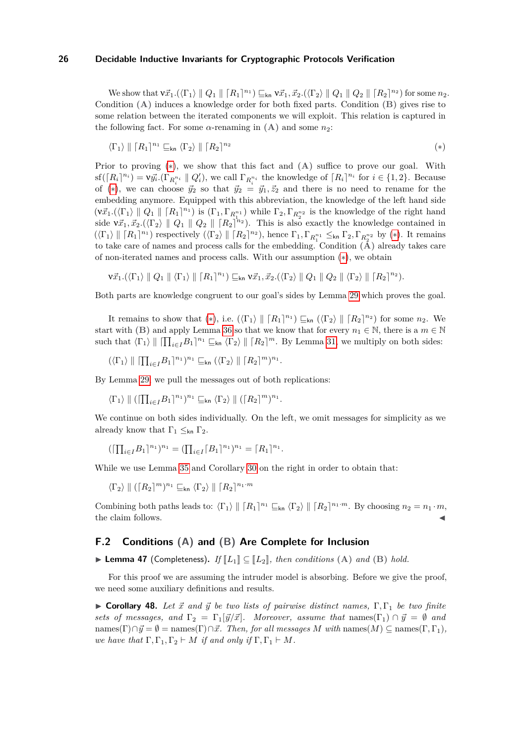We show that $\nu\vec{x}_1.(\langle\Gamma_1\rangle \parallel Q_1 \parallel \lceil R_1\rceil^{n_1}) \sqsubseteq_{\mathsf{kn}} \nu\vec{x}_1,\vec{x}_2.(\langle\Gamma_2\rangle \parallel Q_1 \parallel Q_2 \parallel \lceil R_2\rceil^{n_2})$ for some $n_2$. Condition **(A)** induces a knowledge order for both fixed parts. Condition **(B)** gives rise to some relation between the iterated components we will exploit. This relation is captured in the following fact. For some $\alpha$-renaming in **(A)** and some $n_2$:

$$\langle\Gamma_1\rangle \parallel \lceil R_1\rceil^{n_1} \sqsubseteq_{\mathsf{kn}} \langle\Gamma_2\rangle \parallel \lceil R_2\rceil^{n_2} \qquad (*)$$

Prior to proving (*), we show that this fact and **(A)** suffice to prove our goal. With $\mathrm{sf}(\lceil R_i\rceil^{n_i}) = \nu\vec{y}_i.(\Gamma_{R_i^{n_i}} \parallel Q_i')$, we call $\Gamma_{R_i^{n_i}}$ the knowledge of $\lceil R_i\rceil^{n_i}$ for $i \in \{1,2\}$. Because of (*), we can choose $\vec{y}_2$ so that $\vec{y}_2 = \vec{y}_1, \vec{z}_2$ and there is no need to rename for the embedding anymore. Equipped with this abbreviation, the knowledge of the left hand side $(\nu\vec{x}_1.(\langle\Gamma_1\rangle \parallel Q_1 \parallel \lceil R_1\rceil^{n_1})$ is $(\Gamma_1, \Gamma_{R_1^{n_1}})$ while $\Gamma_2, \Gamma_{R_2^{n_2}}$ is the knowledge of the right hand side $\nu\vec{x}_1,\vec{x}_2.(\langle\Gamma_2\rangle \parallel Q_1 \parallel Q_2 \parallel \lceil R_2\rceil^{n_2})$. This is also exactly the knowledge contained in $(\langle\Gamma_1\rangle \parallel \lceil R_1\rceil^{n_1})$ respectively $(\langle\Gamma_2\rangle \parallel \lceil R_2\rceil^{n_2})$, hence $\Gamma_1, \Gamma_{R_1^{n_1}} \leq_{\mathsf{kn}} \Gamma_2, \Gamma_{R_2^{n_2}}$ by (*). It remains to take care of names and process calls for the embedding. Condition **(A)** already takes care of non-iterated names and process calls. With our assumption (*), we obtain

$$\nu\vec{x}_1.(\langle\Gamma_1\rangle \parallel Q_1 \parallel \langle\Gamma_1\rangle \parallel \lceil R_1\rceil^{n_1}) \sqsubseteq_{\mathsf{kn}} \nu\vec{x}_1,\vec{x}_2.(\langle\Gamma_2\rangle \parallel Q_1 \parallel Q_2 \parallel \langle\Gamma_2\rangle \parallel \lceil R_2\rceil^{n_2}).$$

Both parts are knowledge congruent to our goal's sides by Lemma 29 which proves the goal.

It remains to show that (*), i.e. $(\langle\Gamma_1\rangle \parallel \lceil R_1\rceil^{n_1}) \sqsubseteq_{\mathsf{kn}} (\langle\Gamma_2\rangle \parallel \lceil R_2\rceil^{n_2})$ for some $n_2$. We start with **(B)** and apply Lemma 36 so that we know that for every $n_1 \in \mathbb{N}$, there is a $m \in \mathbb{N}$ such that $\langle\Gamma_1\rangle \parallel \lceil\prod_{i\in I} B_1\rceil^{n_1} \sqsubseteq_{\mathsf{kn}} \langle\Gamma_2\rangle \parallel \lceil R_2\rceil^{m}$. By Lemma 31, we multiply on both sides:

$$(\langle\Gamma_1\rangle \parallel \lceil\textstyle\prod_{i\in I} B_1\rceil^{n_1})^{n_1} \sqsubseteq_{\mathsf{kn}} (\langle\Gamma_2\rangle \parallel \lceil R_2\rceil^{m})^{n_1}.$$

By Lemma 29, we pull the messages out of both replications:

$$\langle\Gamma_1\rangle \parallel (\lceil\textstyle\prod_{i\in I} B_1\rceil^{n_1})^{n_1} \sqsubseteq_{\mathsf{kn}} \langle\Gamma_2\rangle \parallel (\lceil R_2\rceil^{m})^{n_1}.$$

We continue on both sides individually. On the left, we omit messages for simplicity as we already know that $\Gamma_1 \leq_{\mathsf{kn}} \Gamma_2$.

$$(\lceil\textstyle\prod_{i\in I} B_1\rceil^{n_1})^{n_1} = (\prod_{i\in I}\lceil B_1\rceil^{n_1})^{n_1} = \lceil R_1\rceil^{n_1}.$$

While we use Lemma 35 and Corollary 30 on the right in order to obtain that:

$$\langle\Gamma_2\rangle \parallel (\lceil R_2\rceil^{m})^{n_1} \sqsubseteq_{\mathsf{kn}} \langle\Gamma_2\rangle \parallel \lceil R_2\rceil^{n_1\cdot m}$$

Combining both paths leads to: $\langle\Gamma_1\rangle \parallel \lceil R_1\rceil^{n_1} \sqsubseteq_{\mathsf{kn}} \langle\Gamma_2\rangle \parallel \lceil R_2\rceil^{n_1\cdot m}$. By choosing $n_2 = n_1 \cdot m$, the claim follows. ◀

## F.2 Conditions (A) and (B) Are Complete for Inclusion

▶ **Lemma 47** (Completeness). *If $[\![L_1]\!] \subseteq [\![L_2]\!]$, then conditions **(A)** and **(B)** hold.*

For this proof we are assuming the intruder model is absorbing. Before we give the proof, we need some auxiliary definitions and results.

▶ **Corollary 48.** *Let $\vec{x}$ and $\vec{y}$ be two lists of pairwise distinct names, $\Gamma, \Gamma_1$ be two finite sets of messages, and $\Gamma_2 = \Gamma_1[\vec{y}/\vec{x}]$. Moreover, assume that $\mathrm{names}(\Gamma_1) \cap \vec{y} = \emptyset$ and $\mathrm{names}(\Gamma) \cap \vec{y} = \emptyset = \mathrm{names}(\Gamma) \cap \vec{x}$. Then, for all messages $M$ with $\mathrm{names}(M) \subseteq \mathrm{names}(\Gamma, \Gamma_1)$, we have that $\Gamma, \Gamma_1, \Gamma_2 \vdash M$ if and only if $\Gamma, \Gamma_1 \vdash M$.*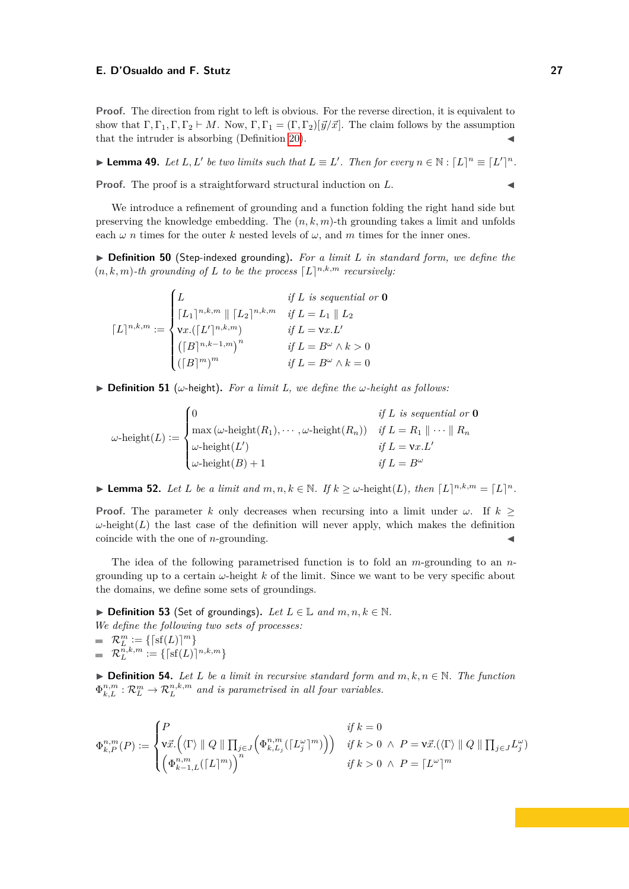**Proof.** The direction from right to left is obvious. For the reverse direction, it is equivalent to show that $\Gamma, \Gamma_1, \Gamma, \Gamma_2 \vdash M$. Now, $\Gamma, \Gamma_1 = (\Gamma, \Gamma_2)[\vec{y}/\vec{x}]$. The claim follows by the assumption that the intruder is absorbing (Definition 20). ◀

▶ **Lemma 49.** *Let $L, L'$ be two limits such that $L \equiv L'$. Then for every $n \in \mathbb{N} : \lceil L \rceil^n \equiv \lceil L' \rceil^n$.*

**Proof.** The proof is a straightforward structural induction on $L$. ◀

We introduce a refinement of grounding and a function folding the right hand side but preserving the knowledge embedding. The $(n, k, m)$-th grounding takes a limit and unfolds each $\omega$ $n$ times for the outer $k$ nested levels of $\omega$, and $m$ times for the inner ones.

▶ **Definition 50** (Step-indexed grounding). *For a limit $L$ in standard form, we define the $(n, k, m)$-th grounding of $L$ to be the process $\lceil L \rceil^{n,k,m}$ recursively:*

$$\lceil L \rceil^{n,k,m} := \begin{cases} L & \text{if } L \text{ is sequential or } \mathbf{0} \\ \lceil L_1 \rceil^{n,k,m} \parallel \lceil L_2 \rceil^{n,k,m} & \text{if } L = L_1 \parallel L_2 \\ \nu x.(\lceil L' \rceil^{n,k,m}) & \text{if } L = \nu x.L' \\ \left(\lceil B \rceil^{n,k-1,m}\right)^n & \text{if } L = B^\omega \wedge k > 0 \\ (\lceil B \rceil^m)^m & \text{if } L = B^\omega \wedge k = 0 \end{cases}$$

▶ **Definition 51** ($\omega$-height). *For a limit $L$, we define the $\omega$-height as follows:*

$$\omega\text{-height}(L) := \begin{cases} 0 & \text{if } L \text{ is sequential or } \mathbf{0} \\ \max\left(\omega\text{-height}(R_1), \cdots, \omega\text{-height}(R_n)\right) & \text{if } L = R_1 \parallel \cdots \parallel R_n \\ \omega\text{-height}(L') & \text{if } L = \nu x.L' \\ \omega\text{-height}(B) + 1 & \text{if } L = B^\omega \end{cases}$$

▶ **Lemma 52.** *Let $L$ be a limit and $m, n, k \in \mathbb{N}$. If $k \geq \omega\text{-height}(L)$, then $\lceil L \rceil^{n,k,m} = \lceil L \rceil^n$.*

**Proof.** The parameter $k$ only decreases when recursing into a limit under $\omega$. If $k \geq \omega\text{-height}(L)$ the last case of the definition will never apply, which makes the definition coincide with the one of $n$-grounding. ◀

The idea of the following parametrised function is to fold an $m$-grounding to an $n$-grounding up to a certain $\omega$-height $k$ of the limit. Since we want to be very specific about the domains, we define some sets of groundings.

▶ **Definition 53** (Set of groundings). *Let $L \in \mathbb{L}$ and $m, n, k \in \mathbb{N}$.*
*We define the following two sets of processes:*

- $\mathcal{R}_L^m := \{\lceil \mathrm{sf}(L) \rceil^m\}$
- $\mathcal{R}_L^{n,k,m} := \{\lceil \mathrm{sf}(L) \rceil^{n,k,m}\}$

▶ **Definition 54.** *Let $L$ be a limit in recursive standard form and $m, k, n \in \mathbb{N}$. The function $\Phi_{k,L}^{n,m} : \mathcal{R}_L^m \to \mathcal{R}_L^{n,k,m}$ and is parametrised in all four variables.*

$$\Phi_{k,P}^{n,m}(P) := \begin{cases} P & \text{if } k = 0 \\ \nu\vec{x}.\left(\langle\Gamma\rangle \parallel Q \parallel \prod_{j\in J}\left(\Phi_{k,L_j}^{n,m}(\lceil L_j^\omega \rceil^m)\right)\right) & \text{if } k > 0 \ \wedge \ P = \nu\vec{x}.(\langle\Gamma\rangle \parallel Q \parallel \prod_{j\in J} L_j^\omega) \\ \left(\Phi_{k-1,L}^{n,m}(\lceil L \rceil^m)\right)^n & \text{if } k > 0 \ \wedge \ P = \lceil L^\omega \rceil^m \end{cases}$$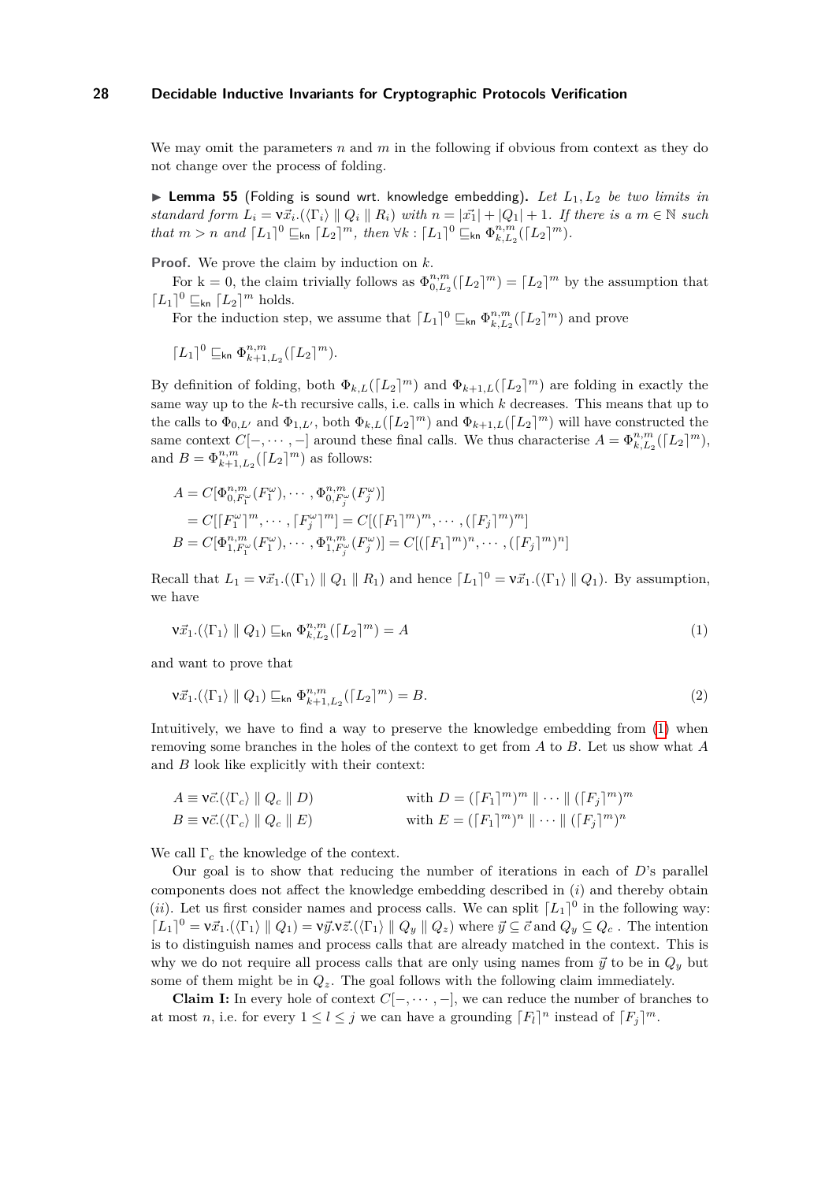We may omit the parameters $n$ and $m$ in the following if obvious from context as they do not change over the process of folding.

▶ **Lemma 55** (Folding is sound wrt. knowledge embedding). *Let $L_1, L_2$ be two limits in standard form $L_i = \nu\vec{x}_i.(\langle\Gamma_i\rangle \parallel Q_i \parallel R_i)$ with $n = |\vec{x_1}| + |Q_1| + 1$. If there is a $m \in \mathbb{N}$ such that $m > n$ and $\lceil L_1\rceil^0 \sqsubseteq_{\mathsf{kn}} \lceil L_2\rceil^m$, then $\forall k : \lceil L_1\rceil^0 \sqsubseteq_{\mathsf{kn}} \Phi^{n,m}_{k,L_2}(\lceil L_2\rceil^m)$.*

**Proof.** We prove the claim by induction on $k$.

For k = 0, the claim trivially follows as $\Phi^{n,m}_{0,L_2}(\lceil L_2\rceil^m) = \lceil L_2\rceil^m$ by the assumption that $\lceil L_1\rceil^0 \sqsubseteq_{\mathsf{kn}} \lceil L_2\rceil^m$ holds.

For the induction step, we assume that $\lceil L_1\rceil^0 \sqsubseteq_{\mathsf{kn}} \Phi^{n,m}_{k,L_2}(\lceil L_2\rceil^m)$ and prove

$$\lceil L_1\rceil^0 \sqsubseteq_{\mathsf{kn}} \Phi^{n,m}_{k+1,L_2}(\lceil L_2\rceil^m).$$

By definition of folding, both $\Phi_{k,L}(\lceil L_2\rceil^m)$ and $\Phi_{k+1,L}(\lceil L_2\rceil^m)$ are folding in exactly the same way up to the $k$-th recursive calls, i.e. calls in which $k$ decreases. This means that up to the calls to $\Phi_{0,L'}$ and $\Phi_{1,L'}$, both $\Phi_{k,L}(\lceil L_2\rceil^m)$ and $\Phi_{k+1,L}(\lceil L_2\rceil^m)$ will have constructed the same context $C[-,\cdots,-]$ around these final calls. We thus characterise $A = \Phi^{n,m}_{k,L_2}(\lceil L_2\rceil^m)$, and $B = \Phi^{n,m}_{k+1,L_2}(\lceil L_2\rceil^m)$ as follows:

$$
\begin{aligned}
A &= C[\Phi^{n,m}_{0,F_1^\omega}(F_1^\omega), \cdots, \Phi^{n,m}_{0,F_j^\omega}(F_j^\omega)] \\
&= C[\lceil F_1^\omega\rceil^m, \cdots, \lceil F_j^\omega\rceil^m] = C[(\lceil F_1\rceil^m)^m, \cdots, (\lceil F_j\rceil^m)^m] \\
B &= C[\Phi^{n,m}_{1,F_1^\omega}(F_1^\omega), \cdots, \Phi^{n,m}_{1,F_j^\omega}(F_j^\omega)] = C[(\lceil F_1\rceil^m)^n, \cdots, (\lceil F_j\rceil^m)^n]
\end{aligned}
$$

Recall that $L_1 = \nu\vec{x}_1.(\langle\Gamma_1\rangle \parallel Q_1 \parallel R_1)$ and hence $\lceil L_1\rceil^0 = \nu\vec{x}_1.(\langle\Gamma_1\rangle \parallel Q_1)$. By assumption, we have

$$\nu\vec{x}_1.(\langle\Gamma_1\rangle \parallel Q_1) \sqsubseteq_{\mathsf{kn}} \Phi^{n,m}_{k,L_2}(\lceil L_2\rceil^m) = A \tag{1}$$

and want to prove that

$$\nu\vec{x}_1.(\langle\Gamma_1\rangle \parallel Q_1) \sqsubseteq_{\mathsf{kn}} \Phi^{n,m}_{k+1,L_2}(\lceil L_2\rceil^m) = B. \tag{2}$$

Intuitively, we have to find a way to preserve the knowledge embedding from (1) when removing some branches in the holes of the context to get from $A$ to $B$. Let us show what $A$ and $B$ look like explicitly with their context:

$$
\begin{aligned}
A &\equiv \nu\vec{c}.(\langle\Gamma_c\rangle \parallel Q_c \parallel D) &\quad& \text{with } D = (\lceil F_1\rceil^m)^m \parallel \cdots \parallel (\lceil F_j\rceil^m)^m \\
B &\equiv \nu\vec{c}.(\langle\Gamma_c\rangle \parallel Q_c \parallel E) && \text{with } E = (\lceil F_1\rceil^m)^n \parallel \cdots \parallel (\lceil F_j\rceil^m)^n
\end{aligned}
$$

We call $\Gamma_c$ the knowledge of the context.

Our goal is to show that reducing the number of iterations in each of $D$'s parallel components does not affect the knowledge embedding described in ($i$) and thereby obtain ($ii$). Let us first consider names and process calls. We can split $\lceil L_1\rceil^0$ in the following way: $\lceil L_1\rceil^0 = \nu\vec{x}_1.(\langle\Gamma_1\rangle \parallel Q_1) = \nu\vec{y}.\nu\vec{z}.(\langle\Gamma_1\rangle \parallel Q_y \parallel Q_z)$ where $\vec{y} \subseteq \vec{c}$ and $Q_y \subseteq Q_c$ . The intention is to distinguish names and process calls that are already matched in the context. This is why we do not require all process calls that are only using names from $\vec{y}$ to be in $Q_y$ but some of them might be in $Q_z$. The goal follows with the following claim immediately.

**Claim I:** In every hole of context $C[-,\cdots,-]$, we can reduce the number of branches to at most $n$, i.e. for every $1 \le l \le j$ we can have a grounding $\lceil F_l\rceil^n$ instead of $\lceil F_j\rceil^m$.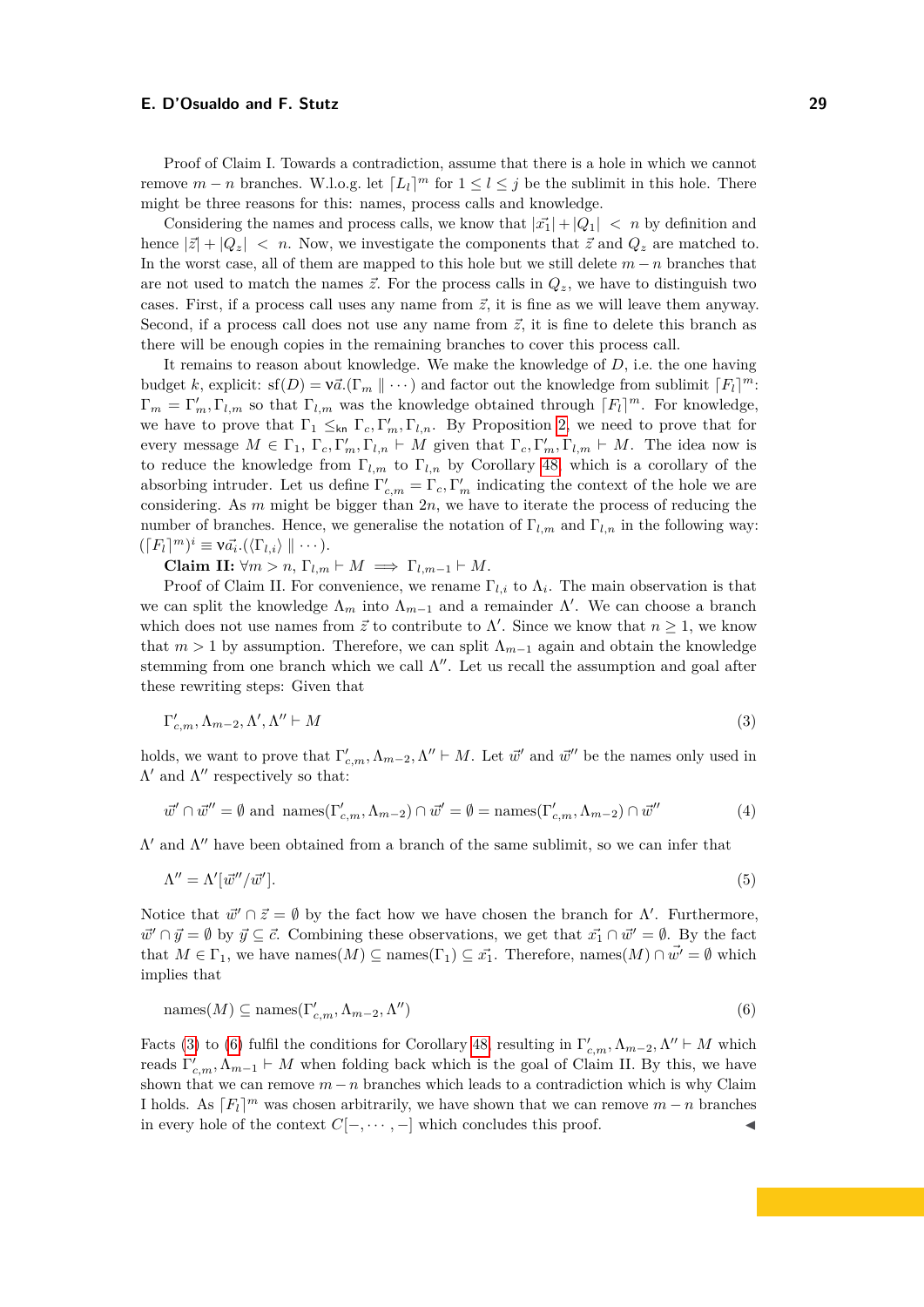Proof of Claim I. Towards a contradiction, assume that there is a hole in which we cannot remove $m-n$ branches. W.l.o.g. let $\lceil L_l \rceil^m$ for $1 \leq l \leq j$ be the sublimit in this hole. There might be three reasons for this: names, process calls and knowledge.

Considering the names and process calls, we know that $|\vec{x_1}| + |Q_1| < n$ by definition and hence $|\vec{z}| + |Q_z| < n$. Now, we investigate the components that $\vec{z}$ and $Q_z$ are matched to. In the worst case, all of them are mapped to this hole but we still delete $m-n$ branches that are not used to match the names $\vec{z}$. For the process calls in $Q_z$, we have to distinguish two cases. First, if a process call uses any name from $\vec{z}$, it is fine as we will leave them anyway. Second, if a process call does not use any name from $\vec{z}$, it is fine to delete this branch as there will be enough copies in the remaining branches to cover this process call.

It remains to reason about knowledge. We make the knowledge of $D$, i.e. the one having budget $k$, explicit: $\mathrm{sf}(D) = \nu\vec{a}.(\Gamma_m \parallel \cdots)$ and factor out the knowledge from sublimit $\lceil F_l \rceil^m$: $\Gamma_m = \Gamma'_m, \Gamma_{l,m}$ so that $\Gamma_{l,m}$ was the knowledge obtained through $\lceil F_l \rceil^m$. For knowledge, we have to prove that $\Gamma_1 \leq_{\mathsf{kn}} \Gamma_c, \Gamma'_m, \Gamma_{l,n}$. By Proposition 2, we need to prove that for every message $M \in \Gamma_1$, $\Gamma_c, \Gamma'_m, \Gamma_{l,n} \vdash M$ given that $\Gamma_c, \Gamma'_m, \Gamma_{l,m} \vdash M$. The idea now is to reduce the knowledge from $\Gamma_{l,m}$ to $\Gamma_{l,n}$ by Corollary 48, which is a corollary of the absorbing intruder. Let us define $\Gamma'_{c,m} = \Gamma_c, \Gamma'_m$ indicating the context of the hole we are considering. As $m$ might be bigger than $2n$, we have to iterate the process of reducing the number of branches. Hence, we generalise the notation of $\Gamma_{l,m}$ and $\Gamma_{l,n}$ in the following way: $(\lceil F_l \rceil^m)^i \equiv \nu\vec{a_i}.(\langle \Gamma_{l,i} \rangle \parallel \cdots)$.

**Claim II:** $\forall m > n$, $\Gamma_{l,m} \vdash M \implies \Gamma_{l,m-1} \vdash M$.

Proof of Claim II. For convenience, we rename $\Gamma_{l,i}$ to $\Lambda_i$. The main observation is that we can split the knowledge $\Lambda_m$ into $\Lambda_{m-1}$ and a remainder $\Lambda'$. We can choose a branch which does not use names from $\vec{z}$ to contribute to $\Lambda'$. Since we know that $n \geq 1$, we know that $m > 1$ by assumption. Therefore, we can split $\Lambda_{m-1}$ again and obtain the knowledge stemming from one branch which we call $\Lambda''$. Let us recall the assumption and goal after these rewriting steps: Given that

$$\Gamma'_{c,m}, \Lambda_{m-2}, \Lambda', \Lambda'' \vdash M \tag{3}$$

holds, we want to prove that $\Gamma'_{c,m}, \Lambda_{m-2}, \Lambda'' \vdash M$. Let $\vec{w}'$ and $\vec{w}''$ be the names only used in $\Lambda'$ and $\Lambda''$ respectively so that:

$$\vec{w}' \cap \vec{w}'' = \emptyset \text{ and } \mathrm{names}(\Gamma'_{c,m}, \Lambda_{m-2}) \cap \vec{w}' = \emptyset = \mathrm{names}(\Gamma'_{c,m}, \Lambda_{m-2}) \cap \vec{w}'' \tag{4}$$

$\Lambda'$ and $\Lambda''$ have been obtained from a branch of the same sublimit, so we can infer that

$$\Lambda'' = \Lambda'[\vec{w}''/\vec{w}']. \tag{5}$$

Notice that $\vec{w}' \cap \vec{z} = \emptyset$ by the fact how we have chosen the branch for $\Lambda'$. Furthermore, $\vec{w}' \cap \vec{y} = \emptyset$ by $\vec{y} \subseteq \vec{c}$. Combining these observations, we get that $\vec{x_1} \cap \vec{w}' = \emptyset$. By the fact that $M \in \Gamma_1$, we have $\mathrm{names}(M) \subseteq \mathrm{names}(\Gamma_1) \subseteq \vec{x_1}$. Therefore, $\mathrm{names}(M) \cap \vec{w'} = \emptyset$ which implies that

$$\mathrm{names}(M) \subseteq \mathrm{names}(\Gamma'_{c,m}, \Lambda_{m-2}, \Lambda'') \tag{6}$$

Facts (3) to (6) fulfil the conditions for Corollary 48, resulting in $\Gamma'_{c,m}, \Lambda_{m-2}, \Lambda'' \vdash M$ which reads $\Gamma'_{c,m}, \Lambda_{m-1} \vdash M$ when folding back which is the goal of Claim II. By this, we have shown that we can remove $m-n$ branches which leads to a contradiction which is why Claim I holds. As $\lceil F_l \rceil^m$ was chosen arbitrarily, we have shown that we can remove $m-n$ branches in every hole of the context $C[-, \cdots, -]$ which concludes this proof. ◀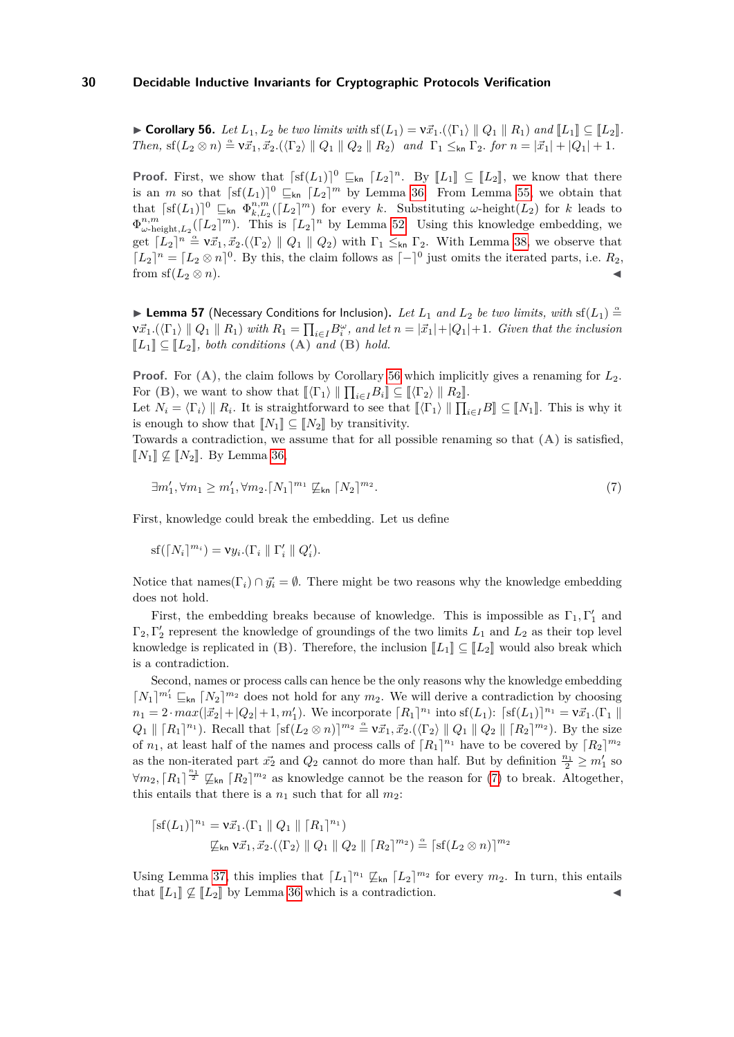▶ **Corollary 56.** *Let $L_1, L_2$ be two limits with* $\mathrm{sf}(L_1) = \nu\vec{x}_1.(\langle\Gamma_1\rangle \parallel Q_1 \parallel R_1)$ *and* $[\![L_1]\!] \subseteq [\![L_2]\!]$. *Then,* $\mathrm{sf}(L_2 \otimes n) \triangleq \nu\vec{x}_1, \vec{x}_2.(\langle\Gamma_2\rangle \parallel Q_1 \parallel Q_2 \parallel R_2)$ *and* $\Gamma_1 \leq_{\mathsf{kn}} \Gamma_2$. *for* $n = |\vec{x}_1| + |Q_1| + 1$.

**Proof.** First, we show that $\lceil \mathrm{sf}(L_1) \rceil^0 \sqsubseteq_{\mathsf{kn}} \lceil L_2 \rceil^n$. By $[\![L_1]\!] \subseteq [\![L_2]\!]$, we know that there is an $m$ so that $\lceil \mathrm{sf}(L_1) \rceil^0 \sqsubseteq_{\mathsf{kn}} \lceil L_2 \rceil^m$ by Lemma 36. From Lemma 55, we obtain that that $\lceil \mathrm{sf}(L_1) \rceil^0 \sqsubseteq_{\mathsf{kn}} \Phi^{n,m}_{k,L_2}(\lceil L_2 \rceil^m)$ for every $k$. Substituting $\omega$-height$(L_2)$ for $k$ leads to $\Phi^{n,m}_{\omega\text{-height},L_2}(\lceil L_2 \rceil^m)$. This is $\lceil L_2 \rceil^n$ by Lemma 52. Using this knowledge embedding, we get $\lceil L_2 \rceil^n \triangleq \nu\vec{x}_1, \vec{x}_2.(\langle\Gamma_2\rangle \parallel Q_1 \parallel Q_2)$ with $\Gamma_1 \leq_{\mathsf{kn}} \Gamma_2$. With Lemma 38, we observe that $\lceil L_2 \rceil^n = \lceil L_2 \otimes n \rceil^0$. By this, the claim follows as $\lceil - \rceil^0$ just omits the iterated parts, i.e. $R_2$, from $\mathrm{sf}(L_2 \otimes n)$. ◀

▶ **Lemma 57** (Necessary Conditions for Inclusion)**.** *Let $L_1$ and $L_2$ be two limits, with* $\mathrm{sf}(L_1) \triangleq \nu\vec{x}_1.(\langle\Gamma_1\rangle \parallel Q_1 \parallel R_1)$ *with* $R_1 = \prod_{i \in I} B_i^\omega$, *and let* $n = |\vec{x}_1| + |Q_1| + 1$. *Given that the inclusion* $[\![L_1]\!] \subseteq [\![L_2]\!]$, *both conditions* **(A)** *and* **(B)** *hold.*

**Proof.** For **(A)**, the claim follows by Corollary 56 which implicitly gives a renaming for $L_2$. For **(B)**, we want to show that $[\![\langle\Gamma_1\rangle \parallel \prod_{i \in I} B_i]\!] \subseteq [\![\langle\Gamma_2\rangle \parallel R_2]\!]$.
Let $N_i = \langle\Gamma_i\rangle \parallel R_i$. It is straightforward to see that $[\![\langle\Gamma_1\rangle \parallel \prod_{i \in I} B]\!] \subseteq [\![N_1]\!]$. This is why it is enough to show that $[\![N_1]\!] \subseteq [\![N_2]\!]$ by transitivity.
Towards a contradiction, we assume that for all possible renaming so that **(A)** is satisfied, $[\![N_1]\!] \not\subseteq [\![N_2]\!]$. By Lemma 36,

$$\exists m_1', \forall m_1 \geq m_1', \forall m_2. \lceil N_1 \rceil^{m_1} \not\sqsubseteq_{\mathsf{kn}} \lceil N_2 \rceil^{m_2}. \tag{7}$$

First, knowledge could break the embedding. Let us define

$$\mathrm{sf}(\lceil N_i \rceil^{m_i}) = \nu y_i.(\Gamma_i \parallel \Gamma_i' \parallel Q_i').$$

Notice that $\mathrm{names}(\Gamma_i) \cap \vec{y}_i = \emptyset$. There might be two reasons why the knowledge embedding does not hold.

First, the embedding breaks because of knowledge. This is impossible as $\Gamma_1, \Gamma_1'$ and $\Gamma_2, \Gamma_2'$ represent the knowledge of groundings of the two limits $L_1$ and $L_2$ as their top level knowledge is replicated in **(B)**. Therefore, the inclusion $[\![L_1]\!] \subseteq [\![L_2]\!]$ would also break which is a contradiction.

Second, names or process calls can hence be the only reasons why the knowledge embedding $\lceil N_1 \rceil^{m_1'} \sqsubseteq_{\mathsf{kn}} \lceil N_2 \rceil^{m_2}$ does not hold for any $m_2$. We will derive a contradiction by choosing $n_1 = 2 \cdot max(|\vec{x}_2| + |Q_2| + 1, m_1')$. We incorporate $\lceil R_1 \rceil^{n_1}$ into $\mathrm{sf}(L_1)$: $\lceil \mathrm{sf}(L_1) \rceil^{n_1} = \nu\vec{x}_1.(\Gamma_1 \parallel Q_1 \parallel \lceil R_1 \rceil^{n_1})$. Recall that $\lceil \mathrm{sf}(L_2 \otimes n) \rceil^{m_2} \triangleq \nu\vec{x}_1, \vec{x}_2.(\langle\Gamma_2\rangle \parallel Q_1 \parallel Q_2 \parallel \lceil R_2 \rceil^{m_2})$. By the size of $n_1$, at least half of the names and process calls of $\lceil R_1 \rceil^{n_1}$ have to be covered by $\lceil R_2 \rceil^{m_2}$ as the non-iterated part $\vec{x}_2$ and $Q_2$ cannot do more than half. But by definition $\frac{n_1}{2} \geq m_1'$ so $\forall m_2, \lceil R_1 \rceil^{\frac{n_1}{2}} \not\sqsubseteq_{\mathsf{kn}} \lceil R_2 \rceil^{m_2}$ as knowledge cannot be the reason for (7) to break. Altogether, this entails that there is a $n_1$ such that for all $m_2$:

$$\begin{aligned}
\lceil \mathrm{sf}(L_1) \rceil^{n_1} &= \nu\vec{x}_1.(\Gamma_1 \parallel Q_1 \parallel \lceil R_1 \rceil^{n_1}) \\
&\not\sqsubseteq_{\mathsf{kn}} \nu\vec{x}_1, \vec{x}_2.(\langle\Gamma_2\rangle \parallel Q_1 \parallel Q_2 \parallel \lceil R_2 \rceil^{m_2}) \triangleq \lceil \mathrm{sf}(L_2 \otimes n) \rceil^{m_2}
\end{aligned}$$

Using Lemma 37, this implies that $\lceil L_1 \rceil^{n_1} \not\sqsubseteq_{\mathsf{kn}} \lceil L_2 \rceil^{m_2}$ for every $m_2$. In turn, this entails that $[\![L_1]\!] \not\subseteq [\![L_2]\!]$ by Lemma 36 which is a contradiction. ◀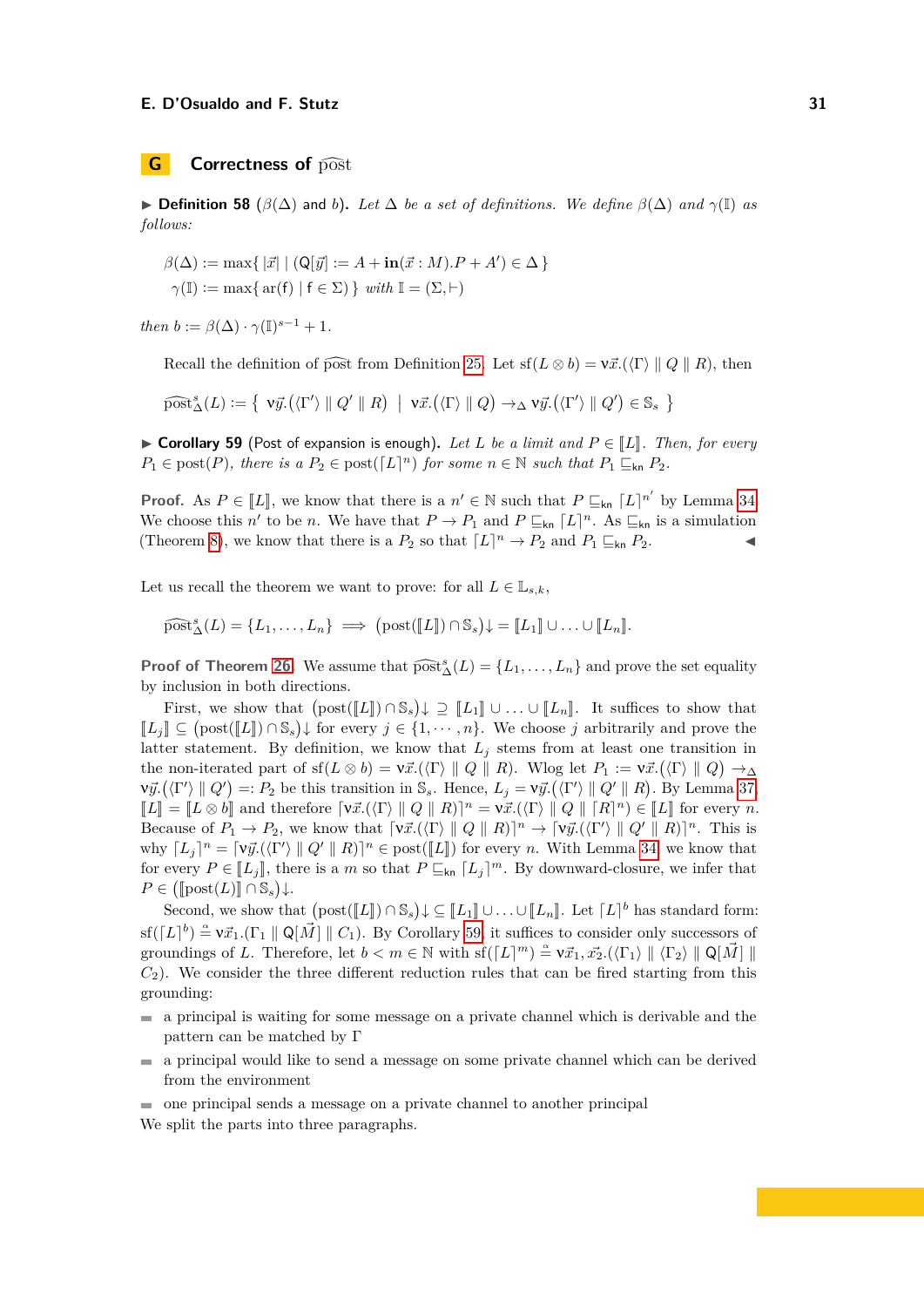## G Correctness of $\widehat{\text{post}}$

▶ **Definition 58** ($\beta(\Delta)$ and $b$). *Let $\Delta$ be a set of definitions. We define $\beta(\Delta)$ and $\gamma(\mathbb{I})$ as follows:*

$$\beta(\Delta) := \max\{\, |\vec{x}| \mid (\mathsf{Q}[\vec{y}] := A + \mathbf{in}(\vec{x} : M).P + A') \in \Delta \,\}$$
$$\gamma(\mathbb{I}) := \max\{\, \mathrm{ar}(\mathsf{f}) \mid \mathsf{f} \in \Sigma) \,\} \text{ with } \mathbb{I} = (\Sigma, \vdash)$$

*then* $b := \beta(\Delta) \cdot \gamma(\mathbb{I})^{s-1} + 1$.

Recall the definition of $\widehat{\text{post}}$ from Definition 25. Let $\mathrm{sf}(L \otimes b) = \nu\vec{x}.(\langle\Gamma\rangle \parallel Q \parallel R)$, then

$$\widehat{\text{post}}^s_\Delta(L) := \left\{\ \nu\vec{y}.(\langle\Gamma'\rangle \parallel Q' \parallel R) \ \middle|\ \nu\vec{x}.(\langle\Gamma\rangle \parallel Q) \to_\Delta \nu\vec{y}.(\langle\Gamma'\rangle \parallel Q') \in \mathbb{S}_s\ \right\}$$

▶ **Corollary 59** (Post of expansion is enough). *Let $L$ be a limit and $P \in [\![L]\!]$. Then, for every $P_1 \in \mathrm{post}(P)$, there is a $P_2 \in \mathrm{post}(\lceil L \rceil^n)$ for some $n \in \mathbb{N}$ such that $P_1 \sqsubseteq_{\mathsf{kn}} P_2$.*

**Proof.** As $P \in [\![L]\!]$, we know that there is a $n' \in \mathbb{N}$ such that $P \sqsubseteq_{\mathsf{kn}} \lceil L \rceil^{n'}$ by Lemma 34. We choose this $n'$ to be $n$. We have that $P \to P_1$ and $P \sqsubseteq_{\mathsf{kn}} \lceil L \rceil^n$. As $\sqsubseteq_{\mathsf{kn}}$ is a simulation (Theorem 8), we know that there is a $P_2$ so that $\lceil L \rceil^n \to P_2$ and $P_1 \sqsubseteq_{\mathsf{kn}} P_2$. ◀

Let us recall the theorem we want to prove: for all $L \in \mathbb{L}_{s,k}$,

$$\widehat{\text{post}}^s_\Delta(L) = \{L_1, \ldots, L_n\} \implies \big(\mathrm{post}([\![L]\!]) \cap \mathbb{S}_s\big)\!\downarrow = [\![L_1]\!] \cup \ldots \cup [\![L_n]\!].$$

**Proof of Theorem 26.** We assume that $\widehat{\text{post}}^s_\Delta(L) = \{L_1, \ldots, L_n\}$ and prove the set equality by inclusion in both directions.

First, we show that $\big(\mathrm{post}([\![L]\!]) \cap \mathbb{S}_s\big)\!\downarrow \supseteq [\![L_1]\!] \cup \ldots \cup [\![L_n]\!]$. It suffices to show that $[\![L_j]\!] \subseteq \big(\mathrm{post}([\![L]\!]) \cap \mathbb{S}_s\big)\!\downarrow$ for every $j \in \{1, \cdots, n\}$. We choose $j$ arbitrarily and prove the latter statement. By definition, we know that $L_j$ stems from at least one transition in the non-iterated part of $\mathrm{sf}(L \otimes b) = \nu\vec{x}.(\langle\Gamma\rangle \parallel Q \parallel R)$. Wlog let $P_1 := \nu\vec{x}.\big(\langle\Gamma\rangle \parallel Q\big) \to_\Delta \nu\vec{y}.\big(\langle\Gamma'\rangle \parallel Q'\big) =: P_2$ be this transition in $\mathbb{S}_s$. Hence, $L_j = \nu\vec{y}.(\langle\Gamma'\rangle \parallel Q' \parallel R)$. By Lemma 37, $[\![L]\!] = [\![L \otimes b]\!]$ and therefore $\lceil \nu\vec{x}.(\langle\Gamma\rangle \parallel Q \parallel R)\rceil^n = \nu\vec{x}.(\langle\Gamma\rangle \parallel Q \parallel \lceil R \rceil^n) \in [\![L]\!]$ for every $n$. Because of $P_1 \to P_2$, we know that $\lceil \nu\vec{x}.(\langle\Gamma\rangle \parallel Q \parallel R)\rceil^n \to \lceil \nu\vec{y}.(\langle\Gamma'\rangle \parallel Q' \parallel R)\rceil^n$. This is why $\lceil L_j \rceil^n = \lceil \nu\vec{y}.(\langle\Gamma'\rangle \parallel Q' \parallel R)\rceil^n \in \mathrm{post}([\![L]\!])$ for every $n$. With Lemma 34 we know that for every $P \in [\![L_j]\!]$, there is a $m$ so that $P \sqsubseteq_{\mathsf{kn}} \lceil L_j \rceil^m$. By downward-closure, we infer that $P \in \big([\![\mathrm{post}(L)]\!] \cap \mathbb{S}_s\big)\!\downarrow$.

Second, we show that $\big(\mathrm{post}([\![L]\!]) \cap \mathbb{S}_s\big)\!\downarrow \subseteq [\![L_1]\!] \cup \ldots \cup [\![L_n]\!]$. Let $\lceil L \rceil^b$ has standard form: $\mathrm{sf}(\lceil L \rceil^b) \stackrel{\alpha}{=} \nu\vec{x}_1.(\Gamma_1 \parallel \mathsf{Q}[\vec{M}] \parallel C_1)$. By Corollary 59, it suffices to consider only successors of groundings of $L$. Therefore, let $b < m \in \mathbb{N}$ with $\mathrm{sf}(\lceil L \rceil^m) \stackrel{\alpha}{=} \nu\vec{x}_1, \vec{x}_2.(\langle\Gamma_1\rangle \parallel \langle\Gamma_2\rangle \parallel \mathsf{Q}[\vec{M}] \parallel C_2)$. We consider the three different reduction rules that can be fired starting from this grounding:

- a principal is waiting for some message on a private channel which is derivable and the pattern can be matched by $\Gamma$
- a principal would like to send a message on some private channel which can be derived from the environment
- one principal sends a message on a private channel to another principal

We split the parts into three paragraphs.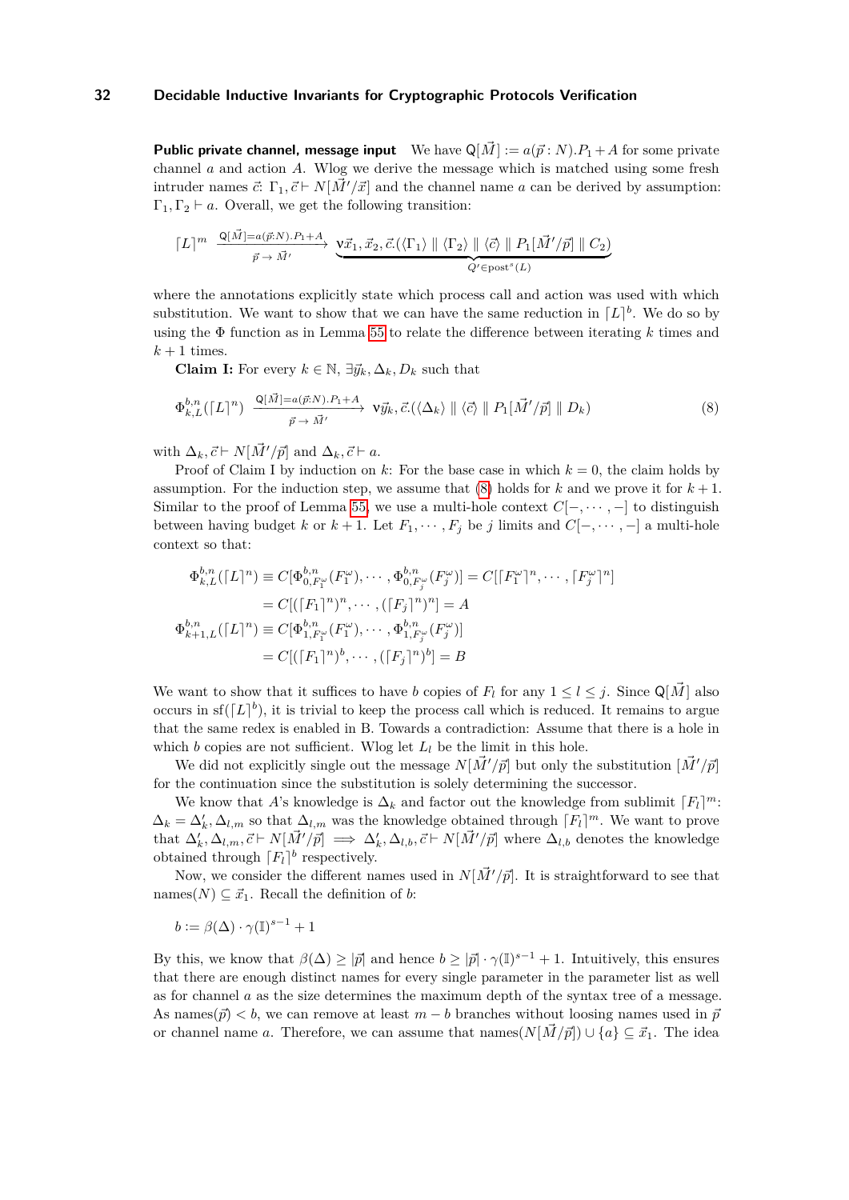**Public private channel, message input** We have $\mathsf{Q}[\vec{M}] := a(\vec{p} : N).P_1 + A$ for some private channel $a$ and action $A$. Wlog we derive the message which is matched using some fresh intruder names $\vec{c}$: $\Gamma_1, \vec{c} \vdash N[\vec{M}'/\vec{x}]$ and the channel name $a$ can be derived by assumption: $\Gamma_1, \Gamma_2 \vdash a$. Overall, we get the following transition:

$$\lceil L \rceil^m \xrightarrow[\vec{p} \to \vec{M}']{\mathsf{Q}[\vec{M}]=a(\vec{p}:N).P_1+A} \underbrace{\nu \vec{x}_1, \vec{x}_2, \vec{c}.(\langle \Gamma_1 \rangle \parallel \langle \Gamma_2 \rangle \parallel \langle \vec{c} \rangle \parallel P_1[\vec{M}'/\vec{p}] \parallel C_2)}_{Q' \in \mathrm{post}^s(L)}$$

where the annotations explicitly state which process call and action was used with which substitution. We want to show that we can have the same reduction in $\lceil L \rceil^b$. We do so by using the $\Phi$ function as in Lemma 55 to relate the difference between iterating $k$ times and $k+1$ times.

**Claim I:** For every $k \in \mathbb{N}$, $\exists \vec{y}_k, \Delta_k, D_k$ such that

$$\Phi^{b,n}_{k,L}(\lceil L \rceil^n) \xrightarrow[\vec{p} \to \vec{M}']{\mathsf{Q}[\vec{M}]=a(\vec{p}:N).P_1+A} \nu \vec{y}_k, \vec{c}.(\langle \Delta_k \rangle \parallel \langle \vec{c} \rangle \parallel P_1[\vec{M}'/\vec{p}] \parallel D_k) \tag{8}$$

with $\Delta_k, \vec{c} \vdash N[\vec{M}'/\vec{p}]$ and $\Delta_k, \vec{c} \vdash a$.

Proof of Claim I by induction on $k$: For the base case in which $k = 0$, the claim holds by assumption. For the induction step, we assume that (8) holds for $k$ and we prove it for $k+1$. Similar to the proof of Lemma 55, we use a multi-hole context $C[-, \cdots, -]$ to distinguish between having budget $k$ or $k+1$. Let $F_1, \cdots, F_j$ be $j$ limits and $C[-, \cdots, -]$ a multi-hole context so that:

$$\begin{aligned}
\Phi^{b,n}_{k,L}(\lceil L \rceil^n) &\equiv C[\Phi^{b,n}_{0,F_1^\omega}(F_1^\omega), \cdots, \Phi^{b,n}_{0,F_j^\omega}(F_j^\omega)] = C[\lceil F_1^\omega \rceil^n, \cdots, \lceil F_j^\omega \rceil^n] \\
&= C[(\lceil F_1 \rceil^n)^n, \cdots, (\lceil F_j \rceil^n)^n] = A \\
\Phi^{b,n}_{k+1,L}(\lceil L \rceil^n) &\equiv C[\Phi^{b,n}_{1,F_1^\omega}(F_1^\omega), \cdots, \Phi^{b,n}_{1,F_j^\omega}(F_j^\omega)] \\
&= C[(\lceil F_1 \rceil^n)^b, \cdots, (\lceil F_j \rceil^n)^b] = B
\end{aligned}$$

We want to show that it suffices to have $b$ copies of $F_l$ for any $1 \le l \le j$. Since $\mathsf{Q}[\vec{M}]$ also occurs in $\mathrm{sf}(\lceil L \rceil^b)$, it is trivial to keep the process call which is reduced. It remains to argue that the same redex is enabled in B. Towards a contradiction: Assume that there is a hole in which $b$ copies are not sufficient. Wlog let $L_l$ be the limit in this hole.

We did not explicitly single out the message $N[\vec{M}'/\vec{p}]$ but only the substitution $[\vec{M}'/\vec{p}]$ for the continuation since the substitution is solely determining the successor.

We know that $A$'s knowledge is $\Delta_k$ and factor out the knowledge from sublimit $\lceil F_l \rceil^m$: $\Delta_k = \Delta'_k, \Delta_{l,m}$ so that $\Delta_{l,m}$ was the knowledge obtained through $\lceil F_l \rceil^m$. We want to prove that $\Delta'_k, \Delta_{l,m}, \vec{c} \vdash N[\vec{M}'/\vec{p}] \implies \Delta'_k, \Delta_{l,b}, \vec{c} \vdash N[\vec{M}'/\vec{p}]$ where $\Delta_{l,b}$ denotes the knowledge obtained through $\lceil F_l \rceil^b$ respectively.

Now, we consider the different names used in $N[\vec{M}'/\vec{p}]$. It is straightforward to see that $\mathrm{names}(N) \subseteq \vec{x}_1$. Recall the definition of $b$:

$$b := \beta(\Delta) \cdot \gamma(\mathbb{I})^{s-1} + 1$$

By this, we know that $\beta(\Delta) \ge |\vec{p}|$ and hence $b \ge |\vec{p}| \cdot \gamma(\mathbb{I})^{s-1} + 1$. Intuitively, this ensures that there are enough distinct names for every single parameter in the parameter list as well as for channel $a$ as the size determines the maximum depth of the syntax tree of a message. As $\mathrm{names}(\vec{p}) < b$, we can remove at least $m - b$ branches without loosing names used in $\vec{p}$ or channel name $a$. Therefore, we can assume that $\mathrm{names}(N[\vec{M}/\vec{p}]) \cup \{a\} \subseteq \vec{x}_1$. The idea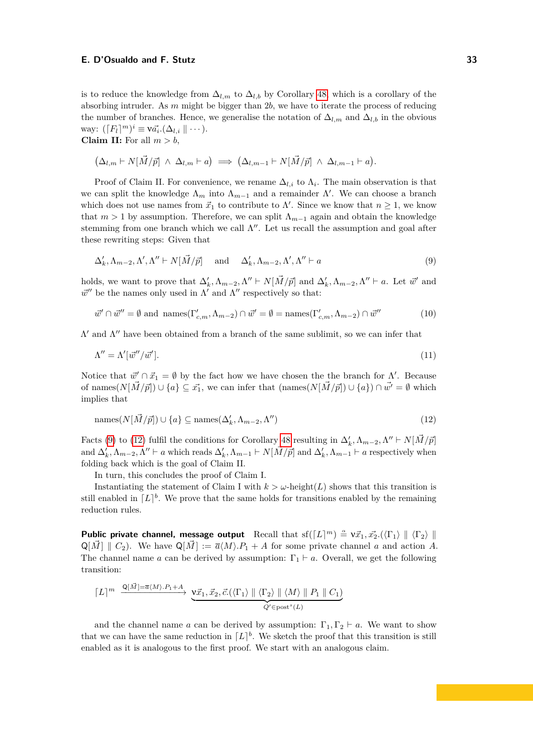is to reduce the knowledge from $\Delta_{l,m}$ to $\Delta_{l,b}$ by Corollary 48, which is a corollary of the absorbing intruder. As $m$ might be bigger than $2b$, we have to iterate the process of reducing the number of branches. Hence, we generalise the notation of $\Delta_{l,m}$ and $\Delta_{l,b}$ in the obvious way: $(\lceil F_l \rceil^m)^i \equiv \nu\vec{a}_i.(\Delta_{l,i} \parallel \cdots)$.

**Claim II:** For all $m > b$,

$$\big(\Delta_{l,m} \vdash N[\vec{M}/\vec{p}] \;\wedge\; \Delta_{l,m} \vdash a\big) \implies \big(\Delta_{l,m-1} \vdash N[\vec{M}/\vec{p}] \;\wedge\; \Delta_{l,m-1} \vdash a\big).$$

Proof of Claim II. For convenience, we rename $\Delta_{l,i}$ to $\Lambda_i$. The main observation is that we can split the knowledge $\Lambda_m$ into $\Lambda_{m-1}$ and a remainder $\Lambda'$. We can choose a branch which does not use names from $\vec{x}_1$ to contribute to $\Lambda'$. Since we know that $n \geq 1$, we know that $m > 1$ by assumption. Therefore, we can split $\Lambda_{m-1}$ again and obtain the knowledge stemming from one branch which we call $\Lambda''$. Let us recall the assumption and goal after these rewriting steps: Given that

$$\Delta'_k, \Lambda_{m-2}, \Lambda', \Lambda'' \vdash N[\vec{M}/\vec{p}] \quad \text{and} \quad \Delta'_k, \Lambda_{m-2}, \Lambda', \Lambda'' \vdash a \tag{9}$$

holds, we want to prove that $\Delta'_k, \Lambda_{m-2}, \Lambda'' \vdash N[\vec{M}/\vec{p}]$ and $\Delta'_k, \Lambda_{m-2}, \Lambda'' \vdash a$. Let $\vec{w}'$ and $\vec{w}''$ be the names only used in $\Lambda'$ and $\Lambda''$ respectively so that:

$$\vec{w}' \cap \vec{w}'' = \emptyset \text{ and } \operatorname{names}(\Gamma'_{c,m}, \Lambda_{m-2}) \cap \vec{w}' = \emptyset = \operatorname{names}(\Gamma'_{c,m}, \Lambda_{m-2}) \cap \vec{w}'' \tag{10}$$

$\Lambda'$ and $\Lambda''$ have been obtained from a branch of the same sublimit, so we can infer that

$$\Lambda'' = \Lambda'[\vec{w}''/\vec{w}']. \tag{11}$$

Notice that $\vec{w}' \cap \vec{x}_1 = \emptyset$ by the fact how we have chosen the the branch for $\Lambda'$. Because of $\operatorname{names}(N[\vec{M}/\vec{p}]) \cup \{a\} \subseteq \vec{x}_1$, we can infer that $(\operatorname{names}(N[\vec{M}/\vec{p}]) \cup \{a\}) \cap \vec{w}' = \emptyset$ which implies that

$$\operatorname{names}(N[\vec{M}/\vec{p}]) \cup \{a\} \subseteq \operatorname{names}(\Delta'_k, \Lambda_{m-2}, \Lambda'') \tag{12}$$

Facts (9) to (12) fulfil the conditions for Corollary 48 resulting in $\Delta'_k, \Lambda_{m-2}, \Lambda'' \vdash N[\vec{M}/\vec{p}]$ and $\Delta'_k, \Lambda_{m-2}, \Lambda'' \vdash a$ which reads $\Delta'_k, \Lambda_{m-1} \vdash N[\vec{M}/\vec{p}]$ and $\Delta'_k, \Lambda_{m-1} \vdash a$ respectively when folding back which is the goal of Claim II.

In turn, this concludes the proof of Claim I.

Instantiating the statement of Claim I with $k > \omega\text{-height}(L)$ shows that this transition is still enabled in $\lceil L \rceil^b$. We prove that the same holds for transitions enabled by the remaining reduction rules.

**Public private channel, message output** Recall that $\operatorname{sf}(\lceil L \rceil^m) \doteq \nu\vec{x}_1, \vec{x}_2.(\langle \Gamma_1 \rangle \parallel \langle \Gamma_2 \rangle \parallel \mathsf{Q}[\vec{M}] \parallel C_2)$. We have $\mathsf{Q}[\vec{M}] := \overline{a}\langle M \rangle.P_1 + A$ for some private channel $a$ and action $A$. The channel name $a$ can be derived by assumption: $\Gamma_1 \vdash a$. Overall, we get the following transition:

$$\lceil L \rceil^m \xrightarrow{\mathsf{Q}[\vec{M}] = \overline{a}\langle M \rangle.P_1 + A} \underbrace{\nu\vec{x}_1, \vec{x}_2, \vec{c}.(\langle \Gamma_1 \rangle \parallel \langle \Gamma_2 \rangle \parallel \langle M \rangle \parallel P_1 \parallel C_1)}_{Q' \in \operatorname{post}^s(L)}$$

and the channel name $a$ can be derived by assumption: $\Gamma_1, \Gamma_2 \vdash a$. We want to show that we can have the same reduction in $\lceil L \rceil^b$. We sketch the proof that this transition is still enabled as it is analogous to the first proof. We start with an analogous claim.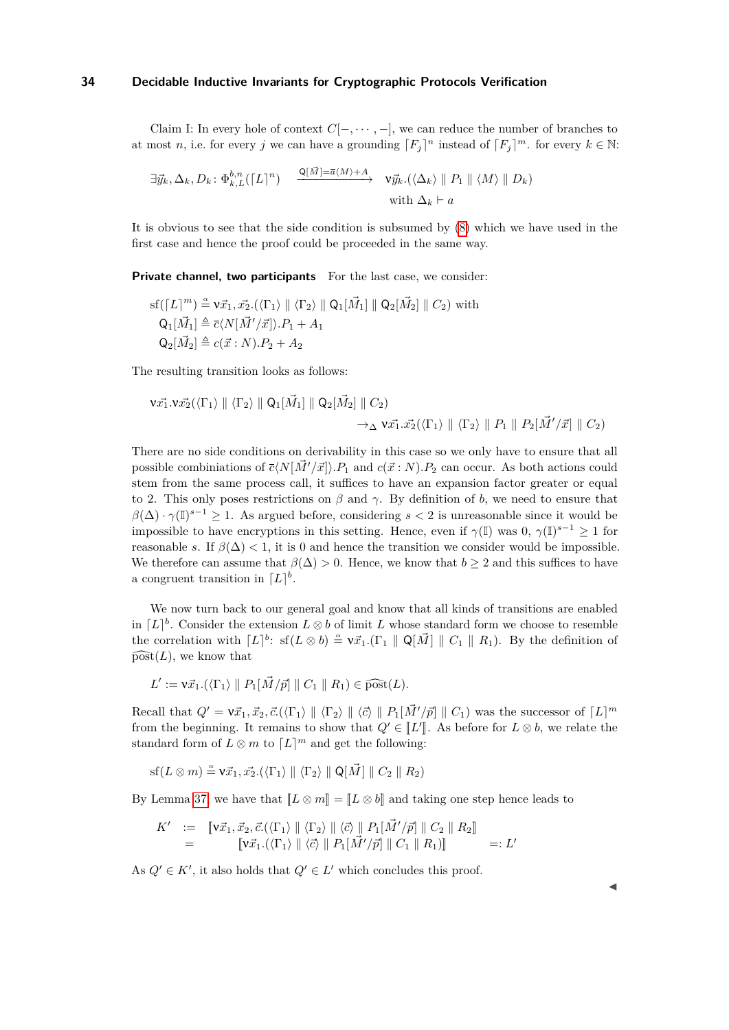Claim I: In every hole of context $C[-,\cdots,-]$, we can reduce the number of branches to at most $n$, i.e. for every $j$ we can have a grounding $\lceil F_j \rceil^n$ instead of $\lceil F_j \rceil^m$. for every $k \in \mathbb{N}$:

$$\exists \vec{y}_k, \Delta_k, D_k \colon \Phi^{b,n}_{k,L}(\lceil L \rceil^n) \quad \xrightarrow{\mathsf{Q}[\vec{M}] = \overline{a}\langle M \rangle + A} \quad \nu \vec{y}_k.(\langle \Delta_k \rangle \parallel P_1 \parallel \langle M \rangle \parallel D_k)$$

$$\text{with } \Delta_k \vdash a$$

It is obvious to see that the side condition is subsumed by (8) which we have used in the first case and hence the proof could be proceeded in the same way.

**Private channel, two participants** For the last case, we consider:

$$\begin{aligned}
&\mathrm{sf}(\lceil L \rceil^m) \overset{\alpha}{=} \nu \vec{x_1}, \vec{x_2}.(\langle \Gamma_1 \rangle \parallel \langle \Gamma_2 \rangle \parallel \mathsf{Q}_1[\vec{M}_1] \parallel \mathsf{Q}_2[\vec{M}_2] \parallel C_2) \text{ with} \\
&\quad \mathsf{Q}_1[\vec{M}_1] \triangleq \overline{c}\langle N[\vec{M}'/\vec{x}] \rangle.P_1 + A_1 \\
&\quad \mathsf{Q}_2[\vec{M}_2] \triangleq c(\vec{x} : N).P_2 + A_2
\end{aligned}$$

The resulting transition looks as follows:

$$\begin{aligned}
&\nu \vec{x_1}.\nu \vec{x_2}(\langle \Gamma_1 \rangle \parallel \langle \Gamma_2 \rangle \parallel \mathsf{Q}_1[\vec{M}_1] \parallel \mathsf{Q}_2[\vec{M}_2] \parallel C_2) \\
&\qquad\qquad\qquad \to_\Delta \nu \vec{x_1}.\vec{x_2}(\langle \Gamma_1 \rangle \parallel \langle \Gamma_2 \rangle \parallel P_1 \parallel P_2[\vec{M}'/\vec{x}] \parallel C_2)
\end{aligned}$$

There are no side conditions on derivability in this case so we only have to ensure that all possible combiniations of $\overline{c}\langle N[\vec{M}'/\vec{x}] \rangle.P_1$ and $c(\vec{x} : N).P_2$ can occur. As both actions could stem from the same process call, it suffices to have an expansion factor greater or equal to 2. This only poses restrictions on $\beta$ and $\gamma$. By definition of $b$, we need to ensure that $\beta(\Delta) \cdot \gamma(\mathbb{I})^{s-1} \geq 1$. As argued before, considering $s < 2$ is unreasonable since it would be impossible to have encryptions in this setting. Hence, even if $\gamma(\mathbb{I})$ was 0, $\gamma(\mathbb{I})^{s-1} \geq 1$ for reasonable $s$. If $\beta(\Delta) < 1$, it is 0 and hence the transition we consider would be impossible. We therefore can assume that $\beta(\Delta) > 0$. Hence, we know that $b \geq 2$ and this suffices to have a congruent transition in $\lceil L \rceil^b$.

We now turn back to our general goal and know that all kinds of transitions are enabled in $\lceil L \rceil^b$. Consider the extension $L \otimes b$ of limit $L$ whose standard form we choose to resemble the correlation with $\lceil L \rceil^b$: $\mathrm{sf}(L \otimes b) \overset{\alpha}{=} \nu \vec{x}_1.(\Gamma_1 \parallel \mathsf{Q}[\vec{M}] \parallel C_1 \parallel R_1)$. By the definition of $\widehat{\mathrm{post}}(L)$, we know that

$$L' := \nu \vec{x}_1.(\langle \Gamma_1 \rangle \parallel P_1[\vec{M}/\vec{p}] \parallel C_1 \parallel R_1) \in \widehat{\mathrm{post}}(L).$$

Recall that $Q' = \nu \vec{x}_1, \vec{x}_2, \vec{c}.(\langle \Gamma_1 \rangle \parallel \langle \Gamma_2 \rangle \parallel \langle \vec{c} \rangle \parallel P_1[\vec{M}'/\vec{p}] \parallel C_1)$ was the successor of $\lceil L \rceil^m$ from the beginning. It remains to show that $Q' \in \llbracket L' \rrbracket$. As before for $L \otimes b$, we relate the standard form of $L \otimes m$ to $\lceil L \rceil^m$ and get the following:

$$\mathrm{sf}(L \otimes m) \overset{\alpha}{=} \nu \vec{x}_1, \vec{x}_2.(\langle \Gamma_1 \rangle \parallel \langle \Gamma_2 \rangle \parallel \mathsf{Q}[\vec{M}] \parallel C_2 \parallel R_2)$$

By Lemma 37 we have that $\llbracket L \otimes m \rrbracket = \llbracket L \otimes b \rrbracket$ and taking one step hence leads to

$$\begin{aligned}
K' &:= \llbracket \nu \vec{x}_1, \vec{x}_2, \vec{c}.(\langle \Gamma_1 \rangle \parallel \langle \Gamma_2 \rangle \parallel \langle \vec{c} \rangle \parallel P_1[\vec{M}'/\vec{p}] \parallel C_2 \parallel R_2 \rrbracket \\
&= \llbracket \nu \vec{x}_1.(\langle \Gamma_1 \rangle \parallel \langle \vec{c} \rangle \parallel P_1[\vec{M}'/\vec{p}] \parallel C_1 \parallel R_1) \rrbracket \qquad =: L'
\end{aligned}$$

As $Q' \in K'$, it also holds that $Q' \in L'$ which concludes this proof.

◀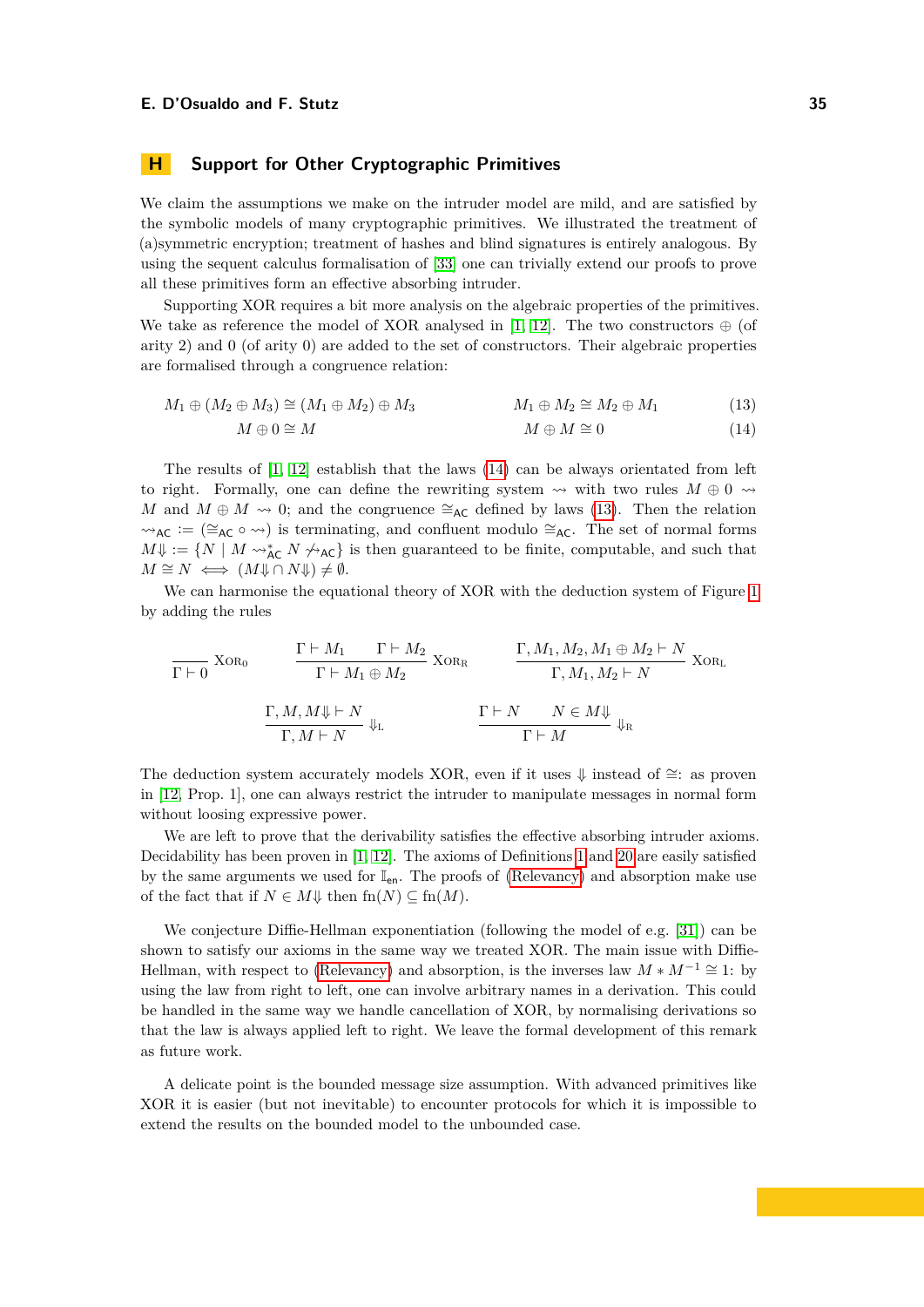## H Support for Other Cryptographic Primitives

We claim the assumptions we make on the intruder model are mild, and are satisfied by the symbolic models of many cryptographic primitives. We illustrated the treatment of (a)symmetric encryption; treatment of hashes and blind signatures is entirely analogous. By using the sequent calculus formalisation of [33] one can trivially extend our proofs to prove all these primitives form an effective absorbing intruder.

Supporting XOR requires a bit more analysis on the algebraic properties of the primitives. We take as reference the model of XOR analysed in [1, 12]. The two constructors $\oplus$ (of arity 2) and 0 (of arity 0) are added to the set of constructors. Their algebraic properties are formalised through a congruence relation:

$$M_1 \oplus (M_2 \oplus M_3) \cong (M_1 \oplus M_2) \oplus M_3 \qquad M_1 \oplus M_2 \cong M_2 \oplus M_1 \tag{13}$$

$$M \oplus 0 \cong M \qquad M \oplus M \cong 0 \tag{14}$$

The results of [1, 12] establish that the laws (14) can be always orientated from left to right. Formally, one can define the rewriting system $\rightsquigarrow$ with two rules $M \oplus 0 \rightsquigarrow M$ and $M \oplus M \rightsquigarrow 0$; and the congruence $\cong_{\mathsf{AC}}$ defined by laws (13). Then the relation $\rightsquigarrow_{\mathsf{AC}} := (\cong_{\mathsf{AC}} \circ \rightsquigarrow)$ is terminating, and confluent modulo $\cong_{\mathsf{AC}}$. The set of normal forms $M\Downarrow := \{N \mid M \rightsquigarrow^{*}_{\mathsf{AC}} N \not\rightsquigarrow_{\mathsf{AC}}\}$ is then guaranteed to be finite, computable, and such that $M \cong N \iff (M\Downarrow \cap N\Downarrow) \neq \emptyset$.

We can harmonise the equational theory of XOR with the deduction system of Figure 1 by adding the rules

$$\frac{}{\Gamma \vdash 0}\,\textsc{Xor}_0 \qquad \frac{\Gamma \vdash M_1 \quad \Gamma \vdash M_2}{\Gamma \vdash M_1 \oplus M_2}\,\textsc{Xor}_\mathrm{R} \qquad \frac{\Gamma, M_1, M_2, M_1 \oplus M_2 \vdash N}{\Gamma, M_1, M_2 \vdash N}\,\textsc{Xor}_\mathrm{L}$$

$$\frac{\Gamma, M, M\Downarrow \vdash N}{\Gamma, M \vdash N}\,\Downarrow_\mathrm{L} \qquad \frac{\Gamma \vdash N \quad N \in M\Downarrow}{\Gamma \vdash M}\,\Downarrow_\mathrm{R}$$

The deduction system accurately models XOR, even if it uses $\Downarrow$ instead of $\cong$: as proven in [12, Prop. 1], one can always restrict the intruder to manipulate messages in normal form without loosing expressive power.

We are left to prove that the derivability satisfies the effective absorbing intruder axioms. Decidability has been proven in [1, 12]. The axioms of Definitions 1 and 20 are easily satisfied by the same arguments we used for $\mathbb{I}_{\mathsf{en}}$. The proofs of (Relevancy) and absorption make use of the fact that if $N \in M\Downarrow$ then $\mathrm{fn}(N) \subseteq \mathrm{fn}(M)$.

We conjecture Diffie-Hellman exponentiation (following the model of e.g. [31]) can be shown to satisfy our axioms in the same way we treated XOR. The main issue with Diffie-Hellman, with respect to (Relevancy) and absorption, is the inverses law $M * M^{-1} \cong 1$: by using the law from right to left, one can involve arbitrary names in a derivation. This could be handled in the same way we handle cancellation of XOR, by normalising derivations so that the law is always applied left to right. We leave the formal development of this remark as future work.

A delicate point is the bounded message size assumption. With advanced primitives like XOR it is easier (but not inevitable) to encounter protocols for which it is impossible to extend the results on the bounded model to the unbounded case.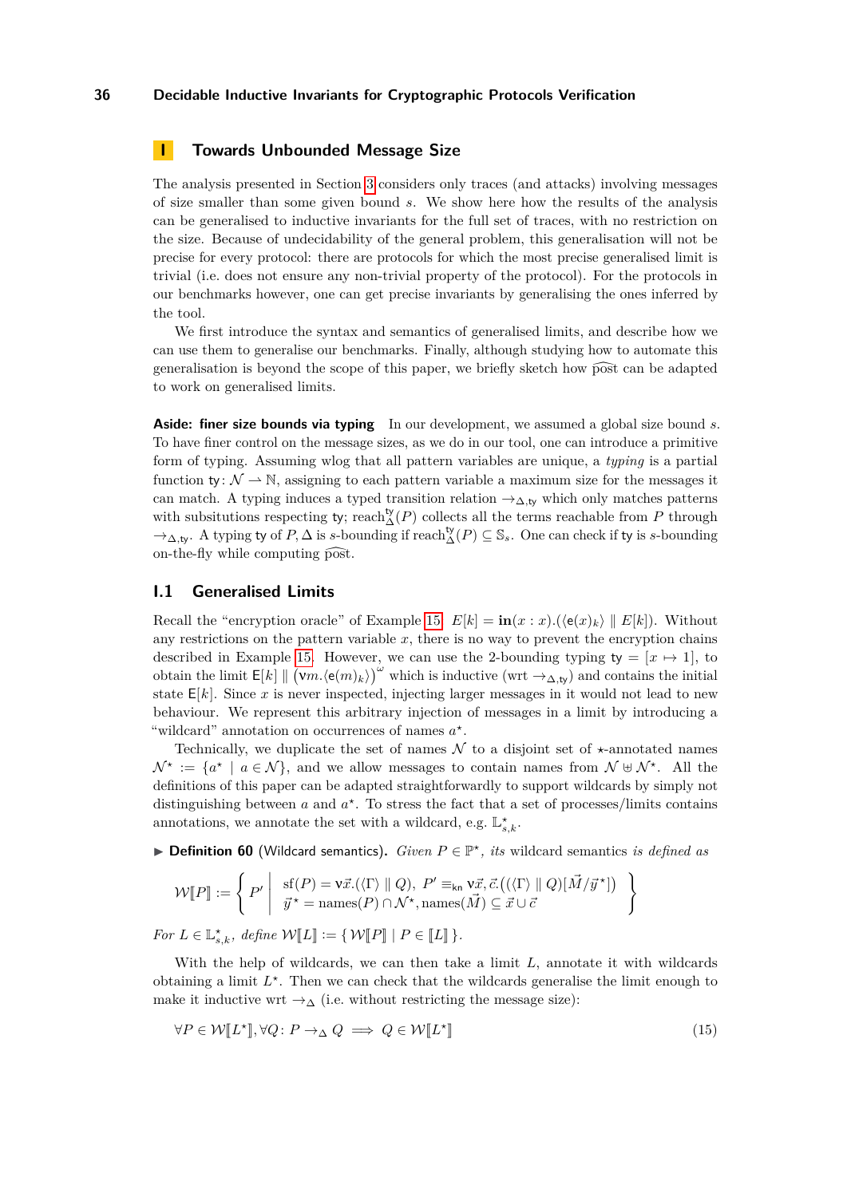# I Towards Unbounded Message Size

The analysis presented in Section 3 considers only traces (and attacks) involving messages of size smaller than some given bound $s$. We show here how the results of the analysis can be generalised to inductive invariants for the full set of traces, with no restriction on the size. Because of undecidability of the general problem, this generalisation will not be precise for every protocol: there are protocols for which the most precise generalised limit is trivial (i.e. does not ensure any non-trivial property of the protocol). For the protocols in our benchmarks however, one can get precise invariants by generalising the ones inferred by the tool.

We first introduce the syntax and semantics of generalised limits, and describe how we can use them to generalise our benchmarks. Finally, although studying how to automate this generalisation is beyond the scope of this paper, we briefly sketch how $\widehat{\text{post}}$ can be adapted to work on generalised limits.

**Aside: finer size bounds via typing** In our development, we assumed a global size bound $s$. To have finer control on the message sizes, as we do in our tool, one can introduce a primitive form of typing. Assuming wlog that all pattern variables are unique, a *typing* is a partial function $\mathsf{ty}\colon \mathcal{N} \rightharpoonup \mathbb{N}$, assigning to each pattern variable a maximum size for the messages it can match. A typing induces a typed transition relation $\to_{\Delta,\mathsf{ty}}$ which only matches patterns with subsitutions respecting $\mathsf{ty}$; $\text{reach}^{\mathsf{ty}}_{\Delta}(P)$ collects all the terms reachable from $P$ through $\to_{\Delta,\mathsf{ty}}$. A typing $\mathsf{ty}$ of $P, \Delta$ is $s$-bounding if $\text{reach}^{\mathsf{ty}}_{\Delta}(P) \subseteq \mathbb{S}_s$. One can check if $\mathsf{ty}$ is $s$-bounding on-the-fly while computing $\widehat{\text{post}}$.

## I.1 Generalised Limits

Recall the "encryption oracle" of Example 15, $E[k] = \mathbf{in}(x : x).(\langle \mathsf{e}(x)_k \rangle \parallel E[k])$. Without any restrictions on the pattern variable $x$, there is no way to prevent the encryption chains described in Example 15. However, we can use the 2-bounding typing $\mathsf{ty} = [x \mapsto 1]$, to obtain the limit $\mathsf{E}[k] \parallel \big(\mathsf{v}m.\langle \mathsf{e}(m)_k \rangle\big)^{\omega}$ which is inductive (wrt $\to_{\Delta,\mathsf{ty}}$) and contains the initial state $\mathsf{E}[k]$. Since $x$ is never inspected, injecting larger messages in it would not lead to new behaviour. We represent this arbitrary injection of messages in a limit by introducing a "wildcard" annotation on occurrences of names $a^{\star}$.

Technically, we duplicate the set of names $\mathcal{N}$ to a disjoint set of $\star$-annotated names $\mathcal{N}^{\star} := \{a^{\star} \mid a \in \mathcal{N}\}$, and we allow messages to contain names from $\mathcal{N} \uplus \mathcal{N}^{\star}$. All the definitions of this paper can be adapted straightforwardly to support wildcards by simply not distinguishing between $a$ and $a^{\star}$. To stress the fact that a set of processes/limits contains annotations, we annotate the set with a wildcard, e.g. $\mathbb{L}^{\star}_{s,k}$.

▶ **Definition 60** (Wildcard semantics)**.** *Given $P \in \mathbb{P}^{\star}$, its* wildcard semantics *is defined as*

$$\mathcal{W}[\![P]\!] := \left\{ P' \;\middle|\; \begin{array}{l} \text{sf}(P) = \mathsf{v}\vec{x}.(\langle \Gamma \rangle \parallel Q),\ P' \equiv_{\mathsf{kn}} \mathsf{v}\vec{x}, \vec{c}.((\langle \Gamma \rangle \parallel Q)[\vec{M}/\vec{y}^{\star}]) \\ \vec{y}^{\star} = \text{names}(P) \cap \mathcal{N}^{\star}, \text{names}(\vec{M}) \subseteq \vec{x} \cup \vec{c} \end{array} \right\}$$

*For $L \in \mathbb{L}^{\star}_{s,k}$, define $\mathcal{W}[\![L]\!] := \{\, \mathcal{W}[\![P]\!] \mid P \in [\![L]\!] \,\}$.*

With the help of wildcards, we can then take a limit $L$, annotate it with wildcards obtaining a limit $L^{\star}$. Then we can check that the wildcards generalise the limit enough to make it inductive wrt $\to_{\Delta}$ (i.e. without restricting the message size):

$$\forall P \in \mathcal{W}[\![L^{\star}]\!], \forall Q\colon P \to_{\Delta} Q \implies Q \in \mathcal{W}[\![L^{\star}]\!] \tag{15}$$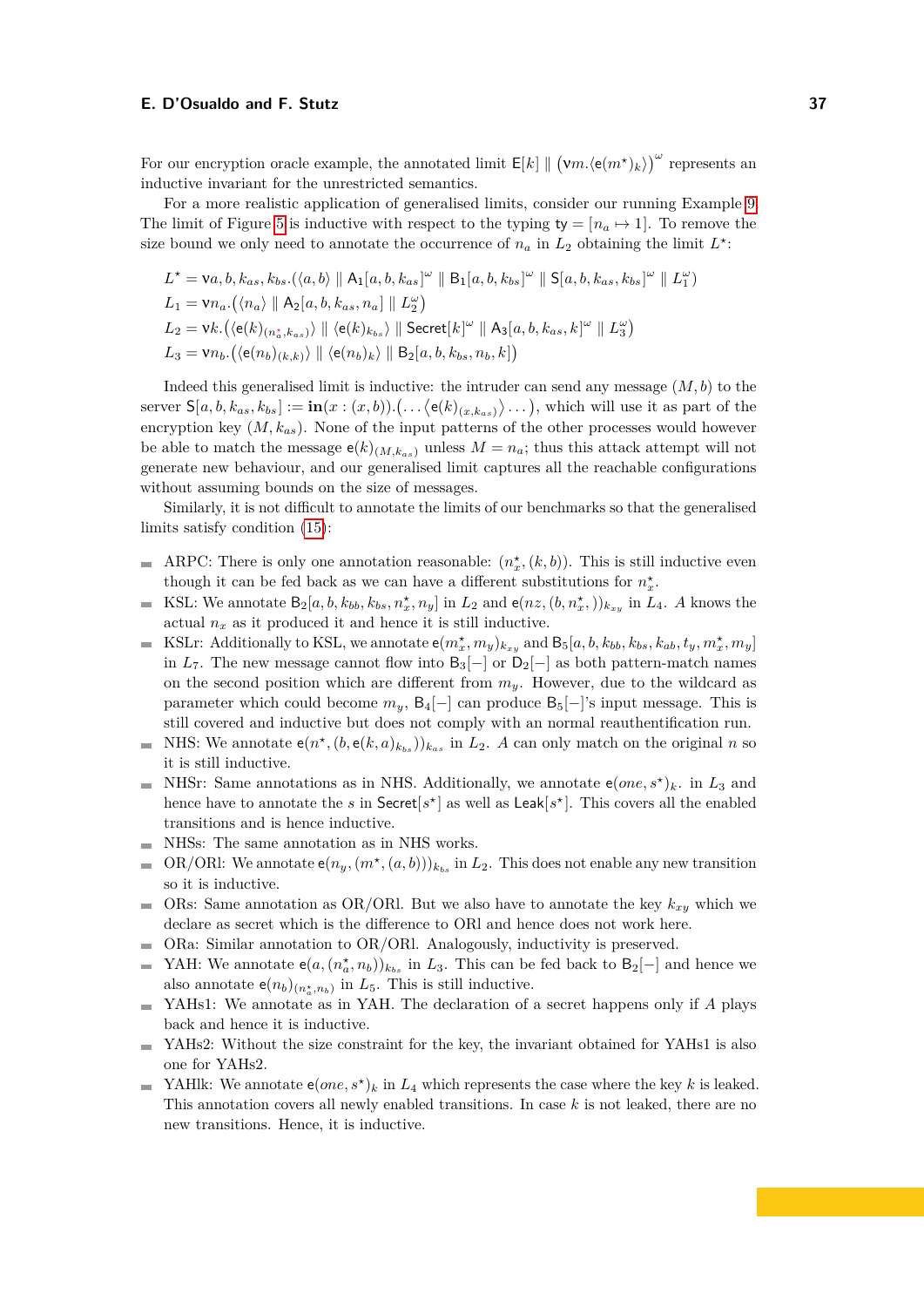For our encryption oracle example, the annotated limit $\mathsf{E}[k] \parallel \big(\nu m.\langle \mathsf{e}(m^\star)_k\rangle\big)^\omega$ represents an inductive invariant for the unrestricted semantics.

For a more realistic application of generalised limits, consider our running Example 9. The limit of Figure 5 is inductive with respect to the typing $\mathsf{ty} = [n_a \mapsto 1]$. To remove the size bound we only need to annotate the occurrence of $n_a$ in $L_2$ obtaining the limit $L^\star$:

$$
\begin{aligned}
L^\star &= \nu a, b, k_{as}, k_{bs}.\big(\langle a, b\rangle \parallel \mathsf{A}_1[a, b, k_{as}]^\omega \parallel \mathsf{B}_1[a, b, k_{bs}]^\omega \parallel \mathsf{S}[a, b, k_{as}, k_{bs}]^\omega \parallel L_1^\omega\big)\\
L_1 &= \nu n_a.\big(\langle n_a\rangle \parallel \mathsf{A}_2[a, b, k_{as}, n_a] \parallel L_2^\omega\big)\\
L_2 &= \nu k.\big(\langle \mathsf{e}(k)_{(n_a^\star, k_{as})}\rangle \parallel \langle \mathsf{e}(k)_{k_{bs}}\rangle \parallel \mathsf{Secret}[k]^\omega \parallel \mathsf{A}_3[a, b, k_{as}, k]^\omega \parallel L_3^\omega\big)\\
L_3 &= \nu n_b.\big(\langle \mathsf{e}(n_b)_{(k,k)}\rangle \parallel \langle \mathsf{e}(n_b)_k\rangle \parallel \mathsf{B}_2[a, b, k_{bs}, n_b, k]\big)
\end{aligned}
$$

Indeed this generalised limit is inductive: the intruder can send any message $(M, b)$ to the server $\mathsf{S}[a, b, k_{as}, k_{bs}] := \mathbf{in}(x : (x, b)).\big(\ldots\langle \mathsf{e}(k)_{(x,k_{as})}\rangle \ldots\big)$, which will use it as part of the encryption key $(M, k_{as})$. None of the input patterns of the other processes would however be able to match the message $\mathsf{e}(k)_{(M,k_{as})}$ unless $M = n_a$; thus this attack attempt will not generate new behaviour, and our generalised limit captures all the reachable configurations without assuming bounds on the size of messages.

Similarly, it is not difficult to annotate the limits of our benchmarks so that the generalised limits satisfy condition (15):

- ARPC: There is only one annotation reasonable: $(n_x^\star, (k, b))$. This is still inductive even though it can be fed back as we can have a different substitutions for $n_x^\star$.
- KSL: We annotate $\mathsf{B}_2[a, b, k_{bb}, k_{bs}, n_x^\star, n_y]$ in $L_2$ and $\mathsf{e}(nz, (b, n_x^\star, ))_{k_{xy}}$ in $L_4$. $A$ knows the actual $n_x$ as it produced it and hence it is still inductive.
- KSLr: Additionally to KSL, we annotate $\mathsf{e}(m_x^\star, m_y)_{k_{xy}}$ and $\mathsf{B}_5[a, b, k_{bb}, k_{bs}, k_{ab}, t_y, m_x^\star, m_y]$ in $L_7$. The new message cannot flow into $\mathsf{B}_3[-]$ or $\mathsf{D}_2[-]$ as both pattern-match names on the second position which are different from $m_y$. However, due to the wildcard as parameter which could become $m_y$, $\mathsf{B}_4[-]$ can produce $\mathsf{B}_5[-]$'s input message. This is still covered and inductive but does not comply with an normal reauthentification run.
- NHS: We annotate $\mathsf{e}(n^\star, (b, \mathsf{e}(k, a)_{k_{bs}}))_{k_{as}}$ in $L_2$. $A$ can only match on the original $n$ so it is still inductive.
- NHSr: Same annotations as in NHS. Additionally, we annotate $\mathsf{e}(one, s^\star)_k$. in $L_3$ and hence have to annotate the $s$ in $\mathsf{Secret}[s^\star]$ as well as $\mathsf{Leak}[s^\star]$. This covers all the enabled transitions and is hence inductive.
- NHSs: The same annotation as in NHS works.
- OR/ORl: We annotate $\mathsf{e}(n_y, (m^\star, (a, b)))_{k_{bs}}$ in $L_2$. This does not enable any new transition so it is inductive.
- ORs: Same annotation as OR/ORl. But we also have to annotate the key $k_{xy}$ which we declare as secret which is the difference to ORl and hence does not work here.
- ORa: Similar annotation to OR/ORl. Analogously, inductivity is preserved.
- YAH: We annotate $\mathsf{e}(a, (n_a^\star, n_b))_{k_{bs}}$ in $L_3$. This can be fed back to $\mathsf{B}_2[-]$ and hence we also annotate $\mathsf{e}(n_b)_{(n_a^\star, n_b)}$ in $L_5$. This is still inductive.
- YAHs1: We annotate as in YAH. The declaration of a secret happens only if $A$ plays back and hence it is inductive.
- YAHs2: Without the size constraint for the key, the invariant obtained for YAHs1 is also one for YAHs2.
- YAHlk: We annotate $\mathsf{e}(one, s^\star)_k$ in $L_4$ which represents the case where the key $k$ is leaked. This annotation covers all newly enabled transitions. In case $k$ is not leaked, there are no new transitions. Hence, it is inductive.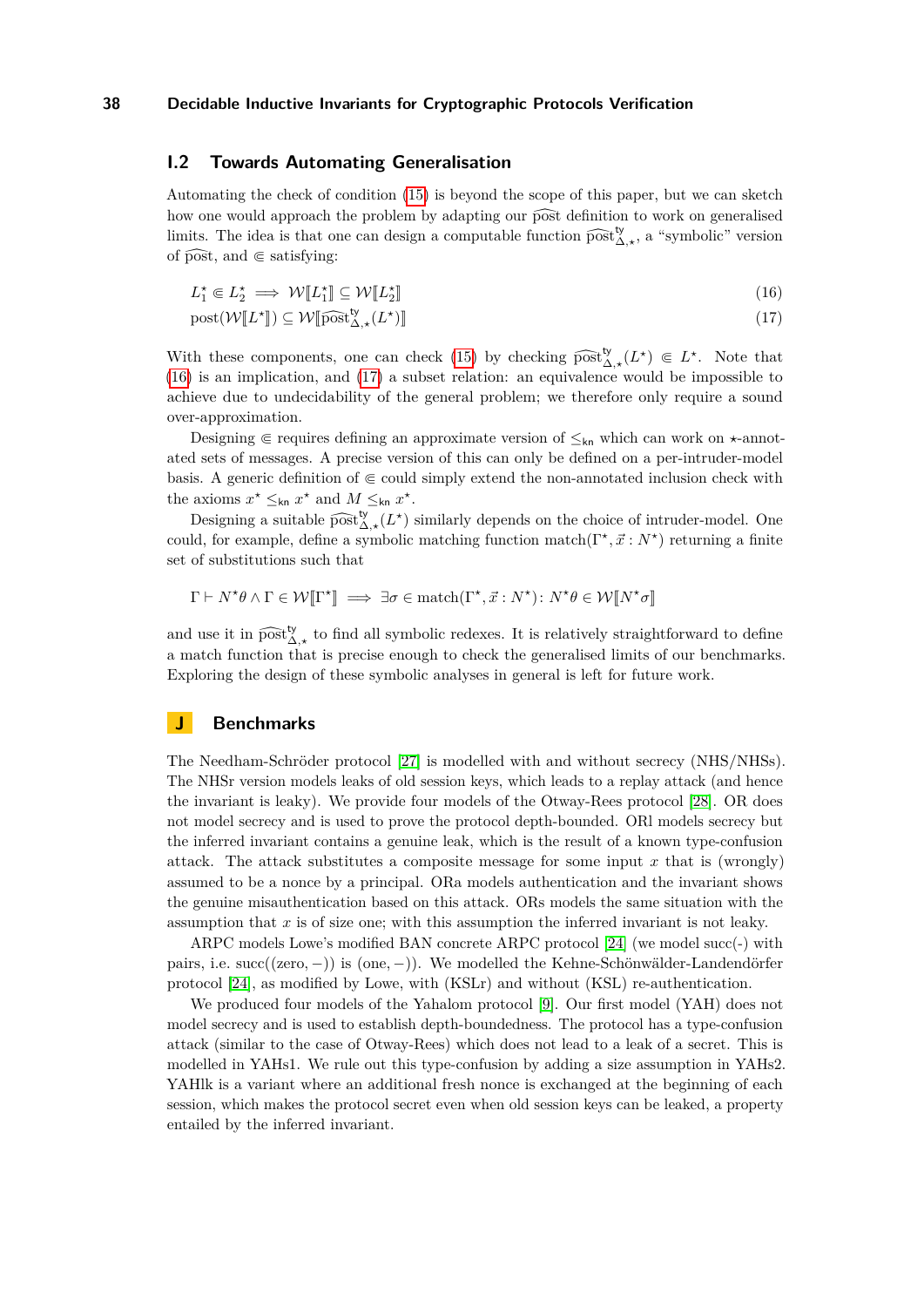## I.2 Towards Automating Generalisation

Automating the check of condition (15) is beyond the scope of this paper, but we can sketch how one would approach the problem by adapting our $\widehat{\text{post}}$ definition to work on generalised limits. The idea is that one can design a computable function $\widehat{\text{post}}^{\text{ty}}_{\Delta,\star}$, a "symbolic" version of $\widehat{\text{post}}$, and $\Subset$ satisfying:

$$L_1^\star \Subset L_2^\star \implies \mathcal{W}[\![L_1^\star]\!] \subseteq \mathcal{W}[\![L_2^\star]\!] \tag{16}$$

$$\text{post}(\mathcal{W}[\![L^\star]\!]) \subseteq \mathcal{W}[\![\widehat{\text{post}}^{\text{ty}}_{\Delta,\star}(L^\star)]\!] \tag{17}$$

With these components, one can check (15) by checking $\widehat{\text{post}}^{\text{ty}}_{\Delta,\star}(L^\star) \Subset L^\star$. Note that (16) is an implication, and (17) a subset relation: an equivalence would be impossible to achieve due to undecidability of the general problem; we therefore only require a sound over-approximation.

Designing $\Subset$ requires defining an approximate version of $\leq_{\mathsf{kn}}$ which can work on $\star$-annotated sets of messages. A precise version of this can only be defined on a per-intruder-model basis. A generic definition of $\Subset$ could simply extend the non-annotated inclusion check with the axioms $x^\star \leq_{\mathsf{kn}} x^\star$ and $M \leq_{\mathsf{kn}} x^\star$.

Designing a suitable $\widehat{\text{post}}^{\text{ty}}_{\Delta,\star}(L^\star)$ similarly depends on the choice of intruder-model. One could, for example, define a symbolic matching function $\text{match}(\Gamma^\star, \vec{x} : N^\star)$ returning a finite set of substitutions such that

$$\Gamma \vdash N^\star\theta \wedge \Gamma \in \mathcal{W}[\![\Gamma^\star]\!] \implies \exists \sigma \in \text{match}(\Gamma^\star, \vec{x} : N^\star) \colon N^\star\theta \in \mathcal{W}[\![N^\star\sigma]\!]$$

and use it in $\widehat{\text{post}}^{\text{ty}}_{\Delta,\star}$ to find all symbolic redexes. It is relatively straightforward to define a match function that is precise enough to check the generalised limits of our benchmarks. Exploring the design of these symbolic analyses in general is left for future work.

# J Benchmarks

The Needham-Schröder protocol [27] is modelled with and without secrecy (NHS/NHSs). The NHSr version models leaks of old session keys, which leads to a replay attack (and hence the invariant is leaky). We provide four models of the Otway-Rees protocol [28]. OR does not model secrecy and is used to prove the protocol depth-bounded. ORl models secrecy but the inferred invariant contains a genuine leak, which is the result of a known type-confusion attack. The attack substitutes a composite message for some input $x$ that is (wrongly) assumed to be a nonce by a principal. ORa models authentication and the invariant shows the genuine misauthentication based on this attack. ORs models the same situation with the assumption that $x$ is of size one; with this assumption the inferred invariant is not leaky.

ARPC models Lowe's modified BAN concrete ARPC protocol [24] (we model succ(-) with pairs, i.e. succ((zero, −)) is (one, −)). We modelled the Kehne-Schönwälder-Landendörfer protocol [24], as modified by Lowe, with (KSLr) and without (KSL) re-authentication.

We produced four models of the Yahalom protocol [9]. Our first model (YAH) does not model secrecy and is used to establish depth-boundedness. The protocol has a type-confusion attack (similar to the case of Otway-Rees) which does not lead to a leak of a secret. This is modelled in YAHs1. We rule out this type-confusion by adding a size assumption in YAHs2. YAHlk is a variant where an additional fresh nonce is exchanged at the beginning of each session, which makes the protocol secret even when old session keys can be leaked, a property entailed by the inferred invariant.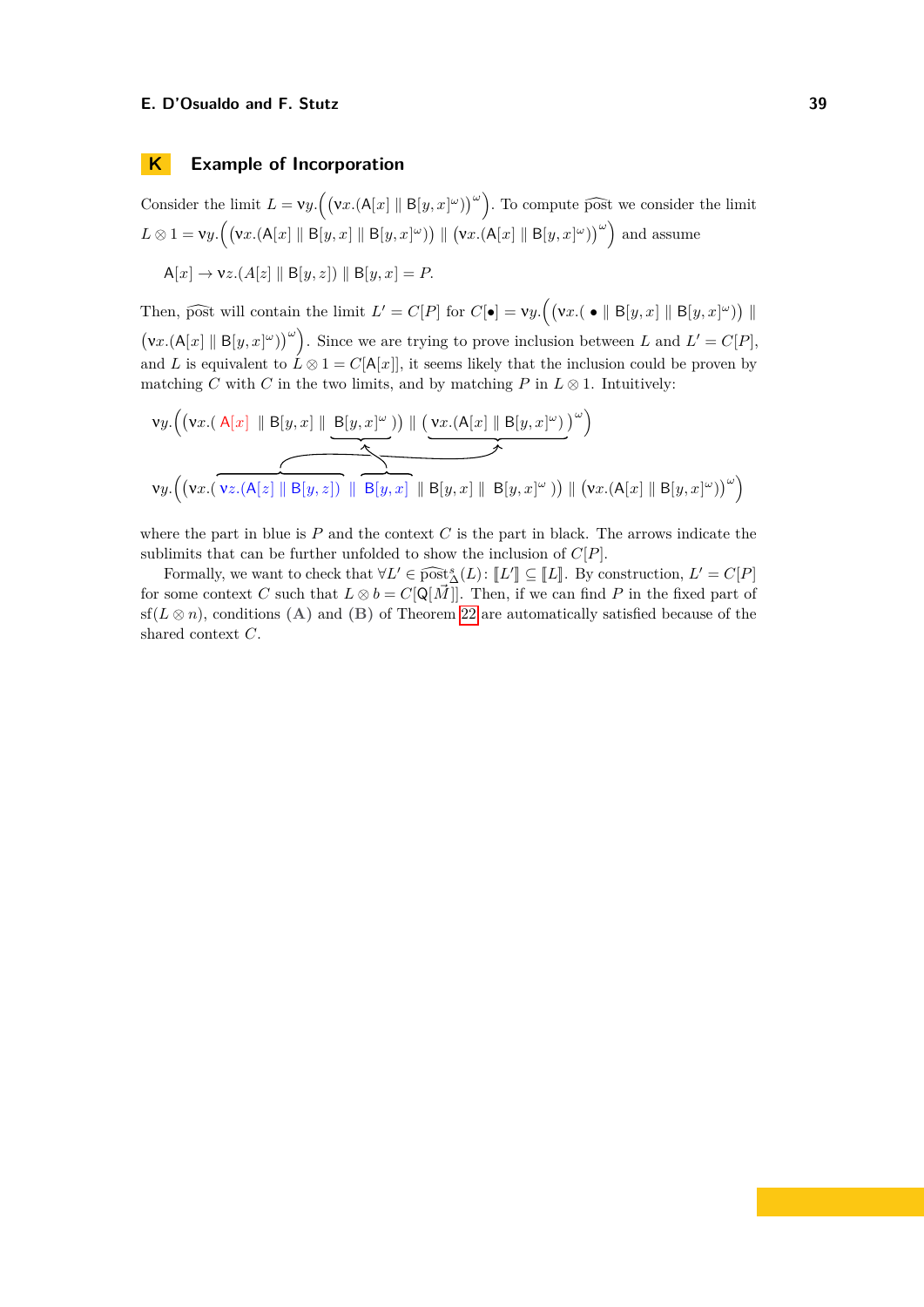## K Example of Incorporation

Consider the limit $L = \nu y.\Big(\big(\nu x.(\mathsf{A}[x] \parallel \mathsf{B}[y,x]^\omega)\big)^\omega\Big)$. To compute $\widehat{\mathrm{post}}$ we consider the limit $L \otimes 1 = \nu y.\Big(\big(\nu x.(\mathsf{A}[x] \parallel \mathsf{B}[y,x] \parallel \mathsf{B}[y,x]^\omega)\big) \parallel \big(\nu x.(\mathsf{A}[x] \parallel \mathsf{B}[y,x]^\omega)\big)^\omega\Big)$ and assume

$$\mathsf{A}[x] \to \nu z.(A[z] \parallel \mathsf{B}[y,z]) \parallel \mathsf{B}[y,x] = P.$$

Then, $\widehat{\mathrm{post}}$ will contain the limit $L' = C[P]$ for $C[\bullet] = \nu y.\Big(\big(\nu x.(\,\bullet \parallel \mathsf{B}[y,x] \parallel \mathsf{B}[y,x]^\omega)\big) \parallel \big(\nu x.(\mathsf{A}[x] \parallel \mathsf{B}[y,x]^\omega)\big)^\omega\Big)$. Since we are trying to prove inclusion between $L$ and $L' = C[P]$, and $L$ is equivalent to $L \otimes 1 = C[\mathsf{A}[x]]$, it seems likely that the inclusion could be proven by matching $C$ with $C$ in the two limits, and by matching $P$ in $L \otimes 1$. Intuitively:

$$\nu y.\Big(\big(\nu x.(\,\mathsf{A}[x] \parallel \mathsf{B}[y,x] \parallel \underbrace{\mathsf{B}[y,x]^\omega}\,)\big) \parallel \big(\underbrace{\nu x.(\mathsf{A}[x] \parallel \mathsf{B}[y,x]^\omega)}\big)^\omega\Big)$$

$$\nu y.\Big(\big(\nu x.(\,\overbrace{\nu z.(\mathsf{A}[z] \parallel \mathsf{B}[y,z])} \parallel \overbrace{\mathsf{B}[y,x]} \parallel \mathsf{B}[y,x] \parallel \mathsf{B}[y,x]^\omega\,)\big) \parallel \big(\nu x.(\mathsf{A}[x] \parallel \mathsf{B}[y,x]^\omega)\big)^\omega\Big)$$

where the part in blue is $P$ and the context $C$ is the part in black. The arrows indicate the sublimits that can be further unfolded to show the inclusion of $C[P]$.

Formally, we want to check that $\forall L' \in \widehat{\mathrm{post}}^s_\Delta(L) \colon [\![L']\!] \subseteq [\![L]\!]$. By construction, $L' = C[P]$ for some context $C$ such that $L \otimes b = C[\mathsf{Q}[\vec{M}]]$. Then, if we can find $P$ in the fixed part of $\mathrm{sf}(L \otimes n)$, conditions (**A**) and (**B**) of Theorem 22 are automatically satisfied because of the shared context $C$.